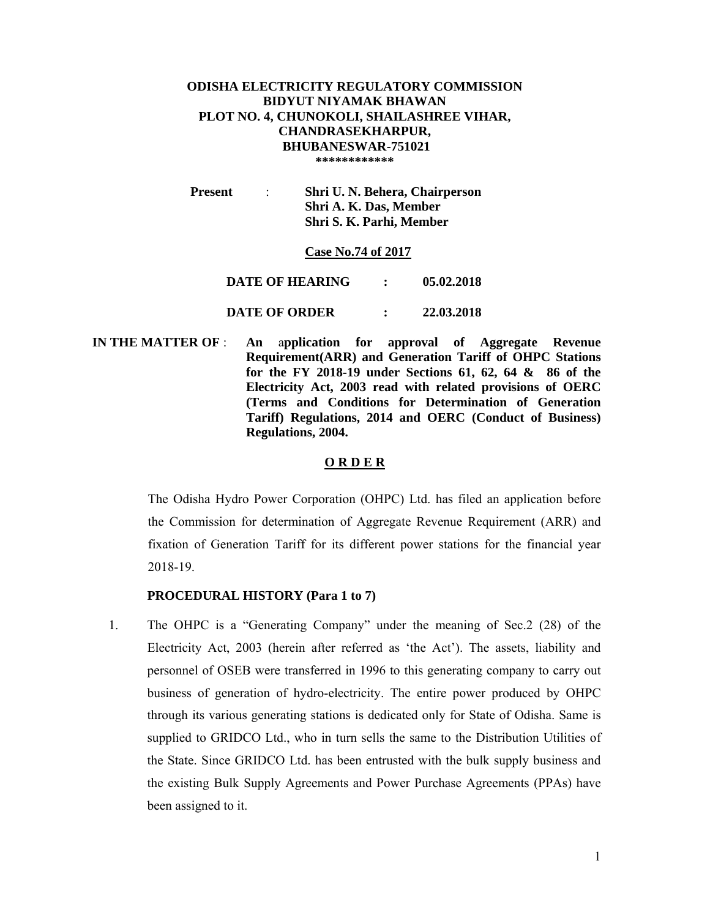**ODISHA ELECTRICITY REGULATORY COMMISSION**
**BIDYUT NIYAMAK BHAWAN**
**PLOT NO. 4, CHUNOKOLI, SHAILASHREE VIHAR,**
**CHANDRASEKHARPUR,**
**BHUBANESWAR-751021**
**\*\*\*\*\*\*\*\*\*\*\*\***

**Present** : **Shri U. N. Behera, Chairperson**
**Shri A. K. Das, Member**
**Shri S. K. Parhi, Member**

**Case No.74 of 2017**

**DATE OF HEARING : 05.02.2018**

**DATE OF ORDER : 22.03.2018**

**IN THE MATTER OF** : **An application for approval of Aggregate Revenue Requirement(ARR) and Generation Tariff of OHPC Stations for the FY 2018-19 under Sections 61, 62, 64 & 86 of the Electricity Act, 2003 read with related provisions of OERC (Terms and Conditions for Determination of Generation Tariff) Regulations, 2014 and OERC (Conduct of Business) Regulations, 2004.**

## O R D E R

The Odisha Hydro Power Corporation (OHPC) Ltd. has filed an application before the Commission for determination of Aggregate Revenue Requirement (ARR) and fixation of Generation Tariff for its different power stations for the financial year 2018-19.

### PROCEDURAL HISTORY (Para 1 to 7)

1. The OHPC is a "Generating Company" under the meaning of Sec.2 (28) of the Electricity Act, 2003 (herein after referred as 'the Act'). The assets, liability and personnel of OSEB were transferred in 1996 to this generating company to carry out business of generation of hydro-electricity. The entire power produced by OHPC through its various generating stations is dedicated only for State of Odisha. Same is supplied to GRIDCO Ltd., who in turn sells the same to the Distribution Utilities of the State. Since GRIDCO Ltd. has been entrusted with the bulk supply business and the existing Bulk Supply Agreements and Power Purchase Agreements (PPAs) have been assigned to it.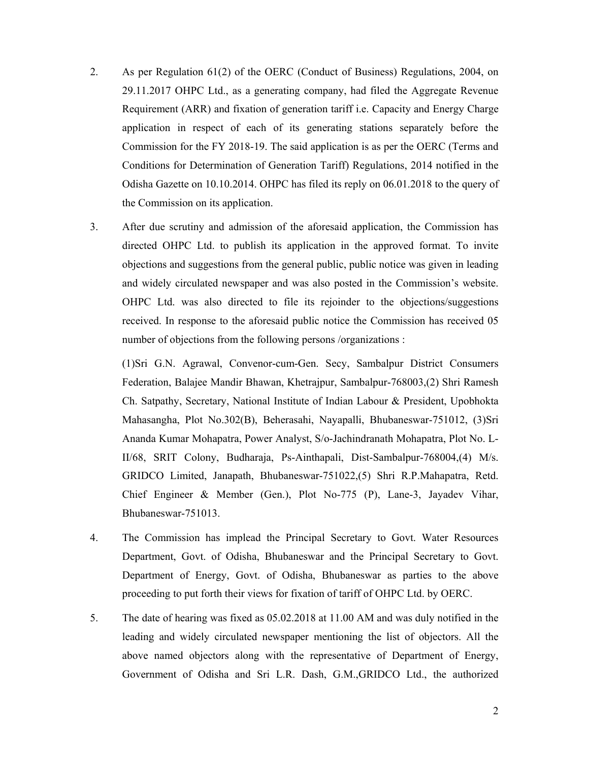2. As per Regulation 61(2) of the OERC (Conduct of Business) Regulations, 2004, on 29.11.2017 OHPC Ltd., as a generating company, had filed the Aggregate Revenue Requirement (ARR) and fixation of generation tariff i.e. Capacity and Energy Charge application in respect of each of its generating stations separately before the Commission for the FY 2018-19. The said application is as per the OERC (Terms and Conditions for Determination of Generation Tariff) Regulations, 2014 notified in the Odisha Gazette on 10.10.2014. OHPC has filed its reply on 06.01.2018 to the query of the Commission on its application.

3. After due scrutiny and admission of the aforesaid application, the Commission has directed OHPC Ltd. to publish its application in the approved format. To invite objections and suggestions from the general public, public notice was given in leading and widely circulated newspaper and was also posted in the Commission's website. OHPC Ltd. was also directed to file its rejoinder to the objections/suggestions received. In response to the aforesaid public notice the Commission has received 05 number of objections from the following persons /organizations :

   (1)Sri G.N. Agrawal, Convenor-cum-Gen. Secy, Sambalpur District Consumers Federation, Balajee Mandir Bhawan, Khetrajpur, Sambalpur-768003,(2) Shri Ramesh Ch. Satpathy, Secretary, National Institute of Indian Labour & President, Upobhokta Mahasangha, Plot No.302(B), Beherasahi, Nayapalli, Bhubaneswar-751012, (3)Sri Ananda Kumar Mohapatra, Power Analyst, S/o-Jachindranath Mohapatra, Plot No. L-II/68, SRIT Colony, Budharaja, Ps-Ainthapali, Dist-Sambalpur-768004,(4) M/s. GRIDCO Limited, Janapath, Bhubaneswar-751022,(5) Shri R.P.Mahapatra, Retd. Chief Engineer & Member (Gen.), Plot No-775 (P), Lane-3, Jayadev Vihar, Bhubaneswar-751013.

4. The Commission has implead the Principal Secretary to Govt. Water Resources Department, Govt. of Odisha, Bhubaneswar and the Principal Secretary to Govt. Department of Energy, Govt. of Odisha, Bhubaneswar as parties to the above proceeding to put forth their views for fixation of tariff of OHPC Ltd. by OERC.

5. The date of hearing was fixed as 05.02.2018 at 11.00 AM and was duly notified in the leading and widely circulated newspaper mentioning the list of objectors. All the above named objectors along with the representative of Department of Energy, Government of Odisha and Sri L.R. Dash, G.M.,GRIDCO Ltd., the authorized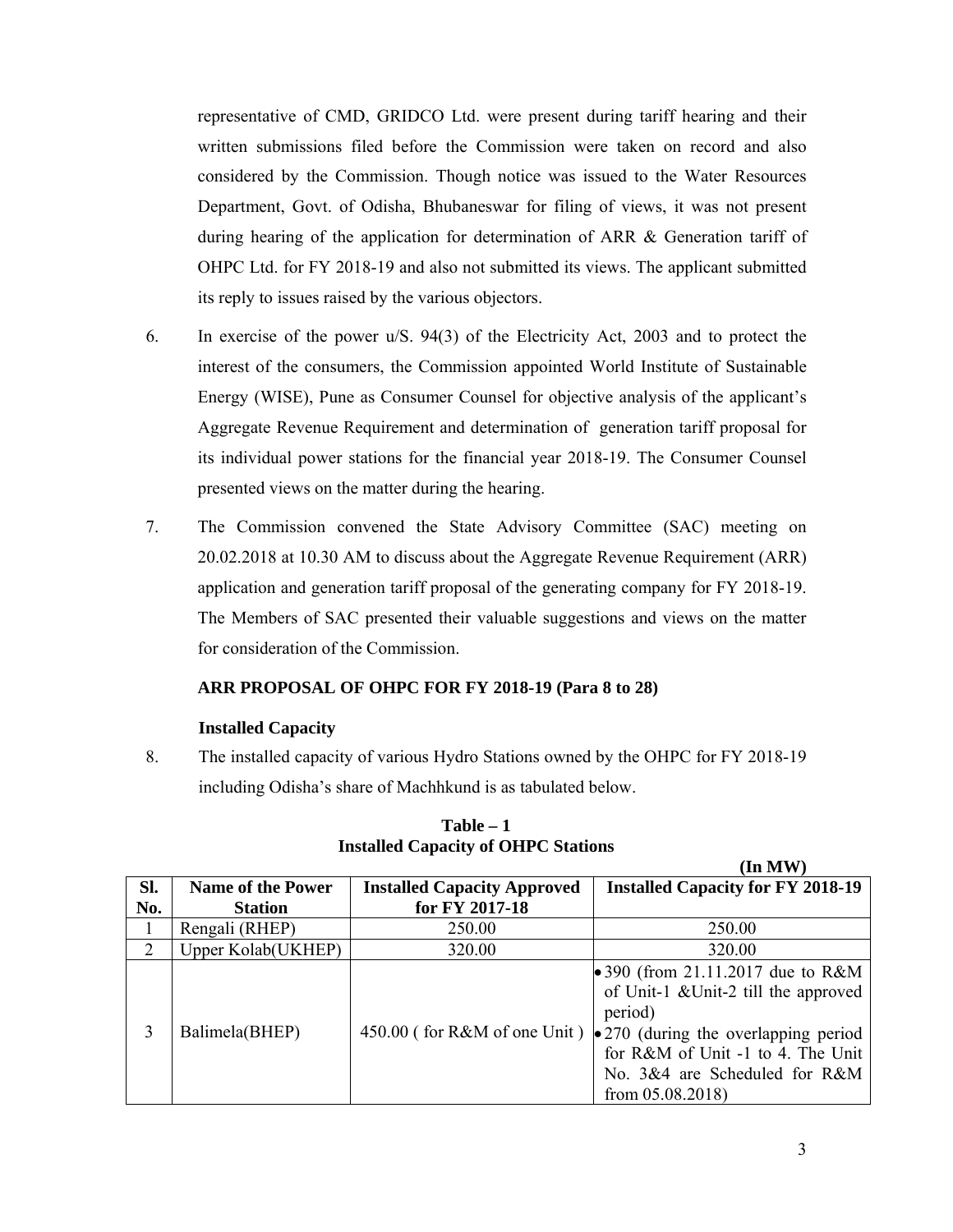representative of CMD, GRIDCO Ltd. were present during tariff hearing and their written submissions filed before the Commission were taken on record and also considered by the Commission. Though notice was issued to the Water Resources Department, Govt. of Odisha, Bhubaneswar for filing of views, it was not present during hearing of the application for determination of ARR & Generation tariff of OHPC Ltd. for FY 2018-19 and also not submitted its views. The applicant submitted its reply to issues raised by the various objectors.

6. In exercise of the power u/S. 94(3) of the Electricity Act, 2003 and to protect the interest of the consumers, the Commission appointed World Institute of Sustainable Energy (WISE), Pune as Consumer Counsel for objective analysis of the applicant's Aggregate Revenue Requirement and determination of generation tariff proposal for its individual power stations for the financial year 2018-19. The Consumer Counsel presented views on the matter during the hearing.

7. The Commission convened the State Advisory Committee (SAC) meeting on 20.02.2018 at 10.30 AM to discuss about the Aggregate Revenue Requirement (ARR) application and generation tariff proposal of the generating company for FY 2018-19. The Members of SAC presented their valuable suggestions and views on the matter for consideration of the Commission.

**ARR PROPOSAL OF OHPC FOR FY 2018-19 (Para 8 to 28)**

**Installed Capacity**

8. The installed capacity of various Hydro Stations owned by the OHPC for FY 2018-19 including Odisha's share of Machhkund is as tabulated below.

**Table – 1**
**Installed Capacity of OHPC Stations**

**(In MW)**

| Sl. No. | Name of the Power Station | Installed Capacity Approved for FY 2017-18 | Installed Capacity for FY 2018-19 |
|---|---|---|---|
| 1 | Rengali (RHEP) | 250.00 | 250.00 |
| 2 | Upper Kolab(UKHEP) | 320.00 | 320.00 |
| 3 | Balimela(BHEP) | 450.00 ( for R&M of one Unit ) | • 390 (from 21.11.2017 due to R&M of Unit-1 &Unit-2 till the approved period) • 270 (during the overlapping period for R&M of Unit -1 to 4. The Unit No. 3&4 are Scheduled for R&M from 05.08.2018) |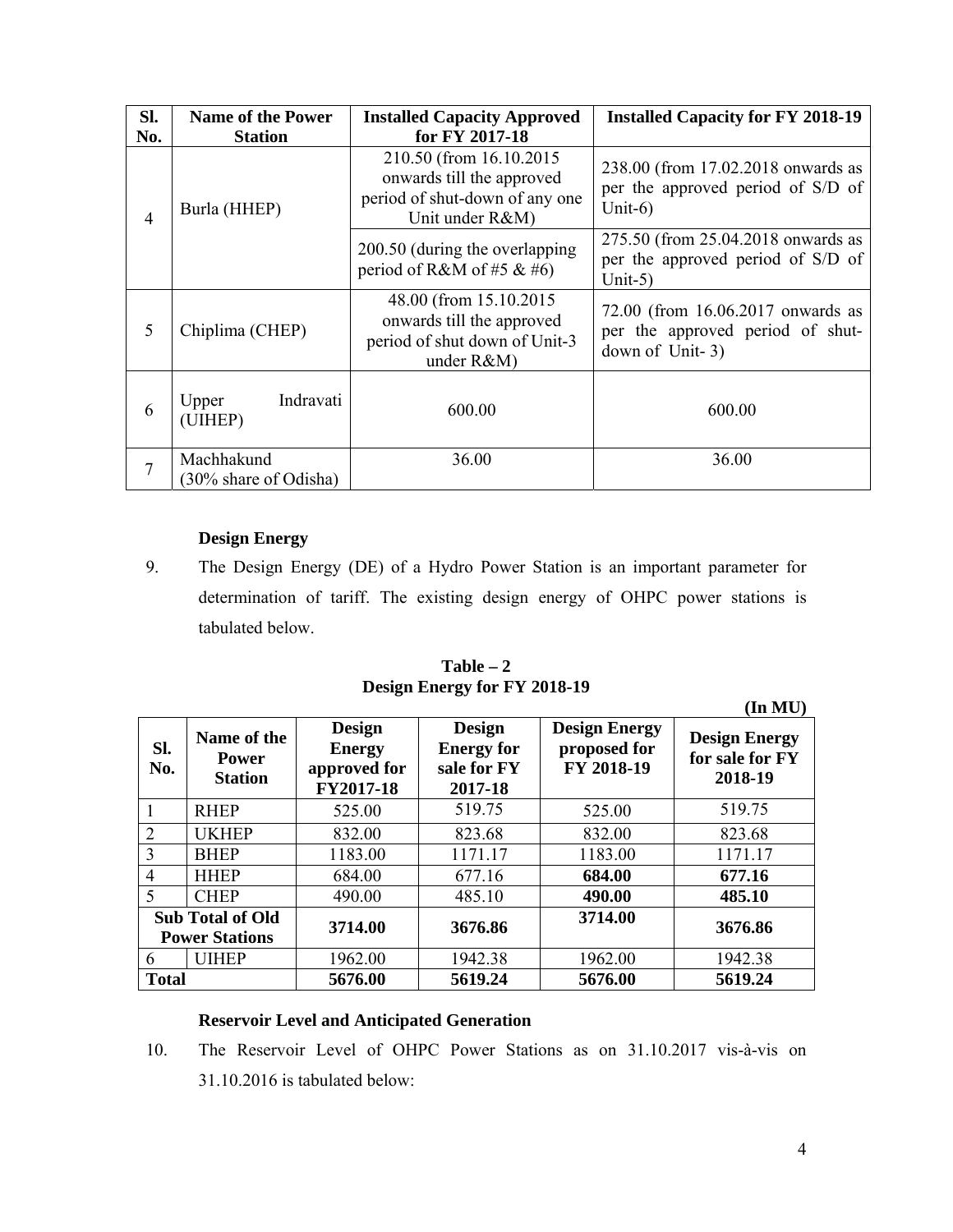| Sl. No. | Name of the Power Station | Installed Capacity Approved for FY 2017-18 | Installed Capacity for FY 2018-19 |
|---|---|---|---|
| 4 | Burla (HHEP) | 210.50 (from 16.10.2015 onwards till the approved period of shut-down of any one Unit under R&M) | 238.00 (from 17.02.2018 onwards as per the approved period of S/D of Unit-6) |
| | | 200.50 (during the overlapping period of R&M of #5 & #6) | 275.50 (from 25.04.2018 onwards as per the approved period of S/D of Unit-5) |
| 5 | Chiplima (CHEP) | 48.00 (from 15.10.2015 onwards till the approved period of shut down of Unit-3 under R&M) | 72.00 (from 16.06.2017 onwards as per the approved period of shut-down of Unit- 3) |
| 6 | Upper Indravati (UIHEP) | 600.00 | 600.00 |
| 7 | Machhakund (30% share of Odisha) | 36.00 | 36.00 |

### Design Energy

9. The Design Energy (DE) of a Hydro Power Station is an important parameter for determination of tariff. The existing design energy of OHPC power stations is tabulated below.

**Table – 2**
**Design Energy for FY 2018-19**

**(In MU)**

| Sl. No. | Name of the Power Station | Design Energy approved for FY2017-18 | Design Energy for sale for FY 2017-18 | Design Energy proposed for FY 2018-19 | Design Energy for sale for FY 2018-19 |
|---|---|---|---|---|---|
| 1 | RHEP | 525.00 | 519.75 | 525.00 | 519.75 |
| 2 | UKHEP | 832.00 | 823.68 | 832.00 | 823.68 |
| 3 | BHEP | 1183.00 | 1171.17 | 1183.00 | 1171.17 |
| 4 | HHEP | 684.00 | 677.16 | **684.00** | **677.16** |
| 5 | CHEP | 490.00 | 485.10 | **490.00** | **485.10** |
| **Sub Total of Old Power Stations** | | **3714.00** | **3676.86** | **3714.00** | **3676.86** |
| 6 | UIHEP | 1962.00 | 1942.38 | 1962.00 | 1942.38 |
| **Total** | | **5676.00** | **5619.24** | **5676.00** | **5619.24** |

### Reservoir Level and Anticipated Generation

10. The Reservoir Level of OHPC Power Stations as on 31.10.2017 vis-à-vis on 31.10.2016 is tabulated below: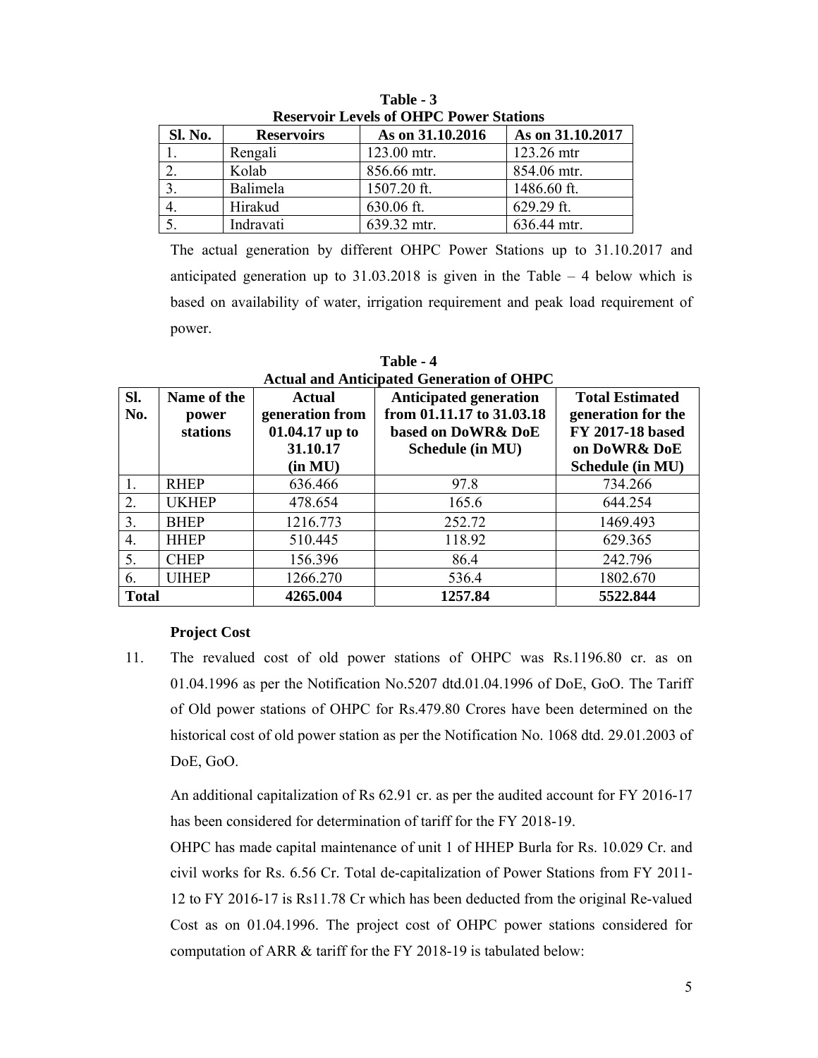**Table - 3**
**Reservoir Levels of OHPC Power Stations**

| Sl. No. | Reservoirs | As on 31.10.2016 | As on 31.10.2017 |
|---|---|---|---|
| 1. | Rengali | 123.00 mtr. | 123.26 mtr |
| 2. | Kolab | 856.66 mtr. | 854.06 mtr. |
| 3. | Balimela | 1507.20 ft. | 1486.60 ft. |
| 4. | Hirakud | 630.06 ft. | 629.29 ft. |
| 5. | Indravati | 639.32 mtr. | 636.44 mtr. |

The actual generation by different OHPC Power Stations up to 31.10.2017 and anticipated generation up to 31.03.2018 is given in the Table – 4 below which is based on availability of water, irrigation requirement and peak load requirement of power.

**Table - 4**
**Actual and Anticipated Generation of OHPC**

| Sl. No. | Name of the power stations | Actual generation from 01.04.17 up to 31.10.17 (in MU) | Anticipated generation from 01.11.17 to 31.03.18 based on DoWR& DoE Schedule (in MU) | Total Estimated generation for the FY 2017-18 based on DoWR& DoE Schedule (in MU) |
|---|---|---|---|---|
| 1. | RHEP | 636.466 | 97.8 | 734.266 |
| 2. | UKHEP | 478.654 | 165.6 | 644.254 |
| 3. | BHEP | 1216.773 | 252.72 | 1469.493 |
| 4. | HHEP | 510.445 | 118.92 | 629.365 |
| 5. | CHEP | 156.396 | 86.4 | 242.796 |
| 6. | UIHEP | 1266.270 | 536.4 | 1802.670 |
| **Total** | | **4265.004** | **1257.84** | **5522.844** |

**Project Cost**

11. The revalued cost of old power stations of OHPC was Rs.1196.80 cr. as on 01.04.1996 as per the Notification No.5207 dtd.01.04.1996 of DoE, GoO. The Tariff of Old power stations of OHPC for Rs.479.80 Crores have been determined on the historical cost of old power station as per the Notification No. 1068 dtd. 29.01.2003 of DoE, GoO.

An additional capitalization of Rs 62.91 cr. as per the audited account for FY 2016-17 has been considered for determination of tariff for the FY 2018-19.

OHPC has made capital maintenance of unit 1 of HHEP Burla for Rs. 10.029 Cr. and civil works for Rs. 6.56 Cr. Total de-capitalization of Power Stations from FY 2011-12 to FY 2016-17 is Rs11.78 Cr which has been deducted from the original Re-valued Cost as on 01.04.1996. The project cost of OHPC power stations considered for computation of ARR & tariff for the FY 2018-19 is tabulated below: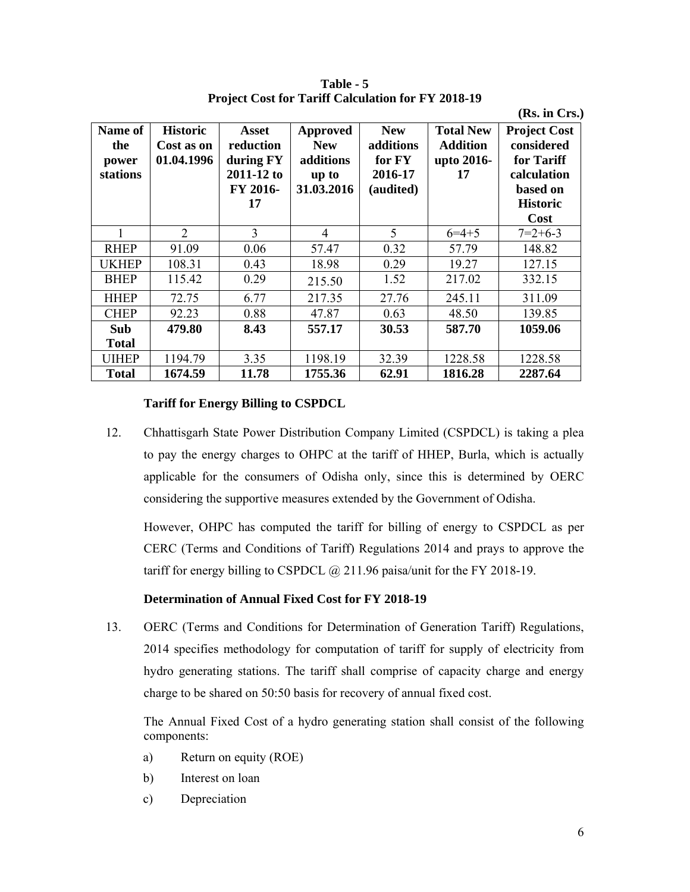**Table - 5**
**Project Cost for Tariff Calculation for FY 2018-19**

**(Rs. in Crs.)**

| Name of the power stations | Historic Cost as on 01.04.1996 | Asset reduction during FY 2011-12 to FY 2016-17 | Approved New additions up to 31.03.2016 | New additions for FY 2016-17 (audited) | Total New Addition upto 2016-17 | Project Cost considered for Tariff calculation based on Historic Cost |
|---|---|---|---|---|---|---|
| 1 | 2 | 3 | 4 | 5 | 6=4+5 | 7=2+6-3 |
| RHEP | 91.09 | 0.06 | 57.47 | 0.32 | 57.79 | 148.82 |
| UKHEP | 108.31 | 0.43 | 18.98 | 0.29 | 19.27 | 127.15 |
| BHEP | 115.42 | 0.29 | 215.50 | 1.52 | 217.02 | 332.15 |
| HHEP | 72.75 | 6.77 | 217.35 | 27.76 | 245.11 | 311.09 |
| CHEP | 92.23 | 0.88 | 47.87 | 0.63 | 48.50 | 139.85 |
| **Sub Total** | **479.80** | **8.43** | **557.17** | **30.53** | **587.70** | **1059.06** |
| UIHEP | 1194.79 | 3.35 | 1198.19 | 32.39 | 1228.58 | 1228.58 |
| **Total** | **1674.59** | **11.78** | **1755.36** | **62.91** | **1816.28** | **2287.64** |

**Tariff for Energy Billing to CSPDCL**

12. Chhattisgarh State Power Distribution Company Limited (CSPDCL) is taking a plea to pay the energy charges to OHPC at the tariff of HHEP, Burla, which is actually applicable for the consumers of Odisha only, since this is determined by OERC considering the supportive measures extended by the Government of Odisha.

    However, OHPC has computed the tariff for billing of energy to CSPDCL as per CERC (Terms and Conditions of Tariff) Regulations 2014 and prays to approve the tariff for energy billing to CSPDCL @ 211.96 paisa/unit for the FY 2018-19.

**Determination of Annual Fixed Cost for FY 2018-19**

13. OERC (Terms and Conditions for Determination of Generation Tariff) Regulations, 2014 specifies methodology for computation of tariff for supply of electricity from hydro generating stations. The tariff shall comprise of capacity charge and energy charge to be shared on 50:50 basis for recovery of annual fixed cost.

    The Annual Fixed Cost of a hydro generating station shall consist of the following components:

    a) Return on equity (ROE)
    b) Interest on loan
    c) Depreciation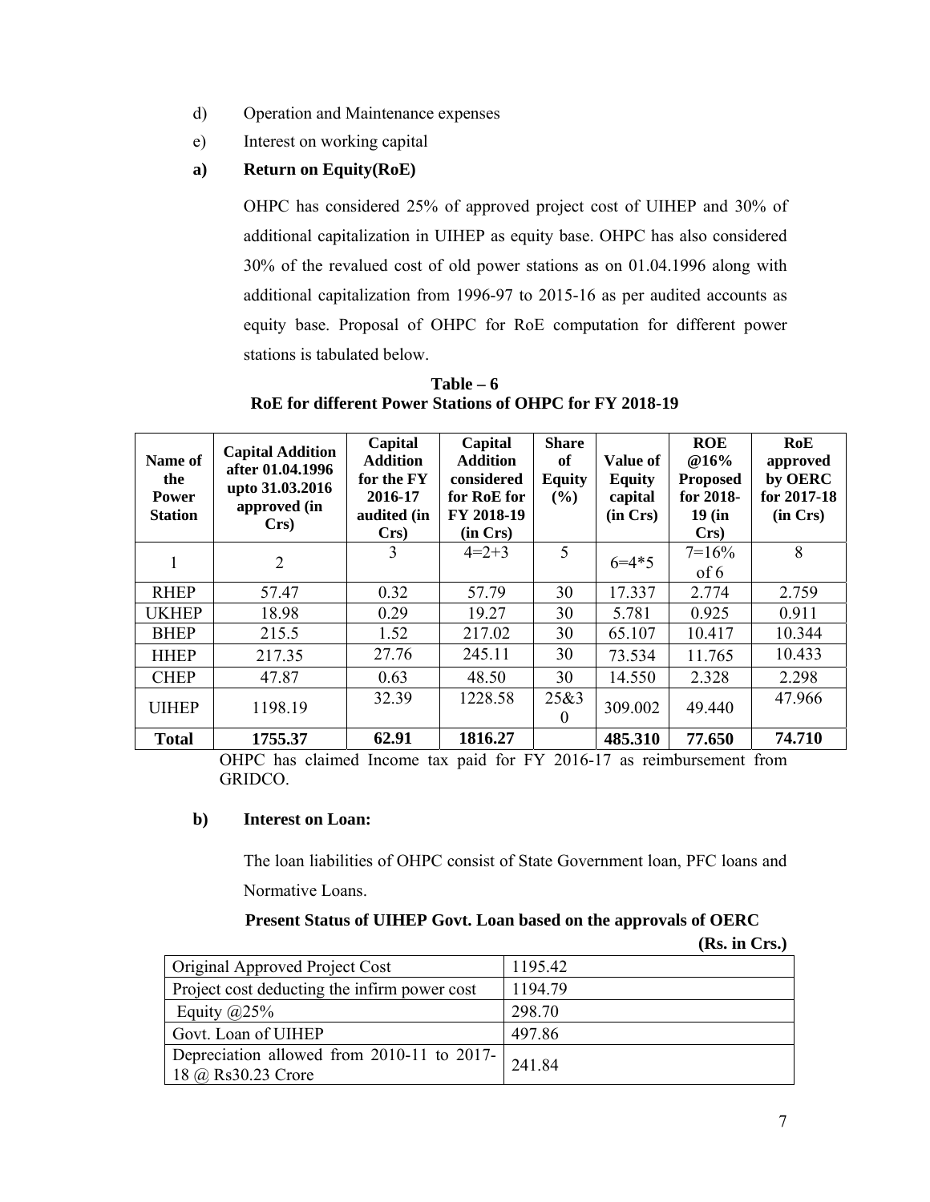d) Operation and Maintenance expenses

e) Interest on working capital

**a) Return on Equity(RoE)**

OHPC has considered 25% of approved project cost of UIHEP and 30% of additional capitalization in UIHEP as equity base. OHPC has also considered 30% of the revalued cost of old power stations as on 01.04.1996 along with additional capitalization from 1996-97 to 2015-16 as per audited accounts as equity base. Proposal of OHPC for RoE computation for different power stations is tabulated below.

**Table – 6**
**RoE for different Power Stations of OHPC for FY 2018-19**

| Name of the Power Station | Capital Addition after 01.04.1996 upto 31.03.2016 approved (in Crs) | Capital Addition for the FY 2016-17 audited (in Crs) | Capital Addition considered for RoE for FY 2018-19 (in Crs) | Share of Equity (%) | Value of Equity capital (in Crs) | ROE @16% Proposed for 2018-19 (in Crs) | RoE approved by OERC for 2017-18 (in Crs) |
|---|---|---|---|---|---|---|---|
| 1 | 2 | 3 | 4=2+3 | 5 | 6=4*5 | 7=16% of 6 | 8 |
| RHEP | 57.47 | 0.32 | 57.79 | 30 | 17.337 | 2.774 | 2.759 |
| UKHEP | 18.98 | 0.29 | 19.27 | 30 | 5.781 | 0.925 | 0.911 |
| BHEP | 215.5 | 1.52 | 217.02 | 30 | 65.107 | 10.417 | 10.344 |
| HHEP | 217.35 | 27.76 | 245.11 | 30 | 73.534 | 11.765 | 10.433 |
| CHEP | 47.87 | 0.63 | 48.50 | 30 | 14.550 | 2.328 | 2.298 |
| UIHEP | 1198.19 | 32.39 | 1228.58 | 25&30 | 309.002 | 49.440 | 47.966 |
| **Total** | **1755.37** | **62.91** | **1816.27** | | **485.310** | **77.650** | **74.710** |

OHPC has claimed Income tax paid for FY 2016-17 as reimbursement from GRIDCO.

**b) Interest on Loan:**

The loan liabilities of OHPC consist of State Government loan, PFC loans and Normative Loans.

**Present Status of UIHEP Govt. Loan based on the approvals of OERC**

**(Rs. in Crs.)**

| | |
|---|---|
| Original Approved Project Cost | 1195.42 |
| Project cost deducting the infirm power cost | 1194.79 |
| Equity @25% | 298.70 |
| Govt. Loan of UIHEP | 497.86 |
| Depreciation allowed from 2010-11 to 2017-18 @ Rs30.23 Crore | 241.84 |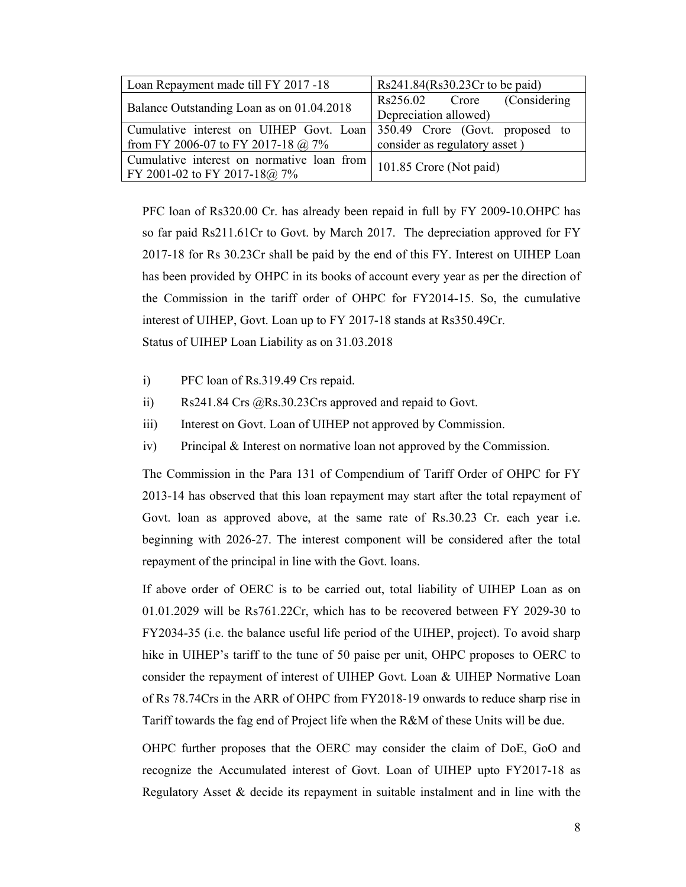| Loan Repayment made till FY 2017 -18 | Rs241.84(Rs30.23Cr to be paid) |
|---|---|
| Balance Outstanding Loan as on 01.04.2018 | Rs256.02 Crore (Considering Depreciation allowed) |
| Cumulative interest on UIHEP Govt. Loan from FY 2006-07 to FY 2017-18 @ 7% | 350.49 Crore (Govt. proposed to consider as regulatory asset ) |
| Cumulative interest on normative loan from FY 2001-02 to FY 2017-18@ 7% | 101.85 Crore (Not paid) |

PFC loan of Rs320.00 Cr. has already been repaid in full by FY 2009-10.OHPC has so far paid Rs211.61Cr to Govt. by March 2017. The depreciation approved for FY 2017-18 for Rs 30.23Cr shall be paid by the end of this FY. Interest on UIHEP Loan has been provided by OHPC in its books of account every year as per the direction of the Commission in the tariff order of OHPC for FY2014-15. So, the cumulative interest of UIHEP, Govt. Loan up to FY 2017-18 stands at Rs350.49Cr.

Status of UIHEP Loan Liability as on 31.03.2018

i) PFC loan of Rs.319.49 Crs repaid.

ii) Rs241.84 Crs @Rs.30.23Crs approved and repaid to Govt.

iii) Interest on Govt. Loan of UIHEP not approved by Commission.

iv) Principal & Interest on normative loan not approved by the Commission.

The Commission in the Para 131 of Compendium of Tariff Order of OHPC for FY 2013-14 has observed that this loan repayment may start after the total repayment of Govt. loan as approved above, at the same rate of Rs.30.23 Cr. each year i.e. beginning with 2026-27. The interest component will be considered after the total repayment of the principal in line with the Govt. loans.

If above order of OERC is to be carried out, total liability of UIHEP Loan as on 01.01.2029 will be Rs761.22Cr, which has to be recovered between FY 2029-30 to FY2034-35 (i.e. the balance useful life period of the UIHEP, project). To avoid sharp hike in UIHEP's tariff to the tune of 50 paise per unit, OHPC proposes to OERC to consider the repayment of interest of UIHEP Govt. Loan & UIHEP Normative Loan of Rs 78.74Crs in the ARR of OHPC from FY2018-19 onwards to reduce sharp rise in Tariff towards the fag end of Project life when the R&M of these Units will be due.

OHPC further proposes that the OERC may consider the claim of DoE, GoO and recognize the Accumulated interest of Govt. Loan of UIHEP upto FY2017-18 as Regulatory Asset & decide its repayment in suitable instalment and in line with the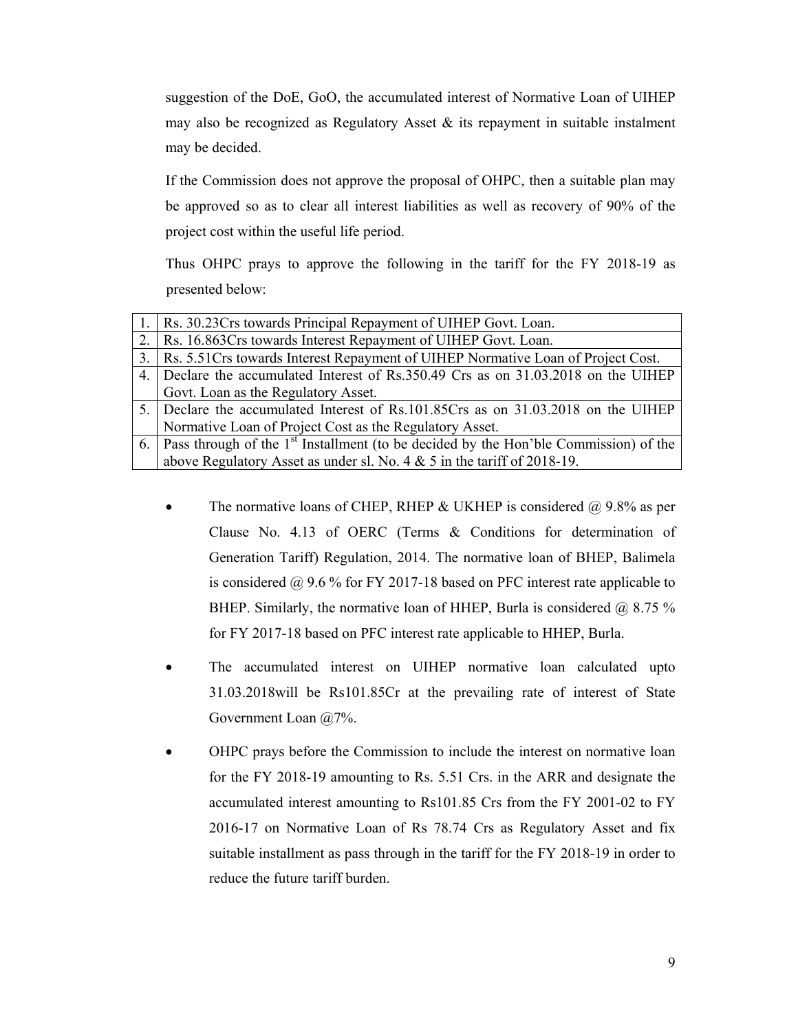suggestion of the DoE, GoO, the accumulated interest of Normative Loan of UIHEP may also be recognized as Regulatory Asset & its repayment in suitable instalment may be decided.

If the Commission does not approve the proposal of OHPC, then a suitable plan may be approved so as to clear all interest liabilities as well as recovery of 90% of the project cost within the useful life period.

Thus OHPC prays to approve the following in the tariff for the FY 2018-19 as presented below:

| | |
|---|---|
| 1. | Rs. 30.23Crs towards Principal Repayment of UIHEP Govt. Loan. |
| 2. | Rs. 16.863Crs towards Interest Repayment of UIHEP Govt. Loan. |
| 3. | Rs. 5.51Crs towards Interest Repayment of UIHEP Normative Loan of Project Cost. |
| 4. | Declare the accumulated Interest of Rs.350.49 Crs as on 31.03.2018 on the UIHEP Govt. Loan as the Regulatory Asset. |
| 5. | Declare the accumulated Interest of Rs.101.85Crs as on 31.03.2018 on the UIHEP Normative Loan of Project Cost as the Regulatory Asset. |
| 6. | Pass through of the 1st Installment (to be decided by the Hon'ble Commission) of the above Regulatory Asset as under sl. No. 4 & 5 in the tariff of 2018-19. |

- The normative loans of CHEP, RHEP & UKHEP is considered @ 9.8% as per Clause No. 4.13 of OERC (Terms & Conditions for determination of Generation Tariff) Regulation, 2014. The normative loan of BHEP, Balimela is considered @ 9.6 % for FY 2017-18 based on PFC interest rate applicable to BHEP. Similarly, the normative loan of HHEP, Burla is considered @ 8.75 % for FY 2017-18 based on PFC interest rate applicable to HHEP, Burla.
- The accumulated interest on UIHEP normative loan calculated upto 31.03.2018will be Rs101.85Cr at the prevailing rate of interest of State Government Loan @7%.
- OHPC prays before the Commission to include the interest on normative loan for the FY 2018-19 amounting to Rs. 5.51 Crs. in the ARR and designate the accumulated interest amounting to Rs101.85 Crs from the FY 2001-02 to FY 2016-17 on Normative Loan of Rs 78.74 Crs as Regulatory Asset and fix suitable installment as pass through in the tariff for the FY 2018-19 in order to reduce the future tariff burden.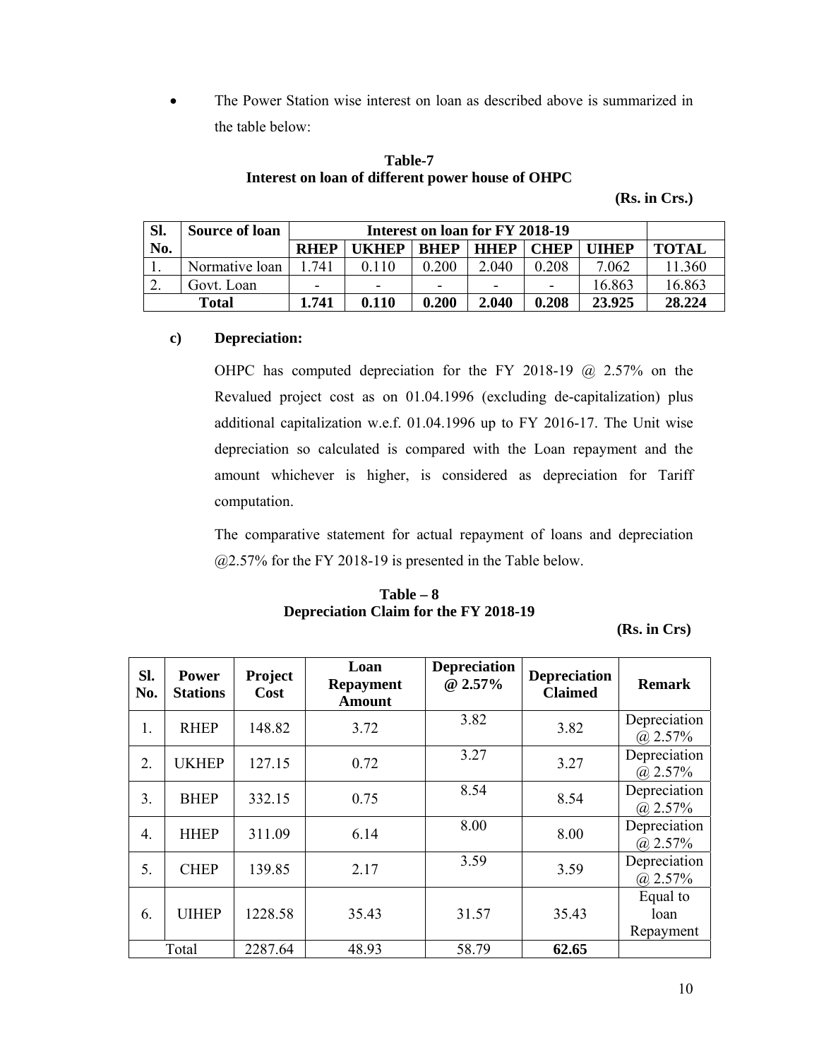- The Power Station wise interest on loan as described above is summarized in the table below:

**Table-7**
**Interest on loan of different power house of OHPC**

**(Rs. in Crs.)**

| Sl. No. | Source of loan | Interest on loan for FY 2018-19 | | | | | | |
|---|---|---|---|---|---|---|---|---|
| | | **RHEP** | **UKHEP** | **BHEP** | **HHEP** | **CHEP** | **UIHEP** | **TOTAL** |
| 1. | Normative loan | 1.741 | 0.110 | 0.200 | 2.040 | 0.208 | 7.062 | 11.360 |
| 2. | Govt. Loan | - | - | - | - | - | 16.863 | 16.863 |
| **Total** | | **1.741** | **0.110** | **0.200** | **2.040** | **0.208** | **23.925** | **28.224** |

**c) Depreciation:**

OHPC has computed depreciation for the FY 2018-19 @ 2.57% on the Revalued project cost as on 01.04.1996 (excluding de-capitalization) plus additional capitalization w.e.f. 01.04.1996 up to FY 2016-17. The Unit wise depreciation so calculated is compared with the Loan repayment and the amount whichever is higher, is considered as depreciation for Tariff computation.

The comparative statement for actual repayment of loans and depreciation @2.57% for the FY 2018-19 is presented in the Table below.

**Table – 8**
**Depreciation Claim for the FY 2018-19**

**(Rs. in Crs)**

| Sl. No. | Power Stations | Project Cost | Loan Repayment Amount | Depreciation @ 2.57% | Depreciation Claimed | Remark |
|---|---|---|---|---|---|---|
| 1. | RHEP | 148.82 | 3.72 | 3.82 | 3.82 | Depreciation @ 2.57% |
| 2. | UKHEP | 127.15 | 0.72 | 3.27 | 3.27 | Depreciation @ 2.57% |
| 3. | BHEP | 332.15 | 0.75 | 8.54 | 8.54 | Depreciation @ 2.57% |
| 4. | HHEP | 311.09 | 6.14 | 8.00 | 8.00 | Depreciation @ 2.57% |
| 5. | CHEP | 139.85 | 2.17 | 3.59 | 3.59 | Depreciation @ 2.57% |
| 6. | UIHEP | 1228.58 | 35.43 | 31.57 | 35.43 | Equal to loan Repayment |
| Total | | 2287.64 | 48.93 | 58.79 | **62.65** | |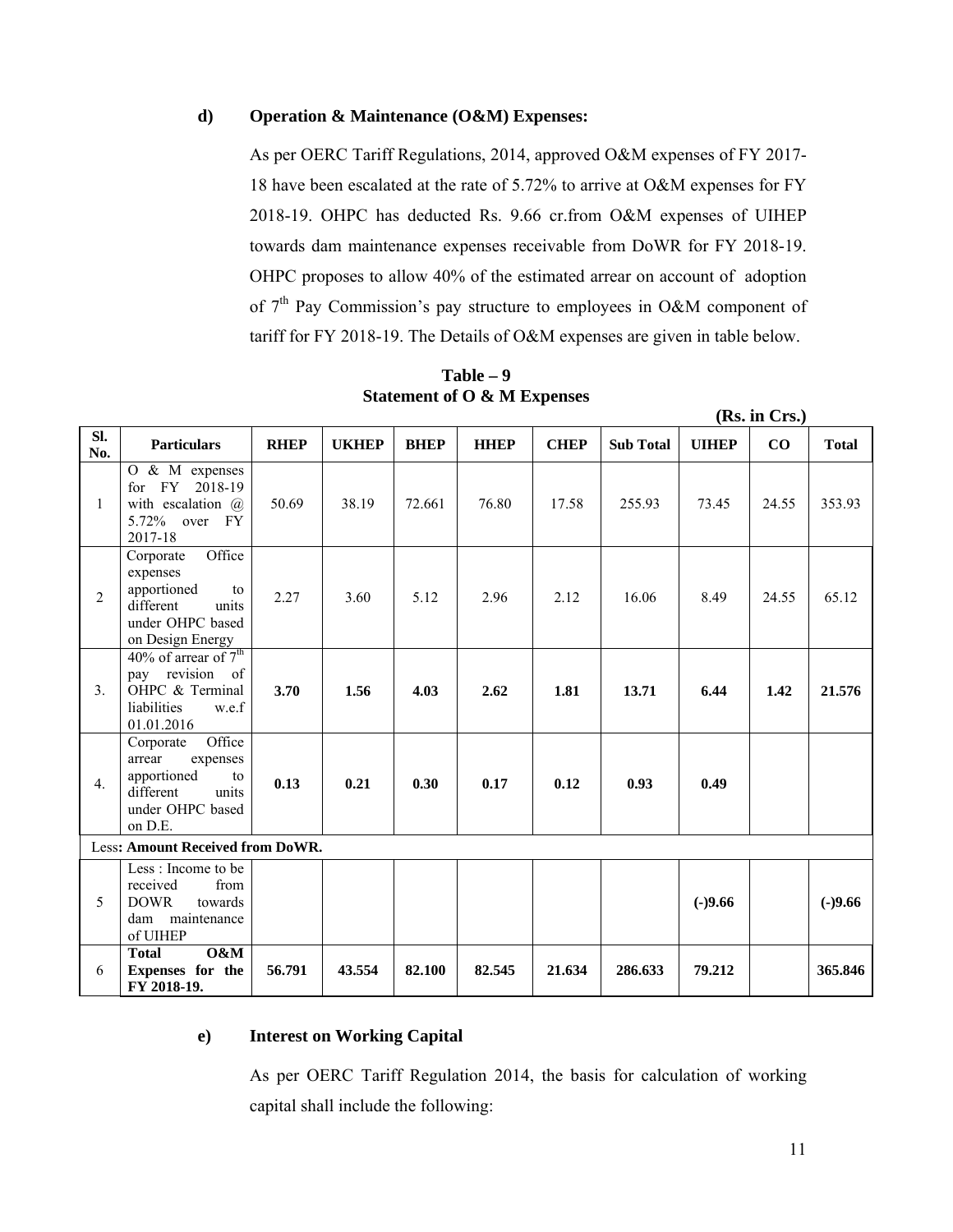**d) Operation & Maintenance (O&M) Expenses:**

As per OERC Tariff Regulations, 2014, approved O&M expenses of FY 2017-18 have been escalated at the rate of 5.72% to arrive at O&M expenses for FY 2018-19. OHPC has deducted Rs. 9.66 cr.from O&M expenses of UIHEP towards dam maintenance expenses receivable from DoWR for FY 2018-19. OHPC proposes to allow 40% of the estimated arrear on account of adoption of 7th Pay Commission's pay structure to employees in O&M component of tariff for FY 2018-19. The Details of O&M expenses are given in table below.

**Table – 9**
**Statement of O & M Expenses**

**(Rs. in Crs.)**

| Sl. No. | Particulars | RHEP | UKHEP | BHEP | HHEP | CHEP | Sub Total | UIHEP | CO | Total |
|---|---|---|---|---|---|---|---|---|---|---|
| 1 | O & M expenses for FY 2018-19 with escalation @ 5.72% over FY 2017-18 | 50.69 | 38.19 | 72.661 | 76.80 | 17.58 | 255.93 | 73.45 | 24.55 | 353.93 |
| 2 | Corporate Office expenses apportioned to different units under OHPC based on Design Energy | 2.27 | 3.60 | 5.12 | 2.96 | 2.12 | 16.06 | 8.49 | 24.55 | 65.12 |
| 3. | 40% of arrear of 7th pay revision of OHPC & Terminal liabilities w.e.f 01.01.2016 | **3.70** | **1.56** | **4.03** | **2.62** | **1.81** | **13.71** | **6.44** | **1.42** | **21.576** |
| 4. | Corporate Office arrear expenses apportioned to different units under OHPC based on D.E. | **0.13** | **0.21** | **0.30** | **0.17** | **0.12** | **0.93** | **0.49** | | |
| | Less**: Amount Received from DoWR.** | | | | | | | | | |
| 5 | Less : Income to be received from DOWR towards dam maintenance of UIHEP | | | | | | | **(-)9.66** | | **(-)9.66** |
| 6 | **Total O&M Expenses for the FY 2018-19.** | **56.791** | **43.554** | **82.100** | **82.545** | **21.634** | **286.633** | **79.212** | | **365.846** |

**e) Interest on Working Capital**

As per OERC Tariff Regulation 2014, the basis for calculation of working capital shall include the following: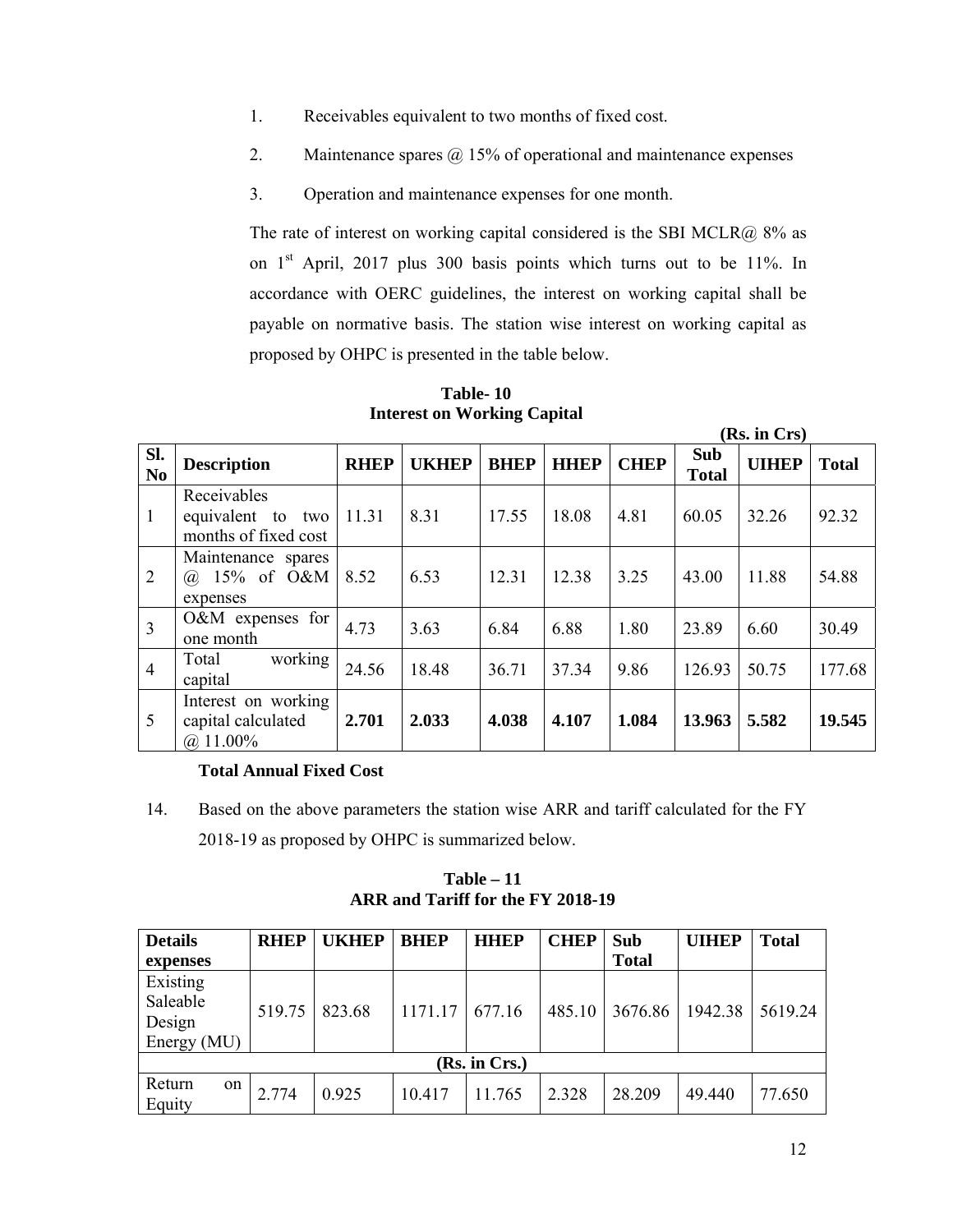1. Receivables equivalent to two months of fixed cost.
2. Maintenance spares @ 15% of operational and maintenance expenses
3. Operation and maintenance expenses for one month.

The rate of interest on working capital considered is the SBI MCLR@ 8% as on 1st April, 2017 plus 300 basis points which turns out to be 11%. In accordance with OERC guidelines, the interest on working capital shall be payable on normative basis. The station wise interest on working capital as proposed by OHPC is presented in the table below.

**Table- 10**
**Interest on Working Capital**

**(Rs. in Crs)**

| Sl. No | Description | RHEP | UKHEP | BHEP | HHEP | CHEP | Sub Total | UIHEP | Total |
|---|---|---|---|---|---|---|---|---|---|
| 1 | Receivables equivalent to two months of fixed cost | 11.31 | 8.31 | 17.55 | 18.08 | 4.81 | 60.05 | 32.26 | 92.32 |
| 2 | Maintenance spares @ 15% of O&M expenses | 8.52 | 6.53 | 12.31 | 12.38 | 3.25 | 43.00 | 11.88 | 54.88 |
| 3 | O&M expenses for one month | 4.73 | 3.63 | 6.84 | 6.88 | 1.80 | 23.89 | 6.60 | 30.49 |
| 4 | Total working capital | 24.56 | 18.48 | 36.71 | 37.34 | 9.86 | 126.93 | 50.75 | 177.68 |
| 5 | Interest on working capital calculated @ 11.00% | **2.701** | **2.033** | **4.038** | **4.107** | **1.084** | **13.963** | **5.582** | **19.545** |

**Total Annual Fixed Cost**

14. Based on the above parameters the station wise ARR and tariff calculated for the FY 2018-19 as proposed by OHPC is summarized below.

**Table – 11**
**ARR and Tariff for the FY 2018-19**

| Details expenses | RHEP | UKHEP | BHEP | HHEP | CHEP | Sub Total | UIHEP | Total |
|---|---|---|---|---|---|---|---|---|
| Existing Saleable Design Energy (MU) | 519.75 | 823.68 | 1171.17 | 677.16 | 485.10 | 3676.86 | 1942.38 | 5619.24 |
| **(Rs. in Crs.)** | | | | | | | | |
| Return on Equity | 2.774 | 0.925 | 10.417 | 11.765 | 2.328 | 28.209 | 49.440 | 77.650 |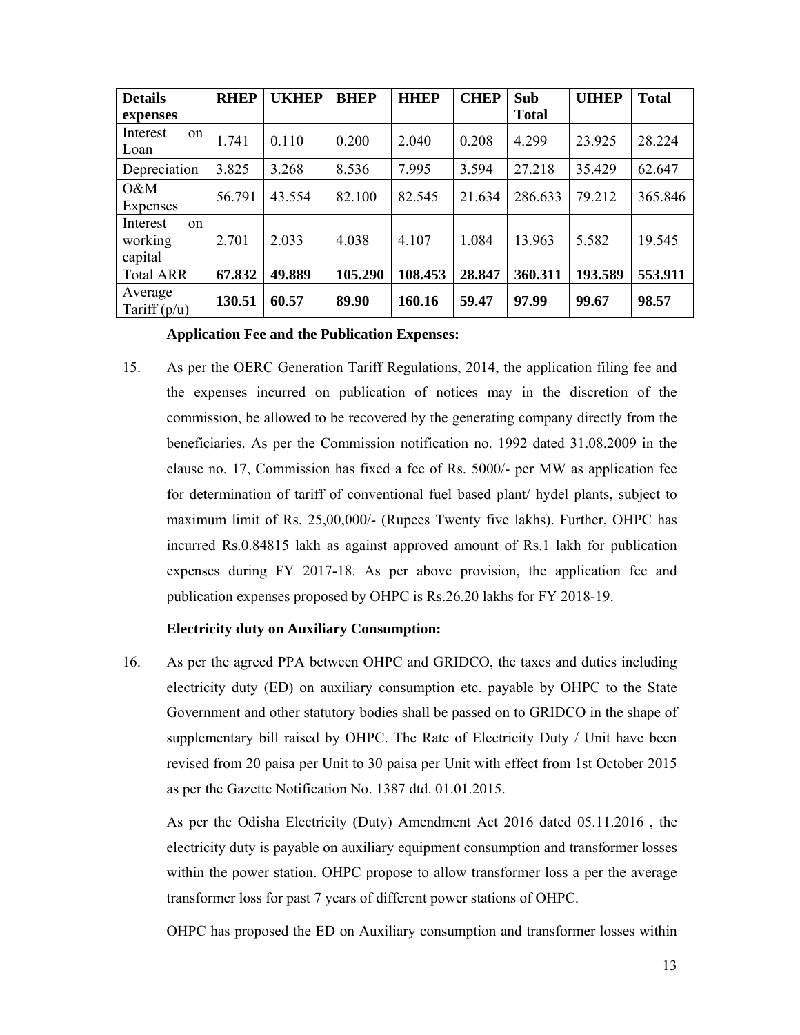| Details expenses | RHEP | UKHEP | BHEP | HHEP | CHEP | Sub Total | UIHEP | Total |
|---|---|---|---|---|---|---|---|---|
| Interest on Loan | 1.741 | 0.110 | 0.200 | 2.040 | 0.208 | 4.299 | 23.925 | 28.224 |
| Depreciation | 3.825 | 3.268 | 8.536 | 7.995 | 3.594 | 27.218 | 35.429 | 62.647 |
| O&M Expenses | 56.791 | 43.554 | 82.100 | 82.545 | 21.634 | 286.633 | 79.212 | 365.846 |
| Interest on working capital | 2.701 | 2.033 | 4.038 | 4.107 | 1.084 | 13.963 | 5.582 | 19.545 |
| Total ARR | **67.832** | **49.889** | **105.290** | **108.453** | **28.847** | **360.311** | **193.589** | **553.911** |
| Average Tariff (p/u) | **130.51** | **60.57** | **89.90** | **160.16** | **59.47** | **97.99** | **99.67** | **98.57** |

**Application Fee and the Publication Expenses:**

15. As per the OERC Generation Tariff Regulations, 2014, the application filing fee and the expenses incurred on publication of notices may in the discretion of the commission, be allowed to be recovered by the generating company directly from the beneficiaries. As per the Commission notification no. 1992 dated 31.08.2009 in the clause no. 17, Commission has fixed a fee of Rs. 5000/- per MW as application fee for determination of tariff of conventional fuel based plant/ hydel plants, subject to maximum limit of Rs. 25,00,000/- (Rupees Twenty five lakhs). Further, OHPC has incurred Rs.0.84815 lakh as against approved amount of Rs.1 lakh for publication expenses during FY 2017-18. As per above provision, the application fee and publication expenses proposed by OHPC is Rs.26.20 lakhs for FY 2018-19.

**Electricity duty on Auxiliary Consumption:**

16. As per the agreed PPA between OHPC and GRIDCO, the taxes and duties including electricity duty (ED) on auxiliary consumption etc. payable by OHPC to the State Government and other statutory bodies shall be passed on to GRIDCO in the shape of supplementary bill raised by OHPC. The Rate of Electricity Duty / Unit have been revised from 20 paisa per Unit to 30 paisa per Unit with effect from 1st October 2015 as per the Gazette Notification No. 1387 dtd. 01.01.2015.

As per the Odisha Electricity (Duty) Amendment Act 2016 dated 05.11.2016 , the electricity duty is payable on auxiliary equipment consumption and transformer losses within the power station. OHPC propose to allow transformer loss a per the average transformer loss for past 7 years of different power stations of OHPC.

OHPC has proposed the ED on Auxiliary consumption and transformer losses within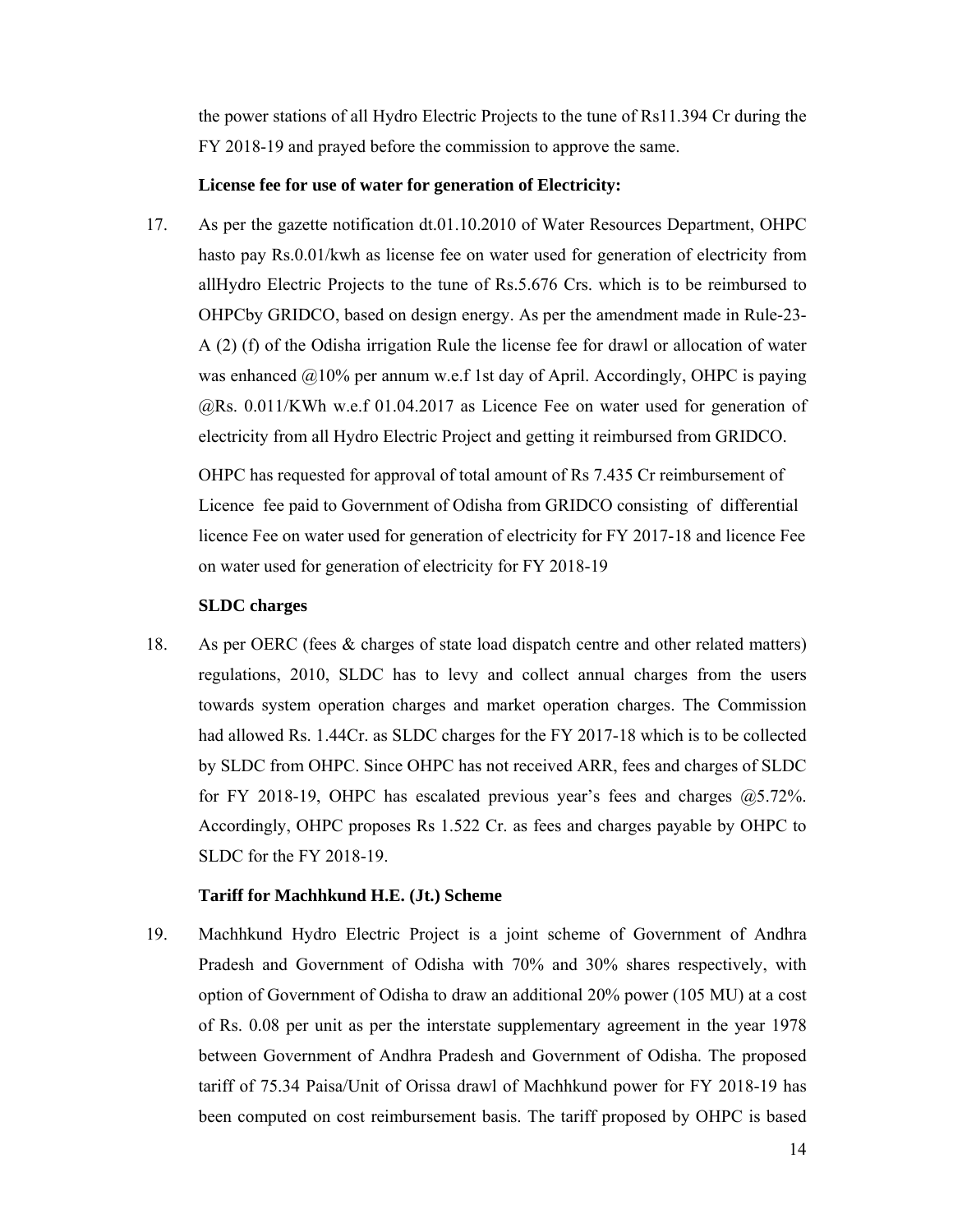the power stations of all Hydro Electric Projects to the tune of Rs11.394 Cr during the FY 2018-19 and prayed before the commission to approve the same.

**License fee for use of water for generation of Electricity:**

17. As per the gazette notification dt.01.10.2010 of Water Resources Department, OHPC hasto pay Rs.0.01/kwh as license fee on water used for generation of electricity from allHydro Electric Projects to the tune of Rs.5.676 Crs. which is to be reimbursed to OHPCby GRIDCO, based on design energy. As per the amendment made in Rule-23-A (2) (f) of the Odisha irrigation Rule the license fee for drawl or allocation of water was enhanced @10% per annum w.e.f 1st day of April. Accordingly, OHPC is paying @Rs. 0.011/KWh w.e.f 01.04.2017 as Licence Fee on water used for generation of electricity from all Hydro Electric Project and getting it reimbursed from GRIDCO.

    OHPC has requested for approval of total amount of Rs 7.435 Cr reimbursement of Licence fee paid to Government of Odisha from GRIDCO consisting of differential licence Fee on water used for generation of electricity for FY 2017-18 and licence Fee on water used for generation of electricity for FY 2018-19

**SLDC charges**

18. As per OERC (fees & charges of state load dispatch centre and other related matters) regulations, 2010, SLDC has to levy and collect annual charges from the users towards system operation charges and market operation charges. The Commission had allowed Rs. 1.44Cr. as SLDC charges for the FY 2017-18 which is to be collected by SLDC from OHPC. Since OHPC has not received ARR, fees and charges of SLDC for FY 2018-19, OHPC has escalated previous year's fees and charges @5.72%. Accordingly, OHPC proposes Rs 1.522 Cr. as fees and charges payable by OHPC to SLDC for the FY 2018-19.

**Tariff for Machhkund H.E. (Jt.) Scheme**

19. Machhkund Hydro Electric Project is a joint scheme of Government of Andhra Pradesh and Government of Odisha with 70% and 30% shares respectively, with option of Government of Odisha to draw an additional 20% power (105 MU) at a cost of Rs. 0.08 per unit as per the interstate supplementary agreement in the year 1978 between Government of Andhra Pradesh and Government of Odisha. The proposed tariff of 75.34 Paisa/Unit of Orissa drawl of Machhkund power for FY 2018-19 has been computed on cost reimbursement basis. The tariff proposed by OHPC is based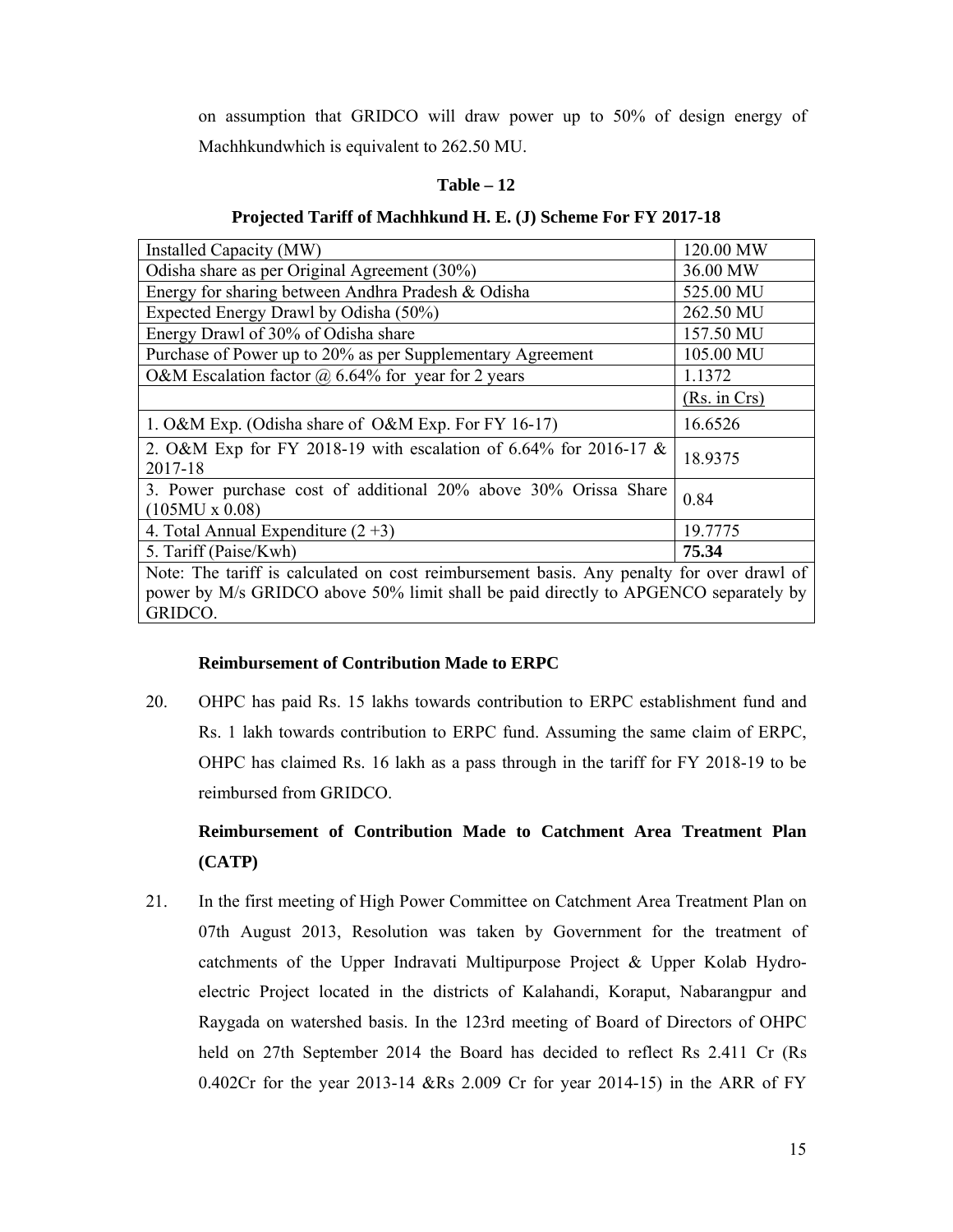on assumption that GRIDCO will draw power up to 50% of design energy of Machhkundwhich is equivalent to 262.50 MU.

**Table – 12**

**Projected Tariff of Machhkund H. E. (J) Scheme For FY 2017-18**

| | |
|---|---|
| Installed Capacity (MW) | 120.00 MW |
| Odisha share as per Original Agreement (30%) | 36.00 MW |
| Energy for sharing between Andhra Pradesh & Odisha | 525.00 MU |
| Expected Energy Drawl by Odisha (50%) | 262.50 MU |
| Energy Drawl of 30% of Odisha share | 157.50 MU |
| Purchase of Power up to 20% as per Supplementary Agreement | 105.00 MU |
| O&M Escalation factor @ 6.64% for year for 2 years | 1.1372 |
| | (Rs. in Crs) |
| 1. O&M Exp. (Odisha share of O&M Exp. For FY 16-17) | 16.6526 |
| 2. O&M Exp for FY 2018-19 with escalation of 6.64% for 2016-17 & 2017-18 | 18.9375 |
| 3. Power purchase cost of additional 20% above 30% Orissa Share (105MU x 0.08) | 0.84 |
| 4. Total Annual Expenditure (2 +3) | 19.7775 |
| 5. Tariff (Paise/Kwh) | **75.34** |
| Note: The tariff is calculated on cost reimbursement basis. Any penalty for over drawl of power by M/s GRIDCO above 50% limit shall be paid directly to APGENCO separately by GRIDCO. | |

**Reimbursement of Contribution Made to ERPC**

20. OHPC has paid Rs. 15 lakhs towards contribution to ERPC establishment fund and Rs. 1 lakh towards contribution to ERPC fund. Assuming the same claim of ERPC, OHPC has claimed Rs. 16 lakh as a pass through in the tariff for FY 2018-19 to be reimbursed from GRIDCO.

**Reimbursement of Contribution Made to Catchment Area Treatment Plan (CATP)**

21. In the first meeting of High Power Committee on Catchment Area Treatment Plan on 07th August 2013, Resolution was taken by Government for the treatment of catchments of the Upper Indravati Multipurpose Project & Upper Kolab Hydro-electric Project located in the districts of Kalahandi, Koraput, Nabarangpur and Raygada on watershed basis. In the 123rd meeting of Board of Directors of OHPC held on 27th September 2014 the Board has decided to reflect Rs 2.411 Cr (Rs 0.402Cr for the year 2013-14 &Rs 2.009 Cr for year 2014-15) in the ARR of FY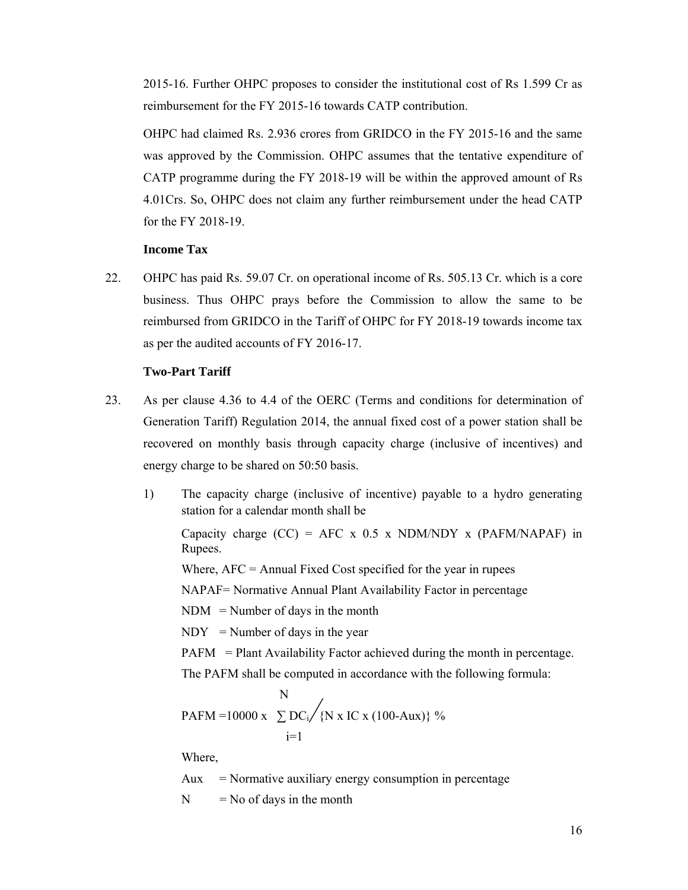2015-16. Further OHPC proposes to consider the institutional cost of Rs 1.599 Cr as reimbursement for the FY 2015-16 towards CATP contribution.

OHPC had claimed Rs. 2.936 crores from GRIDCO in the FY 2015-16 and the same was approved by the Commission. OHPC assumes that the tentative expenditure of CATP programme during the FY 2018-19 will be within the approved amount of Rs 4.01Crs. So, OHPC does not claim any further reimbursement under the head CATP for the FY 2018-19.

**Income Tax**

22. OHPC has paid Rs. 59.07 Cr. on operational income of Rs. 505.13 Cr. which is a core business. Thus OHPC prays before the Commission to allow the same to be reimbursed from GRIDCO in the Tariff of OHPC for FY 2018-19 towards income tax as per the audited accounts of FY 2016-17.

**Two-Part Tariff**

23. As per clause 4.36 to 4.4 of the OERC (Terms and conditions for determination of Generation Tariff) Regulation 2014, the annual fixed cost of a power station shall be recovered on monthly basis through capacity charge (inclusive of incentives) and energy charge to be shared on 50:50 basis.

    1) The capacity charge (inclusive of incentive) payable to a hydro generating station for a calendar month shall be

       Capacity charge (CC) = AFC x 0.5 x NDM/NDY x (PAFM/NAPAF) in Rupees.

       Where, AFC = Annual Fixed Cost specified for the year in rupees

       NAPAF= Normative Annual Plant Availability Factor in percentage

       NDM = Number of days in the month

       NDY = Number of days in the year

       PAFM = Plant Availability Factor achieved during the month in percentage.

       The PAFM shall be computed in accordance with the following formula:

       $$PAFM = 10000 \times \sum_{i=1}^{N} DC_i \Big/ \{N \times IC \times (100-Aux)\} \%$$

       Where,

       Aux = Normative auxiliary energy consumption in percentage

       N = No of days in the month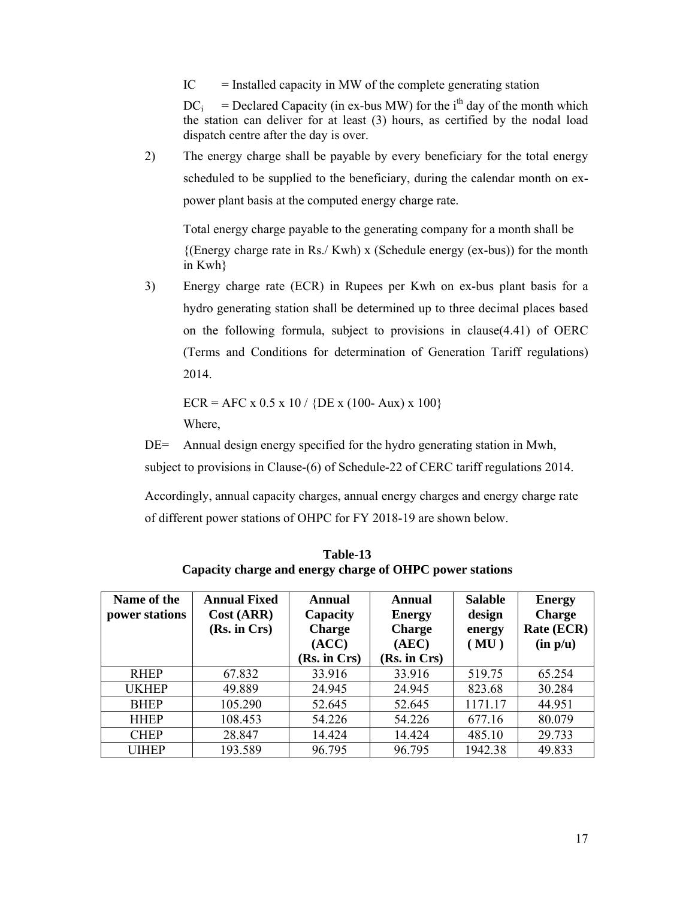IC = Installed capacity in MW of the complete generating station

$DC_i$ = Declared Capacity (in ex-bus MW) for the $i^{th}$ day of the month which the station can deliver for at least (3) hours, as certified by the nodal load dispatch centre after the day is over.

2) The energy charge shall be payable by every beneficiary for the total energy scheduled to be supplied to the beneficiary, during the calendar month on ex-power plant basis at the computed energy charge rate.

   Total energy charge payable to the generating company for a month shall be {(Energy charge rate in Rs./ Kwh) x (Schedule energy (ex-bus)) for the month in Kwh}

3) Energy charge rate (ECR) in Rupees per Kwh on ex-bus plant basis for a hydro generating station shall be determined up to three decimal places based on the following formula, subject to provisions in clause(4.41) of OERC (Terms and Conditions for determination of Generation Tariff regulations) 2014.

   $$ECR = AFC \times 0.5 \times 10 / \{DE \times (100 - Aux) \times 100\}$$

   Where,

DE= Annual design energy specified for the hydro generating station in Mwh, subject to provisions in Clause-(6) of Schedule-22 of CERC tariff regulations 2014.

Accordingly, annual capacity charges, annual energy charges and energy charge rate of different power stations of OHPC for FY 2018-19 are shown below.

**Table-13**
**Capacity charge and energy charge of OHPC power stations**

| Name of the power stations | Annual Fixed Cost (ARR) (Rs. in Crs) | Annual Capacity Charge (ACC) (Rs. in Crs) | Annual Energy Charge (AEC) (Rs. in Crs) | Salable design energy ( MU ) | Energy Charge Rate (ECR) (in p/u) |
|---|---|---|---|---|---|
| RHEP | 67.832 | 33.916 | 33.916 | 519.75 | 65.254 |
| UKHEP | 49.889 | 24.945 | 24.945 | 823.68 | 30.284 |
| BHEP | 105.290 | 52.645 | 52.645 | 1171.17 | 44.951 |
| HHEP | 108.453 | 54.226 | 54.226 | 677.16 | 80.079 |
| CHEP | 28.847 | 14.424 | 14.424 | 485.10 | 29.733 |
| UIHEP | 193.589 | 96.795 | 96.795 | 1942.38 | 49.833 |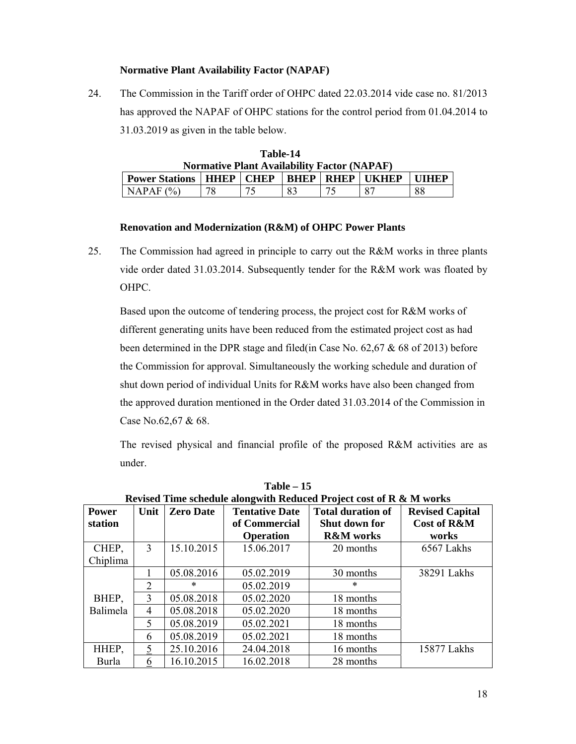### Normative Plant Availability Factor (NAPAF)

24. The Commission in the Tariff order of OHPC dated 22.03.2014 vide case no. 81/2013 has approved the NAPAF of OHPC stations for the control period from 01.04.2014 to 31.03.2019 as given in the table below.

**Table-14**
**Normative Plant Availability Factor (NAPAF)**

| Power Stations | HHEP | CHEP | BHEP | RHEP | UKHEP | UIHEP |
|---|---|---|---|---|---|---|
| NAPAF (%) | 78 | 75 | 83 | 75 | 87 | 88 |

### Renovation and Modernization (R&M) of OHPC Power Plants

25. The Commission had agreed in principle to carry out the R&M works in three plants vide order dated 31.03.2014. Subsequently tender for the R&M work was floated by OHPC.

Based upon the outcome of tendering process, the project cost for R&M works of different generating units have been reduced from the estimated project cost as had been determined in the DPR stage and filed(in Case No. 62,67 & 68 of 2013) before the Commission for approval. Simultaneously the working schedule and duration of shut down period of individual Units for R&M works have also been changed from the approved duration mentioned in the Order dated 31.03.2014 of the Commission in Case No.62,67 & 68.

The revised physical and financial profile of the proposed R&M activities are as under.

**Table – 15**
**Revised Time schedule alongwith Reduced Project cost of R & M works**

| Power station | Unit | Zero Date | Tentative Date of Commercial Operation | Total duration of Shut down for R&M works | Revised Capital Cost of R&M works |
|---|---|---|---|---|---|
| CHEP, Chiplima | 3 | 15.10.2015 | 15.06.2017 | 20 months | 6567 Lakhs |
| BHEP, Balimela | 1 | 05.08.2016 | 05.02.2019 | 30 months | 38291 Lakhs |
| | 2 | * | 05.02.2019 | * | |
| | 3 | 05.08.2018 | 05.02.2020 | 18 months | |
| | 4 | 05.08.2018 | 05.02.2020 | 18 months | |
| | 5 | 05.08.2019 | 05.02.2021 | 18 months | |
| | 6 | 05.08.2019 | 05.02.2021 | 18 months | |
| HHEP, Burla | 5 | 25.10.2016 | 24.04.2018 | 16 months | 15877 Lakhs |
| | 6 | 16.10.2015 | 16.02.2018 | 28 months | |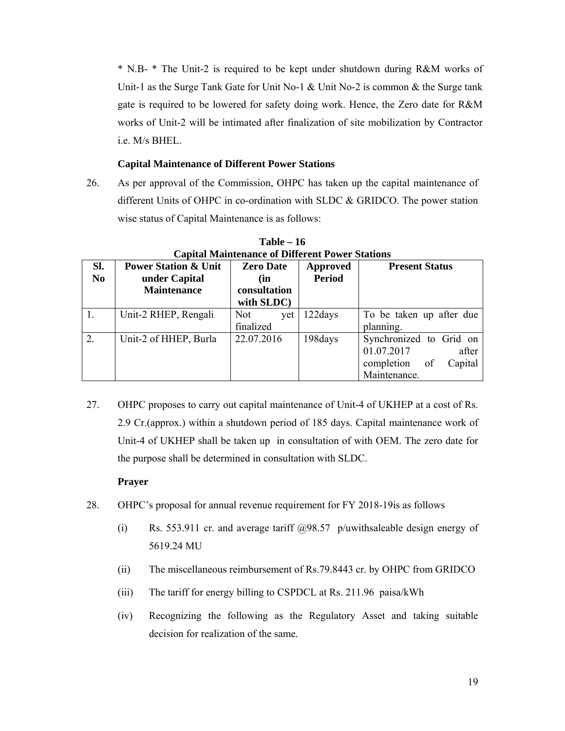* N.B- * The Unit-2 is required to be kept under shutdown during R&M works of Unit-1 as the Surge Tank Gate for Unit No-1 & Unit No-2 is common & the Surge tank gate is required to be lowered for safety doing work. Hence, the Zero date for R&M works of Unit-2 will be intimated after finalization of site mobilization by Contractor i.e. M/s BHEL.

**Capital Maintenance of Different Power Stations**

26. As per approval of the Commission, OHPC has taken up the capital maintenance of different Units of OHPC in co-ordination with SLDC & GRIDCO. The power station wise status of Capital Maintenance is as follows:

**Table – 16**
**Capital Maintenance of Different Power Stations**

| Sl. No | Power Station & Unit under Capital Maintenance | Zero Date (in consultation with SLDC) | Approved Period | Present Status |
|---|---|---|---|---|
| 1. | Unit-2 RHEP, Rengali | Not yet finalized | 122days | To be taken up after due planning. |
| 2. | Unit-2 of HHEP, Burla | 22.07.2016 | 198days | Synchronized to Grid on 01.07.2017 after completion of Capital Maintenance. |

27. OHPC proposes to carry out capital maintenance of Unit-4 of UKHEP at a cost of Rs. 2.9 Cr.(approx.) within a shutdown period of 185 days. Capital maintenance work of Unit-4 of UKHEP shall be taken up in consultation of with OEM. The zero date for the purpose shall be determined in consultation with SLDC.

**Prayer**

28. OHPC's proposal for annual revenue requirement for FY 2018-19is as follows

   (i) Rs. 553.911 cr. and average tariff @98.57 p/uwithsaleable design energy of 5619.24 MU

   (ii) The miscellaneous reimbursement of Rs.79.8443 cr. by OHPC from GRIDCO

   (iii) The tariff for energy billing to CSPDCL at Rs. 211.96 paisa/kWh

   (iv) Recognizing the following as the Regulatory Asset and taking suitable decision for realization of the same.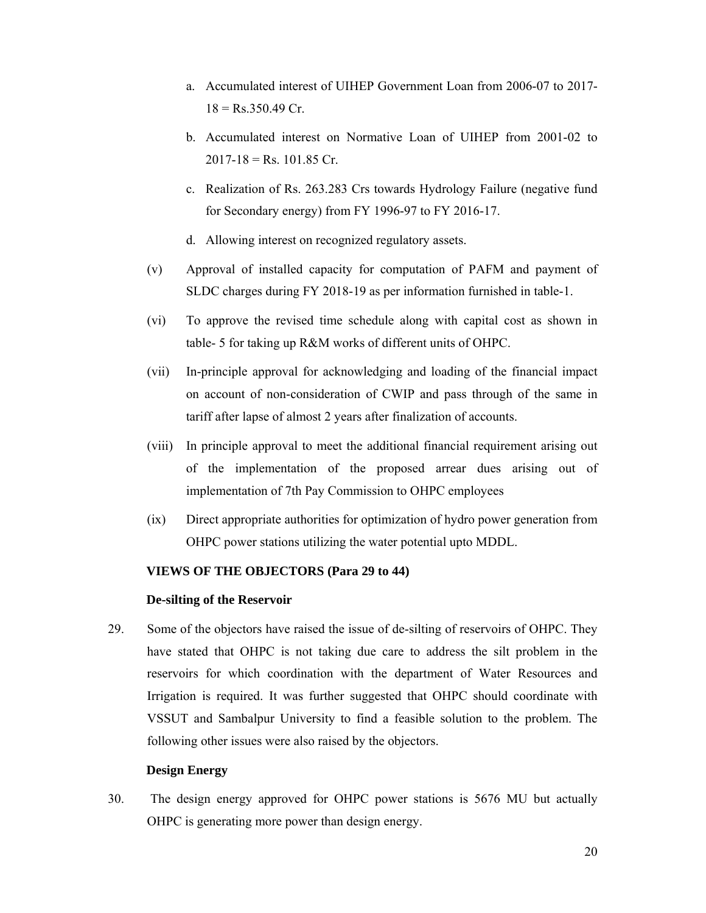a. Accumulated interest of UIHEP Government Loan from 2006-07 to 2017-18 = Rs.350.49 Cr.

b. Accumulated interest on Normative Loan of UIHEP from 2001-02 to 2017-18 = Rs. 101.85 Cr.

c. Realization of Rs. 263.283 Crs towards Hydrology Failure (negative fund for Secondary energy) from FY 1996-97 to FY 2016-17.

d. Allowing interest on recognized regulatory assets.

(v) Approval of installed capacity for computation of PAFM and payment of SLDC charges during FY 2018-19 as per information furnished in table-1.

(vi) To approve the revised time schedule along with capital cost as shown in table- 5 for taking up R&M works of different units of OHPC.

(vii) In-principle approval for acknowledging and loading of the financial impact on account of non-consideration of CWIP and pass through of the same in tariff after lapse of almost 2 years after finalization of accounts.

(viii) In principle approval to meet the additional financial requirement arising out of the implementation of the proposed arrear dues arising out of implementation of 7th Pay Commission to OHPC employees

(ix) Direct appropriate authorities for optimization of hydro power generation from OHPC power stations utilizing the water potential upto MDDL.

**VIEWS OF THE OBJECTORS (Para 29 to 44)**

**De-silting of the Reservoir**

29. Some of the objectors have raised the issue of de-silting of reservoirs of OHPC. They have stated that OHPC is not taking due care to address the silt problem in the reservoirs for which coordination with the department of Water Resources and Irrigation is required. It was further suggested that OHPC should coordinate with VSSUT and Sambalpur University to find a feasible solution to the problem. The following other issues were also raised by the objectors.

**Design Energy**

30. The design energy approved for OHPC power stations is 5676 MU but actually OHPC is generating more power than design energy.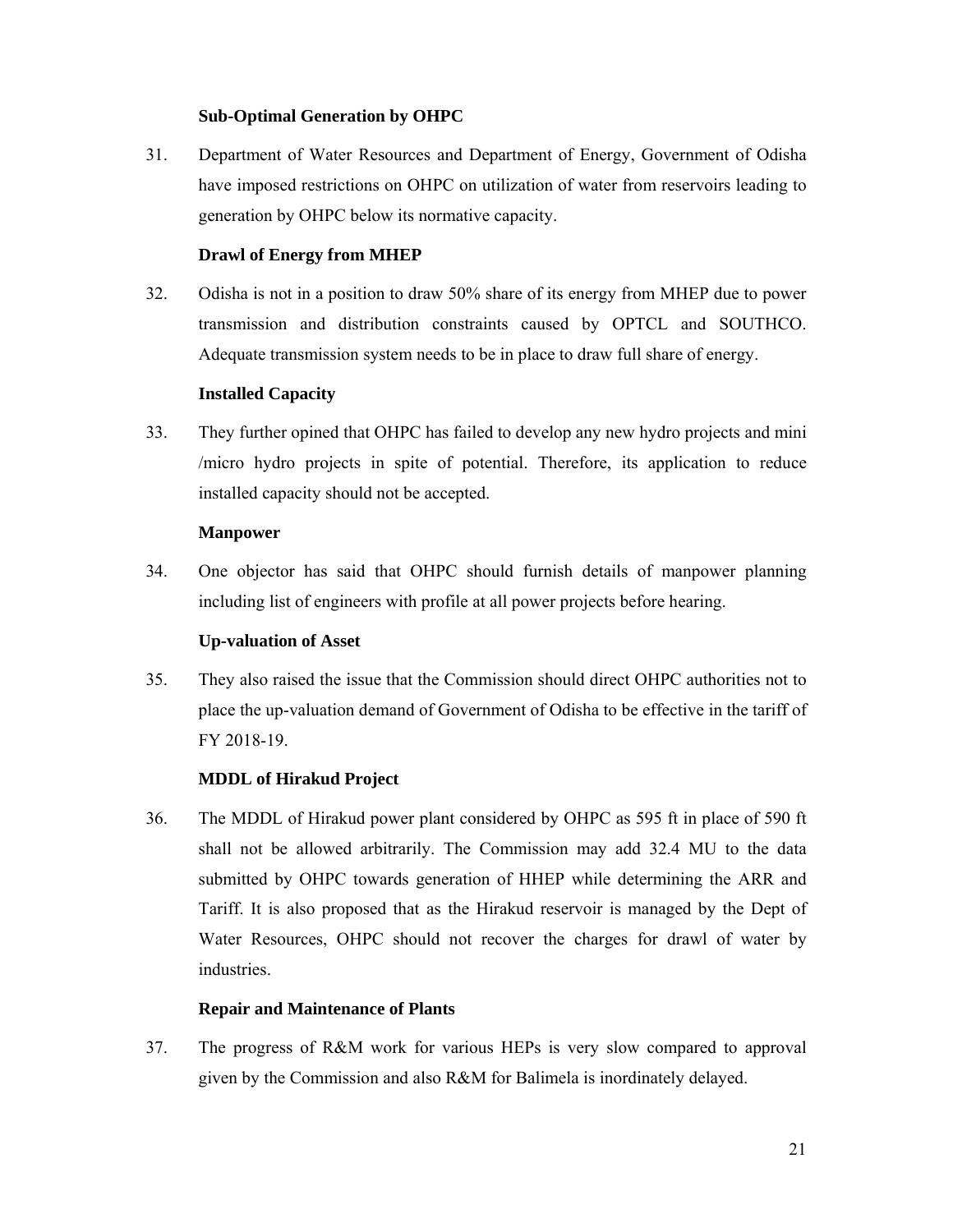**Sub-Optimal Generation by OHPC**

31. Department of Water Resources and Department of Energy, Government of Odisha have imposed restrictions on OHPC on utilization of water from reservoirs leading to generation by OHPC below its normative capacity.

**Drawl of Energy from MHEP**

32. Odisha is not in a position to draw 50% share of its energy from MHEP due to power transmission and distribution constraints caused by OPTCL and SOUTHCO. Adequate transmission system needs to be in place to draw full share of energy.

**Installed Capacity**

33. They further opined that OHPC has failed to develop any new hydro projects and mini /micro hydro projects in spite of potential. Therefore, its application to reduce installed capacity should not be accepted.

**Manpower**

34. One objector has said that OHPC should furnish details of manpower planning including list of engineers with profile at all power projects before hearing.

**Up-valuation of Asset**

35. They also raised the issue that the Commission should direct OHPC authorities not to place the up-valuation demand of Government of Odisha to be effective in the tariff of FY 2018-19.

**MDDL of Hirakud Project**

36. The MDDL of Hirakud power plant considered by OHPC as 595 ft in place of 590 ft shall not be allowed arbitrarily. The Commission may add 32.4 MU to the data submitted by OHPC towards generation of HHEP while determining the ARR and Tariff. It is also proposed that as the Hirakud reservoir is managed by the Dept of Water Resources, OHPC should not recover the charges for drawl of water by industries.

**Repair and Maintenance of Plants**

37. The progress of R&M work for various HEPs is very slow compared to approval given by the Commission and also R&M for Balimela is inordinately delayed.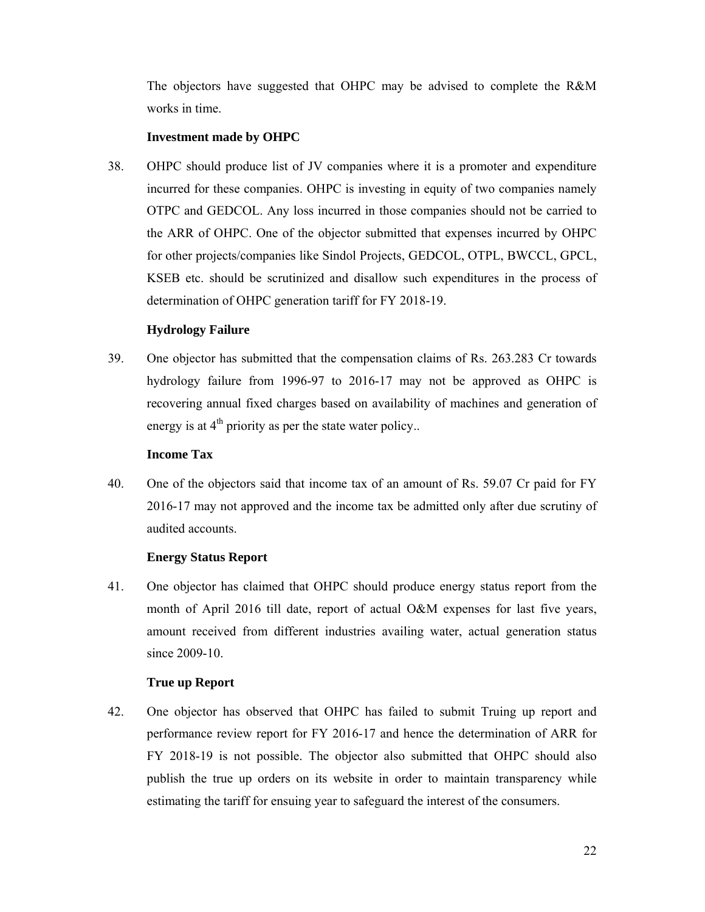The objectors have suggested that OHPC may be advised to complete the R&M works in time.

**Investment made by OHPC**

38. OHPC should produce list of JV companies where it is a promoter and expenditure incurred for these companies. OHPC is investing in equity of two companies namely OTPC and GEDCOL. Any loss incurred in those companies should not be carried to the ARR of OHPC. One of the objector submitted that expenses incurred by OHPC for other projects/companies like Sindol Projects, GEDCOL, OTPL, BWCCL, GPCL, KSEB etc. should be scrutinized and disallow such expenditures in the process of determination of OHPC generation tariff for FY 2018-19.

**Hydrology Failure**

39. One objector has submitted that the compensation claims of Rs. 263.283 Cr towards hydrology failure from 1996-97 to 2016-17 may not be approved as OHPC is recovering annual fixed charges based on availability of machines and generation of energy is at 4th priority as per the state water policy..

**Income Tax**

40. One of the objectors said that income tax of an amount of Rs. 59.07 Cr paid for FY 2016-17 may not approved and the income tax be admitted only after due scrutiny of audited accounts.

**Energy Status Report**

41. One objector has claimed that OHPC should produce energy status report from the month of April 2016 till date, report of actual O&M expenses for last five years, amount received from different industries availing water, actual generation status since 2009-10.

**True up Report**

42. One objector has observed that OHPC has failed to submit Truing up report and performance review report for FY 2016-17 and hence the determination of ARR for FY 2018-19 is not possible. The objector also submitted that OHPC should also publish the true up orders on its website in order to maintain transparency while estimating the tariff for ensuing year to safeguard the interest of the consumers.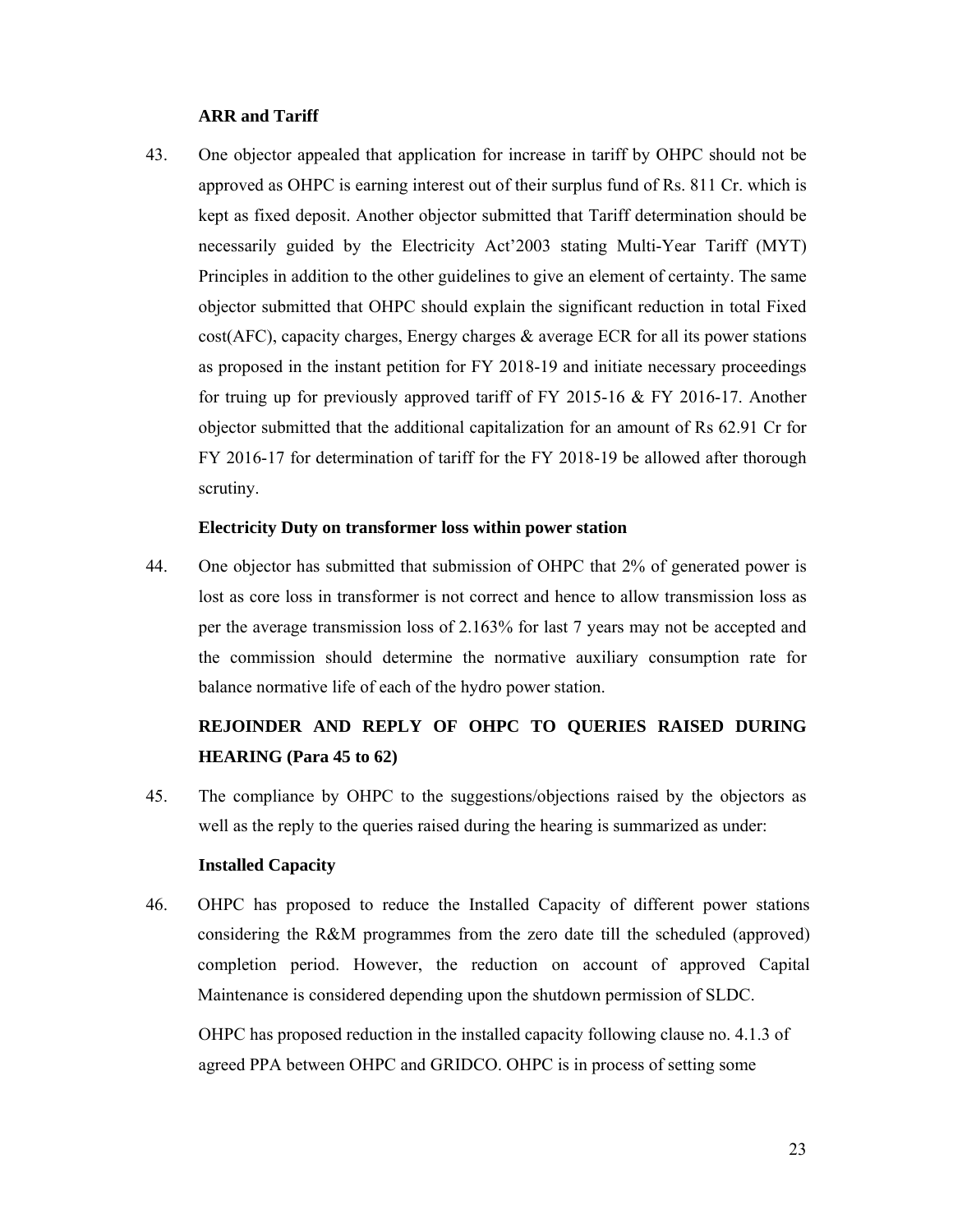**ARR and Tariff**

43. One objector appealed that application for increase in tariff by OHPC should not be approved as OHPC is earning interest out of their surplus fund of Rs. 811 Cr. which is kept as fixed deposit. Another objector submitted that Tariff determination should be necessarily guided by the Electricity Act'2003 stating Multi-Year Tariff (MYT) Principles in addition to the other guidelines to give an element of certainty. The same objector submitted that OHPC should explain the significant reduction in total Fixed cost(AFC), capacity charges, Energy charges & average ECR for all its power stations as proposed in the instant petition for FY 2018-19 and initiate necessary proceedings for truing up for previously approved tariff of FY 2015-16 & FY 2016-17. Another objector submitted that the additional capitalization for an amount of Rs 62.91 Cr for FY 2016-17 for determination of tariff for the FY 2018-19 be allowed after thorough scrutiny.

**Electricity Duty on transformer loss within power station**

44. One objector has submitted that submission of OHPC that 2% of generated power is lost as core loss in transformer is not correct and hence to allow transmission loss as per the average transmission loss of 2.163% for last 7 years may not be accepted and the commission should determine the normative auxiliary consumption rate for balance normative life of each of the hydro power station.

**REJOINDER AND REPLY OF OHPC TO QUERIES RAISED DURING HEARING (Para 45 to 62)**

45. The compliance by OHPC to the suggestions/objections raised by the objectors as well as the reply to the queries raised during the hearing is summarized as under:

**Installed Capacity**

46. OHPC has proposed to reduce the Installed Capacity of different power stations considering the R&M programmes from the zero date till the scheduled (approved) completion period. However, the reduction on account of approved Capital Maintenance is considered depending upon the shutdown permission of SLDC.

OHPC has proposed reduction in the installed capacity following clause no. 4.1.3 of agreed PPA between OHPC and GRIDCO. OHPC is in process of setting some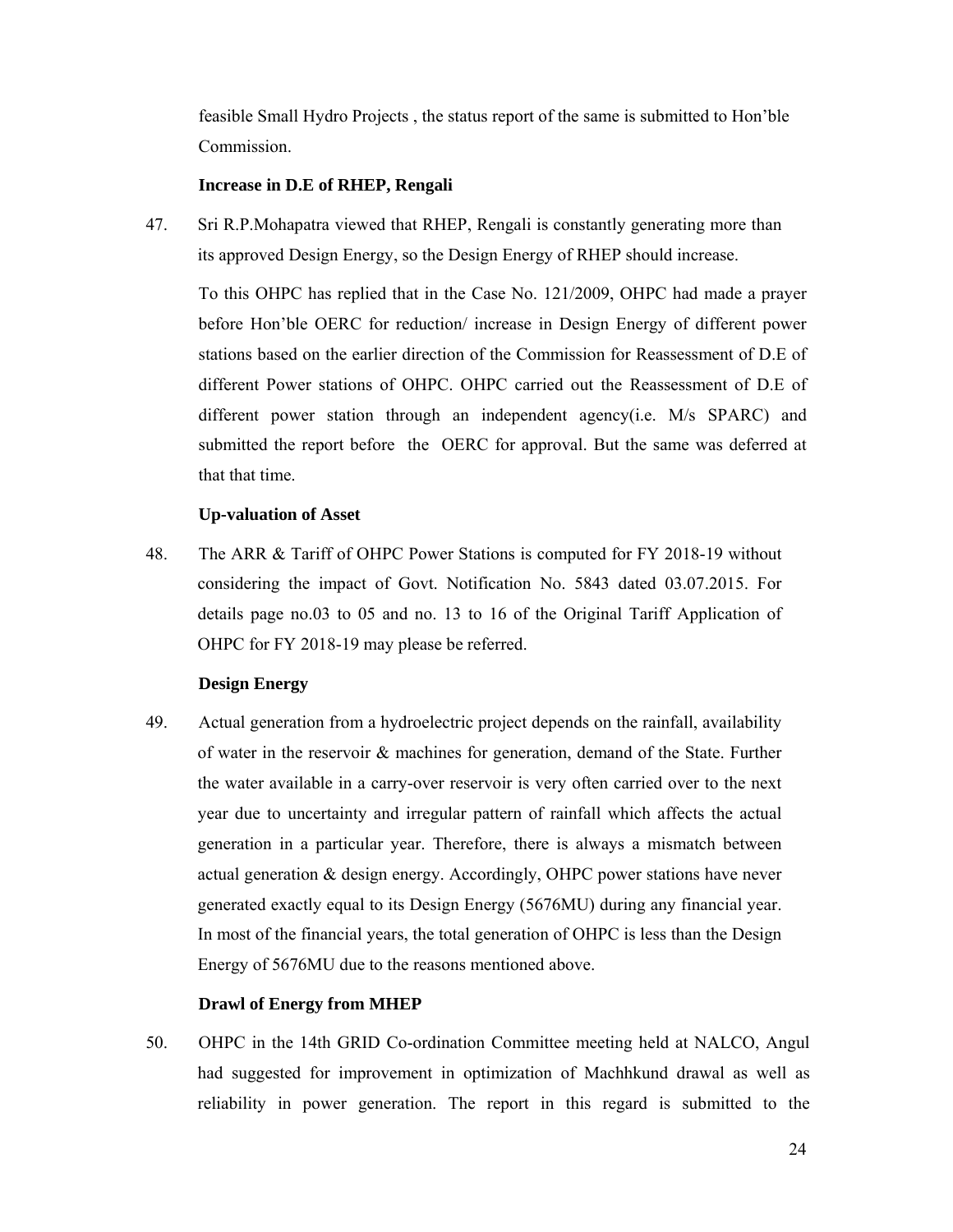feasible Small Hydro Projects , the status report of the same is submitted to Hon'ble Commission.

**Increase in D.E of RHEP, Rengali**

47. Sri R.P.Mohapatra viewed that RHEP, Rengali is constantly generating more than its approved Design Energy, so the Design Energy of RHEP should increase.

 To this OHPC has replied that in the Case No. 121/2009, OHPC had made a prayer before Hon'ble OERC for reduction/ increase in Design Energy of different power stations based on the earlier direction of the Commission for Reassessment of D.E of different Power stations of OHPC. OHPC carried out the Reassessment of D.E of different power station through an independent agency(i.e. M/s SPARC) and submitted the report before the OERC for approval. But the same was deferred at that that time.

**Up-valuation of Asset**

48. The ARR & Tariff of OHPC Power Stations is computed for FY 2018-19 without considering the impact of Govt. Notification No. 5843 dated 03.07.2015. For details page no.03 to 05 and no. 13 to 16 of the Original Tariff Application of OHPC for FY 2018-19 may please be referred.

**Design Energy**

49. Actual generation from a hydroelectric project depends on the rainfall, availability of water in the reservoir & machines for generation, demand of the State. Further the water available in a carry-over reservoir is very often carried over to the next year due to uncertainty and irregular pattern of rainfall which affects the actual generation in a particular year. Therefore, there is always a mismatch between actual generation & design energy. Accordingly, OHPC power stations have never generated exactly equal to its Design Energy (5676MU) during any financial year. In most of the financial years, the total generation of OHPC is less than the Design Energy of 5676MU due to the reasons mentioned above.

**Drawl of Energy from MHEP**

50. OHPC in the 14th GRID Co-ordination Committee meeting held at NALCO, Angul had suggested for improvement in optimization of Machhkund drawal as well as reliability in power generation. The report in this regard is submitted to the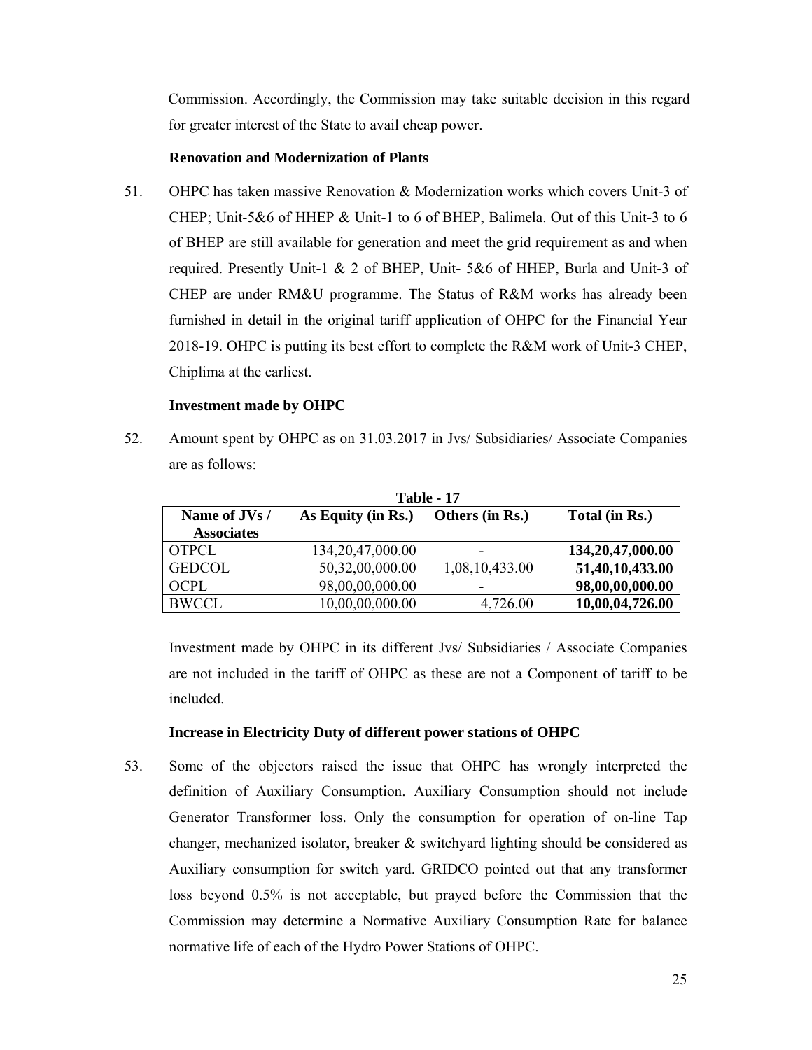Commission. Accordingly, the Commission may take suitable decision in this regard for greater interest of the State to avail cheap power.

**Renovation and Modernization of Plants**

51. OHPC has taken massive Renovation & Modernization works which covers Unit-3 of CHEP; Unit-5&6 of HHEP & Unit-1 to 6 of BHEP, Balimela. Out of this Unit-3 to 6 of BHEP are still available for generation and meet the grid requirement as and when required. Presently Unit-1 & 2 of BHEP, Unit- 5&6 of HHEP, Burla and Unit-3 of CHEP are under RM&U programme. The Status of R&M works has already been furnished in detail in the original tariff application of OHPC for the Financial Year 2018-19. OHPC is putting its best effort to complete the R&M work of Unit-3 CHEP, Chiplima at the earliest.

**Investment made by OHPC**

52. Amount spent by OHPC as on 31.03.2017 in Jvs/ Subsidiaries/ Associate Companies are as follows:

**Table - 17**

| Name of JVs / Associates | As Equity (in Rs.) | Others (in Rs.) | Total (in Rs.) |
|---|---|---|---|
| OTPCL | 134,20,47,000.00 | - | **134,20,47,000.00** |
| GEDCOL | 50,32,00,000.00 | 1,08,10,433.00 | **51,40,10,433.00** |
| OCPL | 98,00,00,000.00 | - | **98,00,00,000.00** |
| BWCCL | 10,00,00,000.00 | 4,726.00 | **10,00,04,726.00** |

Investment made by OHPC in its different Jvs/ Subsidiaries / Associate Companies are not included in the tariff of OHPC as these are not a Component of tariff to be included.

**Increase in Electricity Duty of different power stations of OHPC**

53. Some of the objectors raised the issue that OHPC has wrongly interpreted the definition of Auxiliary Consumption. Auxiliary Consumption should not include Generator Transformer loss. Only the consumption for operation of on-line Tap changer, mechanized isolator, breaker & switchyard lighting should be considered as Auxiliary consumption for switch yard. GRIDCO pointed out that any transformer loss beyond 0.5% is not acceptable, but prayed before the Commission that the Commission may determine a Normative Auxiliary Consumption Rate for balance normative life of each of the Hydro Power Stations of OHPC.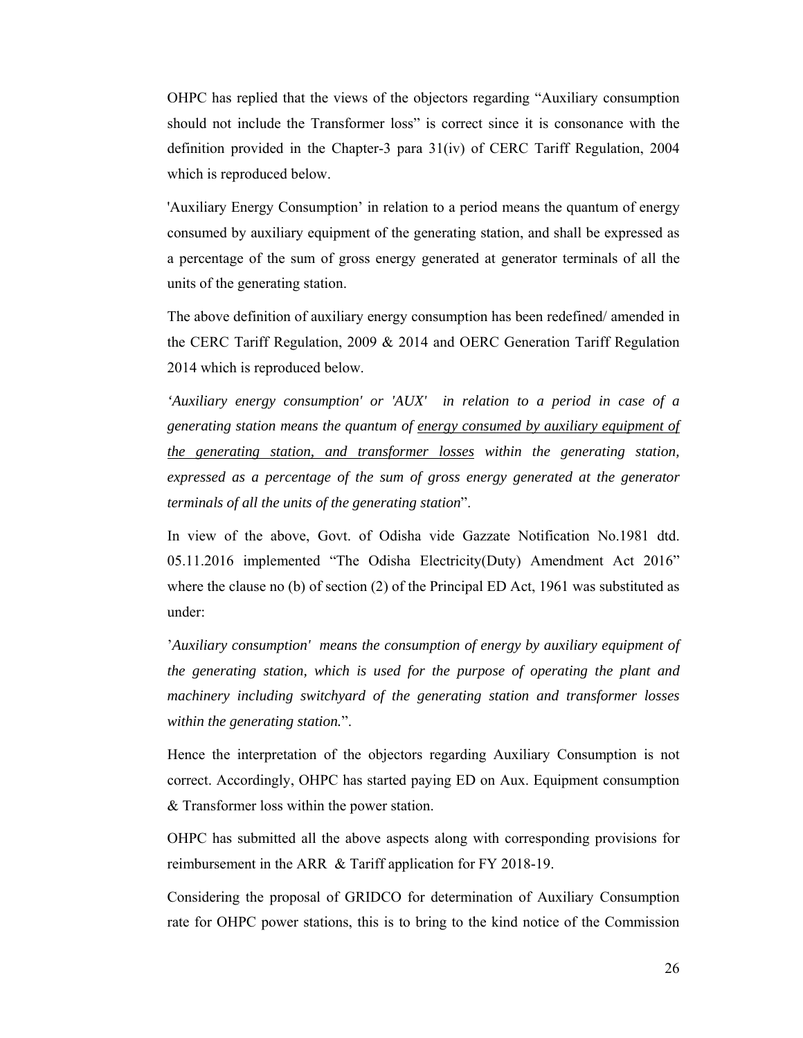OHPC has replied that the views of the objectors regarding "Auxiliary consumption should not include the Transformer loss" is correct since it is consonance with the definition provided in the Chapter-3 para 31(iv) of CERC Tariff Regulation, 2004 which is reproduced below.

'Auxiliary Energy Consumption' in relation to a period means the quantum of energy consumed by auxiliary equipment of the generating station, and shall be expressed as a percentage of the sum of gross energy generated at generator terminals of all the units of the generating station.

The above definition of auxiliary energy consumption has been redefined/ amended in the CERC Tariff Regulation, 2009 & 2014 and OERC Generation Tariff Regulation 2014 which is reproduced below.

*'Auxiliary energy consumption' or 'AUX' in relation to a period in case of a generating station means the quantum of <u>energy consumed by auxiliary equipment of the generating station, and transformer losses</u> within the generating station, expressed as a percentage of the sum of gross energy generated at the generator terminals of all the units of the generating station*".

In view of the above, Govt. of Odisha vide Gazzate Notification No.1981 dtd. 05.11.2016 implemented "The Odisha Electricity(Duty) Amendment Act 2016" where the clause no (b) of section (2) of the Principal ED Act, 1961 was substituted as under:

'*Auxiliary consumption' means the consumption of energy by auxiliary equipment of the generating station, which is used for the purpose of operating the plant and machinery including switchyard of the generating station and transformer losses within the generating station.*".

Hence the interpretation of the objectors regarding Auxiliary Consumption is not correct. Accordingly, OHPC has started paying ED on Aux. Equipment consumption & Transformer loss within the power station.

OHPC has submitted all the above aspects along with corresponding provisions for reimbursement in the ARR & Tariff application for FY 2018-19.

Considering the proposal of GRIDCO for determination of Auxiliary Consumption rate for OHPC power stations, this is to bring to the kind notice of the Commission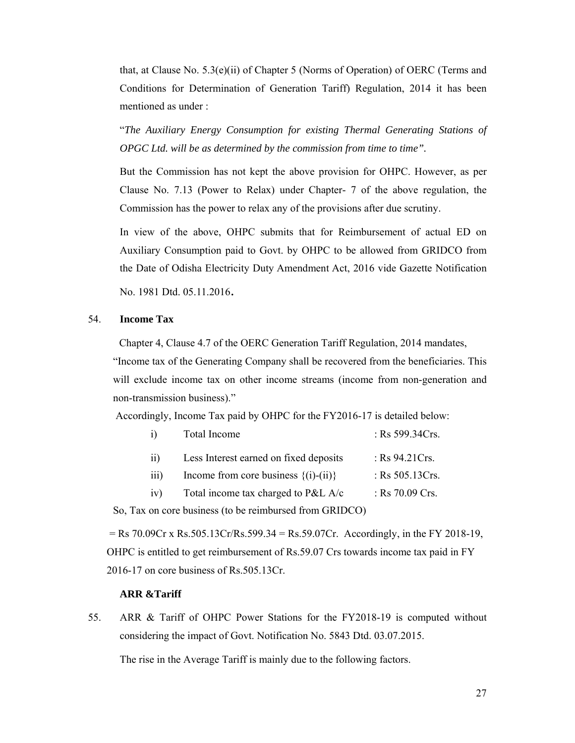that, at Clause No. 5.3(e)(ii) of Chapter 5 (Norms of Operation) of OERC (Terms and Conditions for Determination of Generation Tariff) Regulation, 2014 it has been mentioned as under :

"*The Auxiliary Energy Consumption for existing Thermal Generating Stations of OPGC Ltd. will be as determined by the commission from time to time"*.

But the Commission has not kept the above provision for OHPC. However, as per Clause No. 7.13 (Power to Relax) under Chapter- 7 of the above regulation, the Commission has the power to relax any of the provisions after due scrutiny.

In view of the above, OHPC submits that for Reimbursement of actual ED on Auxiliary Consumption paid to Govt. by OHPC to be allowed from GRIDCO from the Date of Odisha Electricity Duty Amendment Act, 2016 vide Gazette Notification No. 1981 Dtd. 05.11.2016**.**

54. **Income Tax**

Chapter 4, Clause 4.7 of the OERC Generation Tariff Regulation, 2014 mandates, "Income tax of the Generating Company shall be recovered from the beneficiaries. This will exclude income tax on other income streams (income from non-generation and non-transmission business)."

Accordingly, Income Tax paid by OHPC for the FY2016-17 is detailed below:

| | | |
|---|---|---|
| i) | Total Income | : Rs 599.34Crs. |
| ii) | Less Interest earned on fixed deposits | : Rs 94.21Crs. |
| iii) | Income from core business {(i)-(ii)} | : Rs 505.13Crs. |
| iv) | Total income tax charged to P&L A/c | : Rs 70.09 Crs. |

So, Tax on core business (to be reimbursed from GRIDCO)

= Rs 70.09Cr x Rs.505.13Cr/Rs.599.34 = Rs.59.07Cr. Accordingly, in the FY 2018-19, OHPC is entitled to get reimbursement of Rs.59.07 Crs towards income tax paid in FY 2016-17 on core business of Rs.505.13Cr.

**ARR &Tariff**

55. ARR & Tariff of OHPC Power Stations for the FY2018-19 is computed without considering the impact of Govt. Notification No. 5843 Dtd. 03.07.2015.

The rise in the Average Tariff is mainly due to the following factors.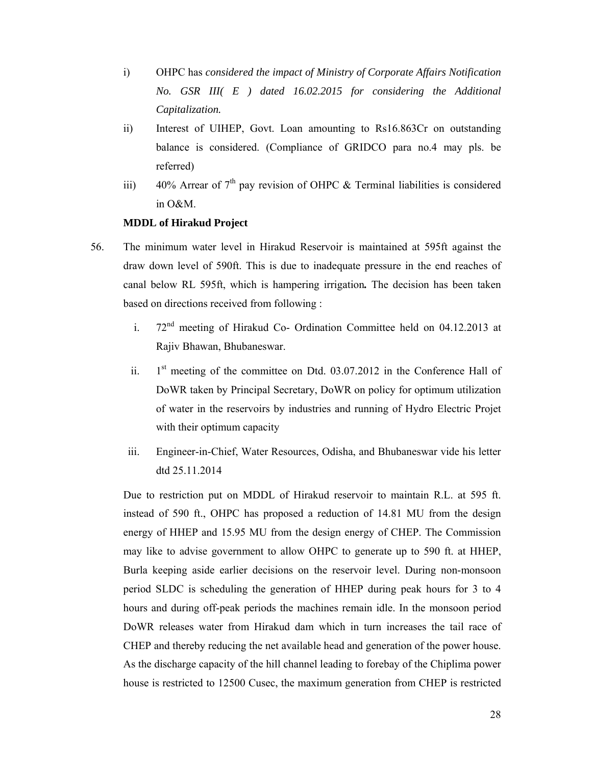i) OHPC has *considered the impact of Ministry of Corporate Affairs Notification No. GSR III( E ) dated 16.02.2015 for considering the Additional Capitalization.*

ii) Interest of UIHEP, Govt. Loan amounting to Rs16.863Cr on outstanding balance is considered. (Compliance of GRIDCO para no.4 may pls. be referred)

iii) 40% Arrear of 7th pay revision of OHPC & Terminal liabilities is considered in O&M.

**MDDL of Hirakud Project**

56. The minimum water level in Hirakud Reservoir is maintained at 595ft against the draw down level of 590ft. This is due to inadequate pressure in the end reaches of canal below RL 595ft, which is hampering irrigation**.** The decision has been taken based on directions received from following :

   i. 72nd meeting of Hirakud Co- Ordination Committee held on 04.12.2013 at Rajiv Bhawan, Bhubaneswar.

   ii. 1st meeting of the committee on Dtd. 03.07.2012 in the Conference Hall of DoWR taken by Principal Secretary, DoWR on policy for optimum utilization of water in the reservoirs by industries and running of Hydro Electric Projet with their optimum capacity

   iii. Engineer-in-Chief, Water Resources, Odisha, and Bhubaneswar vide his letter dtd 25.11.2014

   Due to restriction put on MDDL of Hirakud reservoir to maintain R.L. at 595 ft. instead of 590 ft., OHPC has proposed a reduction of 14.81 MU from the design energy of HHEP and 15.95 MU from the design energy of CHEP. The Commission may like to advise government to allow OHPC to generate up to 590 ft. at HHEP, Burla keeping aside earlier decisions on the reservoir level. During non-monsoon period SLDC is scheduling the generation of HHEP during peak hours for 3 to 4 hours and during off-peak periods the machines remain idle. In the monsoon period DoWR releases water from Hirakud dam which in turn increases the tail race of CHEP and thereby reducing the net available head and generation of the power house. As the discharge capacity of the hill channel leading to forebay of the Chiplima power house is restricted to 12500 Cusec, the maximum generation from CHEP is restricted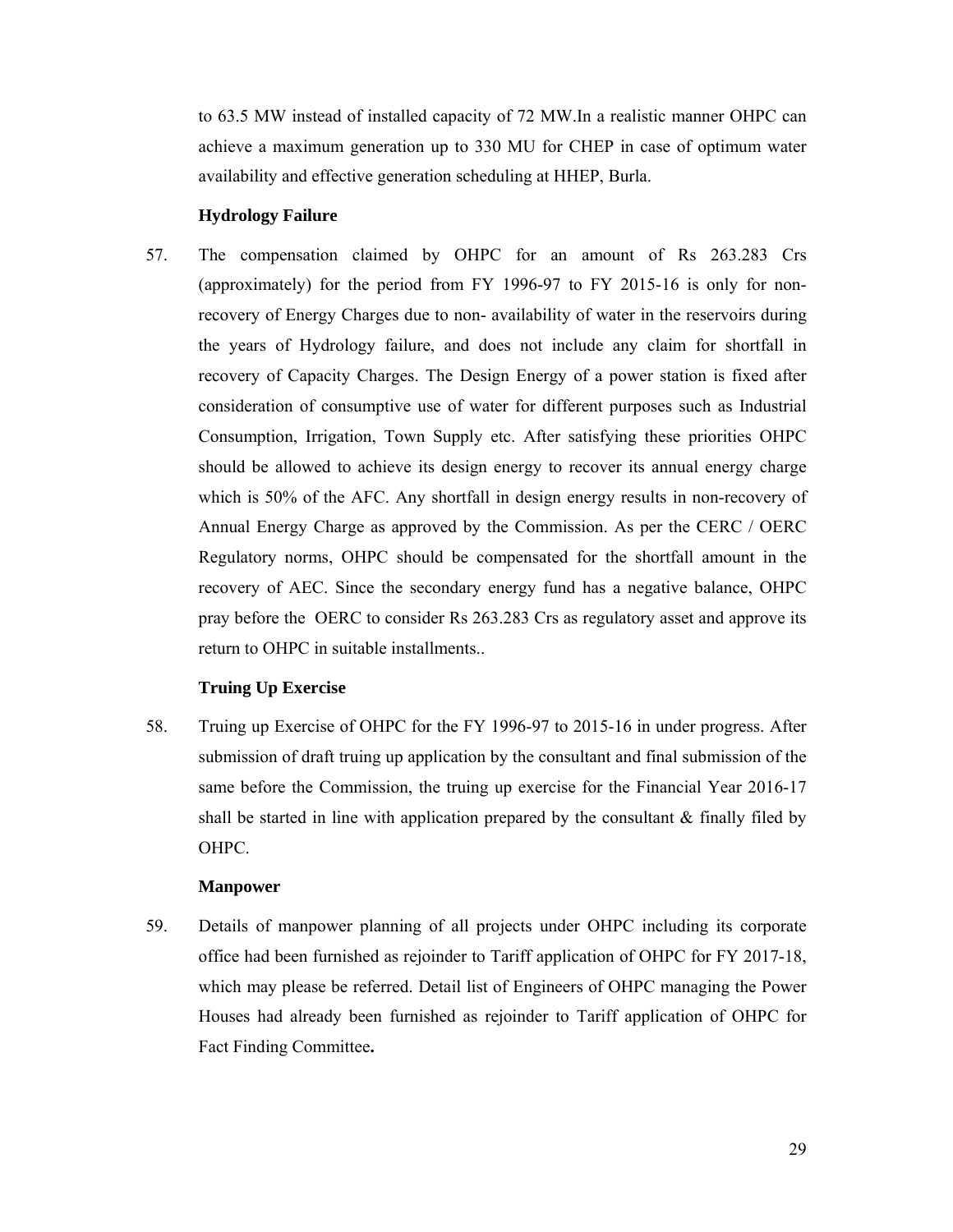to 63.5 MW instead of installed capacity of 72 MW.In a realistic manner OHPC can achieve a maximum generation up to 330 MU for CHEP in case of optimum water availability and effective generation scheduling at HHEP, Burla.

**Hydrology Failure**

57. The compensation claimed by OHPC for an amount of Rs 263.283 Crs (approximately) for the period from FY 1996-97 to FY 2015-16 is only for non-recovery of Energy Charges due to non- availability of water in the reservoirs during the years of Hydrology failure, and does not include any claim for shortfall in recovery of Capacity Charges. The Design Energy of a power station is fixed after consideration of consumptive use of water for different purposes such as Industrial Consumption, Irrigation, Town Supply etc. After satisfying these priorities OHPC should be allowed to achieve its design energy to recover its annual energy charge which is 50% of the AFC. Any shortfall in design energy results in non-recovery of Annual Energy Charge as approved by the Commission. As per the CERC / OERC Regulatory norms, OHPC should be compensated for the shortfall amount in the recovery of AEC. Since the secondary energy fund has a negative balance, OHPC pray before the OERC to consider Rs 263.283 Crs as regulatory asset and approve its return to OHPC in suitable installments..

**Truing Up Exercise**

58. Truing up Exercise of OHPC for the FY 1996-97 to 2015-16 in under progress. After submission of draft truing up application by the consultant and final submission of the same before the Commission, the truing up exercise for the Financial Year 2016-17 shall be started in line with application prepared by the consultant & finally filed by OHPC.

**Manpower**

59. Details of manpower planning of all projects under OHPC including its corporate office had been furnished as rejoinder to Tariff application of OHPC for FY 2017-18, which may please be referred. Detail list of Engineers of OHPC managing the Power Houses had already been furnished as rejoinder to Tariff application of OHPC for Fact Finding Committee**.**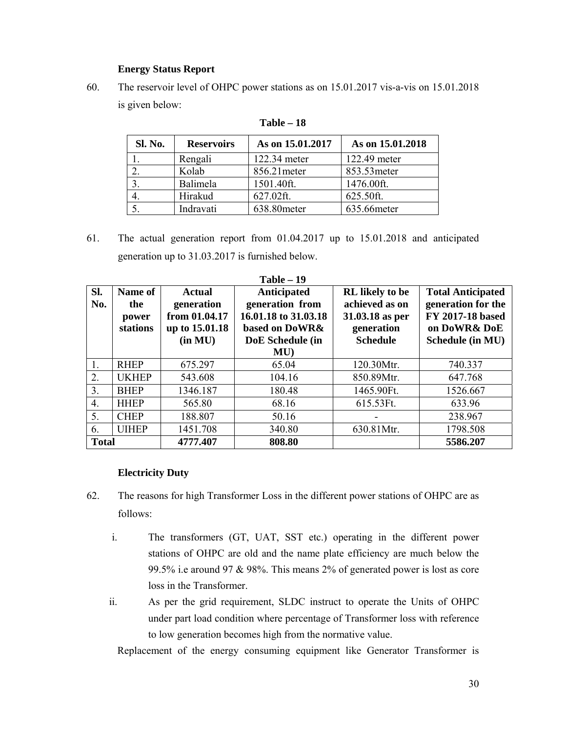### Energy Status Report

60. The reservoir level of OHPC power stations as on 15.01.2017 vis-a-vis on 15.01.2018 is given below:

**Table – 18**

| Sl. No. | Reservoirs | As on 15.01.2017 | As on 15.01.2018 |
|---|---|---|---|
| 1. | Rengali | 122.34 meter | 122.49 meter |
| 2. | Kolab | 856.21meter | 853.53meter |
| 3. | Balimela | 1501.40ft. | 1476.00ft. |
| 4. | Hirakud | 627.02ft. | 625.50ft. |
| 5. | Indravati | 638.80meter | 635.66meter |

61. The actual generation report from 01.04.2017 up to 15.01.2018 and anticipated generation up to 31.03.2017 is furnished below.

**Table – 19**

| Sl. No. | Name of the power stations | Actual generation from 01.04.17 up to 15.01.18 (in MU) | Anticipated generation from 16.01.18 to 31.03.18 based on DoWR& DoE Schedule (in MU) | RL likely to be achieved as on 31.03.18 as per generation Schedule | Total Anticipated generation for the FY 2017-18 based on DoWR& DoE Schedule (in MU) |
|---|---|---|---|---|---|
| 1. | RHEP | 675.297 | 65.04 | 120.30Mtr. | 740.337 |
| 2. | UKHEP | 543.608 | 104.16 | 850.89Mtr. | 647.768 |
| 3. | BHEP | 1346.187 | 180.48 | 1465.90Ft. | 1526.667 |
| 4. | HHEP | 565.80 | 68.16 | 615.53Ft. | 633.96 |
| 5. | CHEP | 188.807 | 50.16 | - | 238.967 |
| 6. | UIHEP | 1451.708 | 340.80 | 630.81Mtr. | 1798.508 |
| **Total** | | **4777.407** | **808.80** | | **5586.207** |

### Electricity Duty

62. The reasons for high Transformer Loss in the different power stations of OHPC are as follows:

    i. The transformers (GT, UAT, SST etc.) operating in the different power stations of OHPC are old and the name plate efficiency are much below the 99.5% i.e around 97 & 98%. This means 2% of generated power is lost as core loss in the Transformer.

    ii. As per the grid requirement, SLDC instruct to operate the Units of OHPC under part load condition where percentage of Transformer loss with reference to low generation becomes high from the normative value.

    Replacement of the energy consuming equipment like Generator Transformer is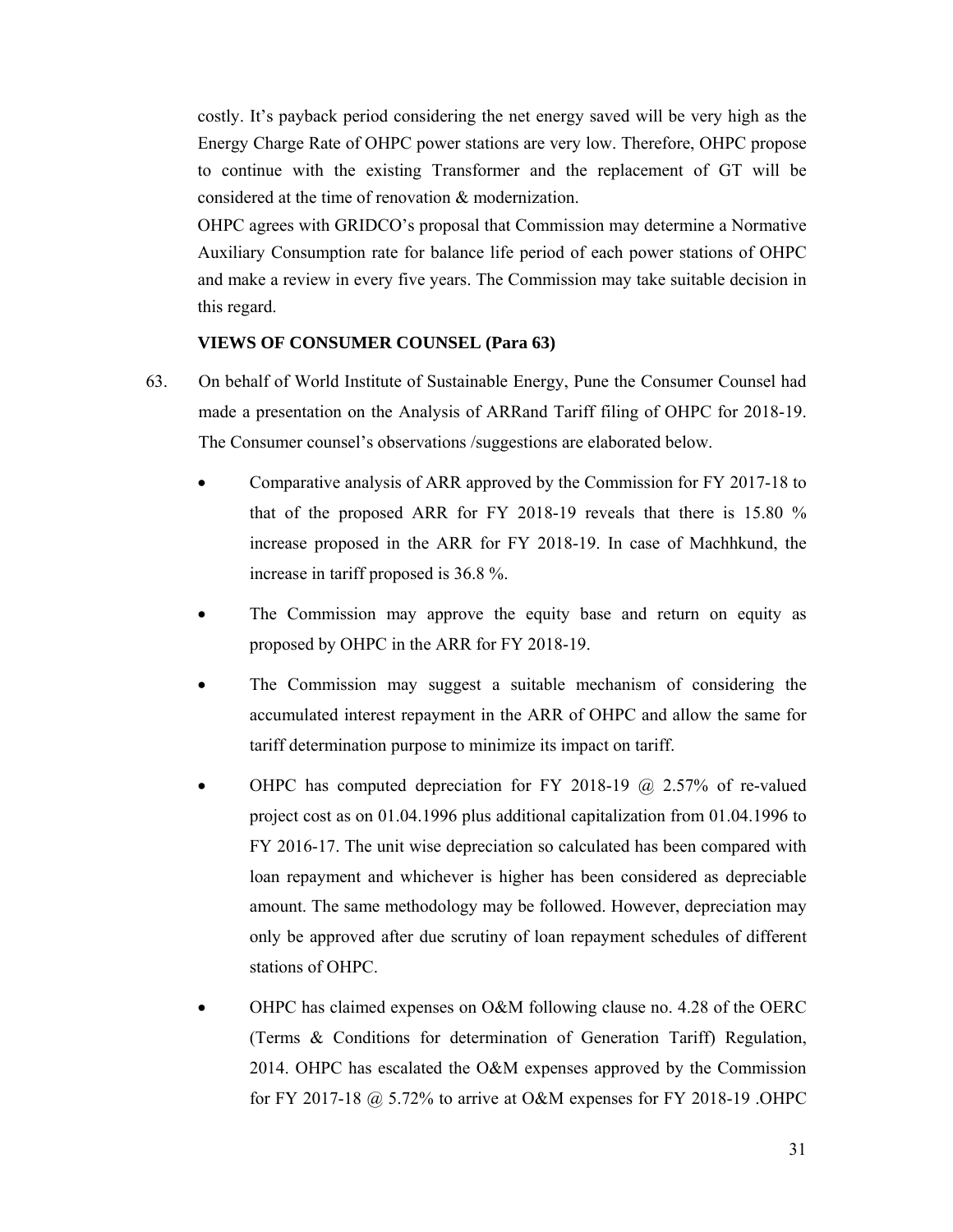costly. It's payback period considering the net energy saved will be very high as the Energy Charge Rate of OHPC power stations are very low. Therefore, OHPC propose to continue with the existing Transformer and the replacement of GT will be considered at the time of renovation & modernization.

OHPC agrees with GRIDCO's proposal that Commission may determine a Normative Auxiliary Consumption rate for balance life period of each power stations of OHPC and make a review in every five years. The Commission may take suitable decision in this regard.

**VIEWS OF CONSUMER COUNSEL (Para 63)**

63. On behalf of World Institute of Sustainable Energy, Pune the Consumer Counsel had made a presentation on the Analysis of ARRand Tariff filing of OHPC for 2018-19. The Consumer counsel's observations /suggestions are elaborated below.

- Comparative analysis of ARR approved by the Commission for FY 2017-18 to that of the proposed ARR for FY 2018-19 reveals that there is 15.80 % increase proposed in the ARR for FY 2018-19. In case of Machhkund, the increase in tariff proposed is 36.8 %.

- The Commission may approve the equity base and return on equity as proposed by OHPC in the ARR for FY 2018-19.

- The Commission may suggest a suitable mechanism of considering the accumulated interest repayment in the ARR of OHPC and allow the same for tariff determination purpose to minimize its impact on tariff.

- OHPC has computed depreciation for FY 2018-19 @ 2.57% of re-valued project cost as on 01.04.1996 plus additional capitalization from 01.04.1996 to FY 2016-17. The unit wise depreciation so calculated has been compared with loan repayment and whichever is higher has been considered as depreciable amount. The same methodology may be followed. However, depreciation may only be approved after due scrutiny of loan repayment schedules of different stations of OHPC.

- OHPC has claimed expenses on O&M following clause no. 4.28 of the OERC (Terms & Conditions for determination of Generation Tariff) Regulation, 2014. OHPC has escalated the O&M expenses approved by the Commission for FY 2017-18 @ 5.72% to arrive at O&M expenses for FY 2018-19 .OHPC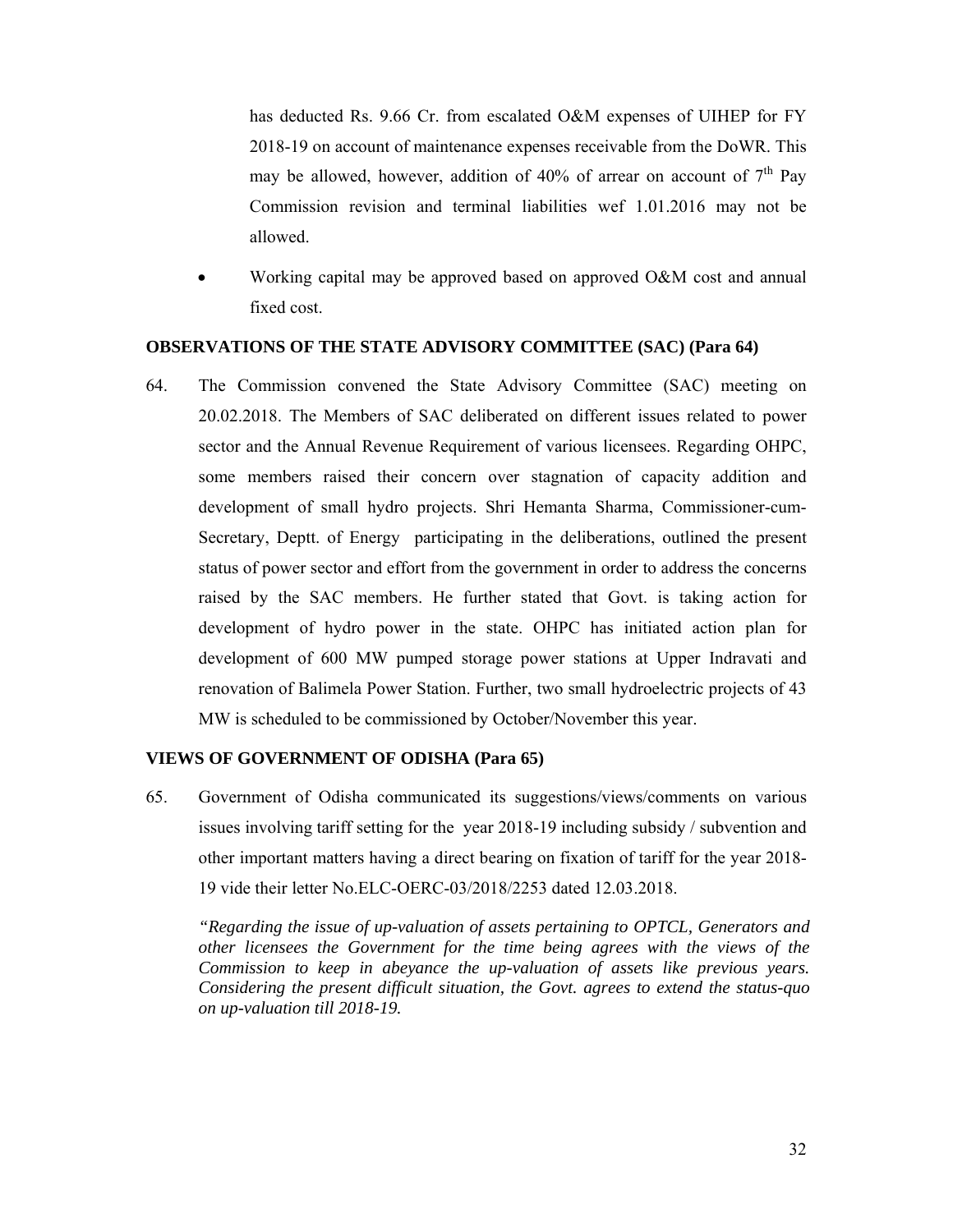has deducted Rs. 9.66 Cr. from escalated O&M expenses of UIHEP for FY 2018-19 on account of maintenance expenses receivable from the DoWR. This may be allowed, however, addition of 40% of arrear on account of 7th Pay Commission revision and terminal liabilities wef 1.01.2016 may not be allowed.

- Working capital may be approved based on approved O&M cost and annual fixed cost.

### OBSERVATIONS OF THE STATE ADVISORY COMMITTEE (SAC) (Para 64)

64. The Commission convened the State Advisory Committee (SAC) meeting on 20.02.2018. The Members of SAC deliberated on different issues related to power sector and the Annual Revenue Requirement of various licensees. Regarding OHPC, some members raised their concern over stagnation of capacity addition and development of small hydro projects. Shri Hemanta Sharma, Commissioner-cum-Secretary, Deptt. of Energy participating in the deliberations, outlined the present status of power sector and effort from the government in order to address the concerns raised by the SAC members. He further stated that Govt. is taking action for development of hydro power in the state. OHPC has initiated action plan for development of 600 MW pumped storage power stations at Upper Indravati and renovation of Balimela Power Station. Further, two small hydroelectric projects of 43 MW is scheduled to be commissioned by October/November this year.

### VIEWS OF GOVERNMENT OF ODISHA (Para 65)

65. Government of Odisha communicated its suggestions/views/comments on various issues involving tariff setting for the year 2018-19 including subsidy / subvention and other important matters having a direct bearing on fixation of tariff for the year 2018-19 vide their letter No.ELC-OERC-03/2018/2253 dated 12.03.2018.

*"Regarding the issue of up-valuation of assets pertaining to OPTCL, Generators and other licensees the Government for the time being agrees with the views of the Commission to keep in abeyance the up-valuation of assets like previous years. Considering the present difficult situation, the Govt. agrees to extend the status-quo on up-valuation till 2018-19.*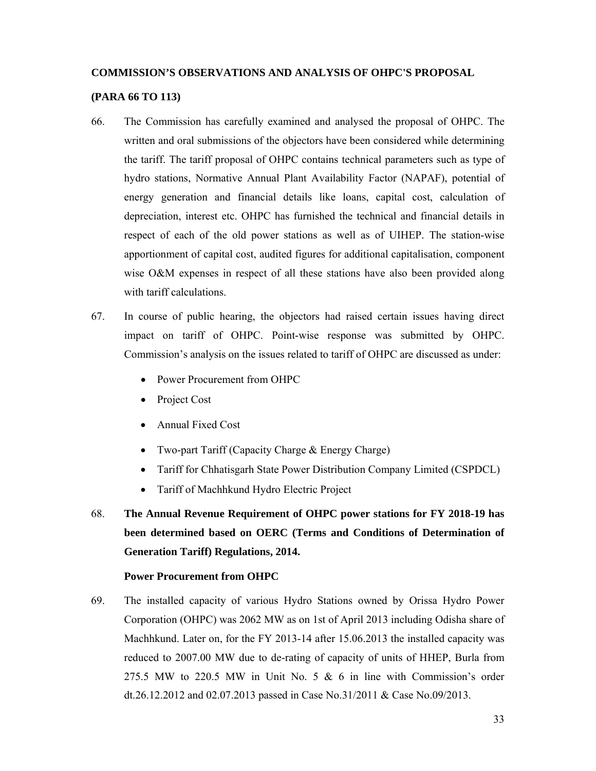**COMMISSION'S OBSERVATIONS AND ANALYSIS OF OHPC'S PROPOSAL**

**(PARA 66 TO 113)**

66. The Commission has carefully examined and analysed the proposal of OHPC. The written and oral submissions of the objectors have been considered while determining the tariff. The tariff proposal of OHPC contains technical parameters such as type of hydro stations, Normative Annual Plant Availability Factor (NAPAF), potential of energy generation and financial details like loans, capital cost, calculation of depreciation, interest etc. OHPC has furnished the technical and financial details in respect of each of the old power stations as well as of UIHEP. The station-wise apportionment of capital cost, audited figures for additional capitalisation, component wise O&M expenses in respect of all these stations have also been provided along with tariff calculations.

67. In course of public hearing, the objectors had raised certain issues having direct impact on tariff of OHPC. Point-wise response was submitted by OHPC. Commission's analysis on the issues related to tariff of OHPC are discussed as under:

    - Power Procurement from OHPC
    - Project Cost
    - Annual Fixed Cost
    - Two-part Tariff (Capacity Charge & Energy Charge)
    - Tariff for Chhatisgarh State Power Distribution Company Limited (CSPDCL)
    - Tariff of Machhkund Hydro Electric Project

68. **The Annual Revenue Requirement of OHPC power stations for FY 2018-19 has been determined based on OERC (Terms and Conditions of Determination of Generation Tariff) Regulations, 2014.**

**Power Procurement from OHPC**

69. The installed capacity of various Hydro Stations owned by Orissa Hydro Power Corporation (OHPC) was 2062 MW as on 1st of April 2013 including Odisha share of Machhkund. Later on, for the FY 2013-14 after 15.06.2013 the installed capacity was reduced to 2007.00 MW due to de-rating of capacity of units of HHEP, Burla from 275.5 MW to 220.5 MW in Unit No. 5 & 6 in line with Commission's order dt.26.12.2012 and 02.07.2013 passed in Case No.31/2011 & Case No.09/2013.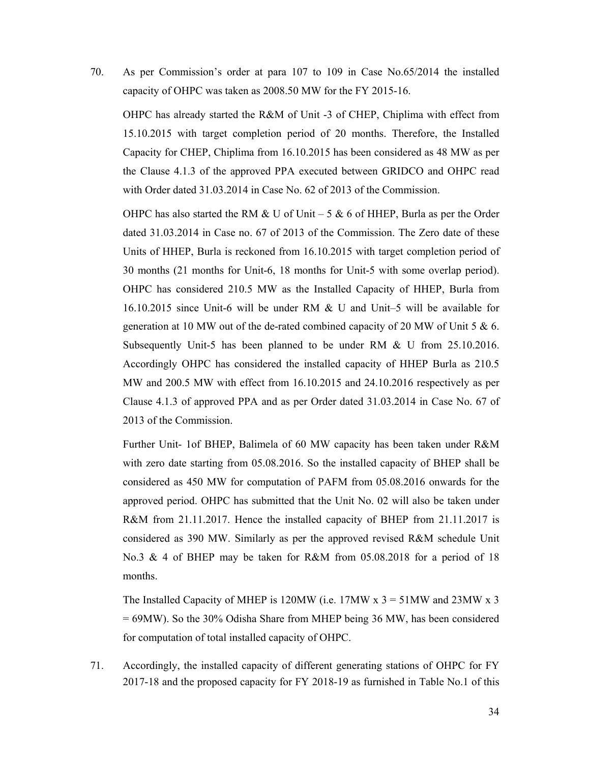70. As per Commission's order at para 107 to 109 in Case No.65/2014 the installed capacity of OHPC was taken as 2008.50 MW for the FY 2015-16.

    OHPC has already started the R&M of Unit -3 of CHEP, Chiplima with effect from 15.10.2015 with target completion period of 20 months. Therefore, the Installed Capacity for CHEP, Chiplima from 16.10.2015 has been considered as 48 MW as per the Clause 4.1.3 of the approved PPA executed between GRIDCO and OHPC read with Order dated 31.03.2014 in Case No. 62 of 2013 of the Commission.

    OHPC has also started the RM & U of Unit – 5 & 6 of HHEP, Burla as per the Order dated 31.03.2014 in Case no. 67 of 2013 of the Commission. The Zero date of these Units of HHEP, Burla is reckoned from 16.10.2015 with target completion period of 30 months (21 months for Unit-6, 18 months for Unit-5 with some overlap period). OHPC has considered 210.5 MW as the Installed Capacity of HHEP, Burla from 16.10.2015 since Unit-6 will be under RM & U and Unit–5 will be available for generation at 10 MW out of the de-rated combined capacity of 20 MW of Unit 5 & 6. Subsequently Unit-5 has been planned to be under RM & U from 25.10.2016. Accordingly OHPC has considered the installed capacity of HHEP Burla as 210.5 MW and 200.5 MW with effect from 16.10.2015 and 24.10.2016 respectively as per Clause 4.1.3 of approved PPA and as per Order dated 31.03.2014 in Case No. 67 of 2013 of the Commission.

    Further Unit- 1of BHEP, Balimela of 60 MW capacity has been taken under R&M with zero date starting from 05.08.2016. So the installed capacity of BHEP shall be considered as 450 MW for computation of PAFM from 05.08.2016 onwards for the approved period. OHPC has submitted that the Unit No. 02 will also be taken under R&M from 21.11.2017. Hence the installed capacity of BHEP from 21.11.2017 is considered as 390 MW. Similarly as per the approved revised R&M schedule Unit No.3 & 4 of BHEP may be taken for R&M from 05.08.2018 for a period of 18 months.

    The Installed Capacity of MHEP is 120MW (i.e. 17MW x 3 = 51MW and 23MW x 3 = 69MW). So the 30% Odisha Share from MHEP being 36 MW, has been considered for computation of total installed capacity of OHPC.

71. Accordingly, the installed capacity of different generating stations of OHPC for FY 2017-18 and the proposed capacity for FY 2018-19 as furnished in Table No.1 of this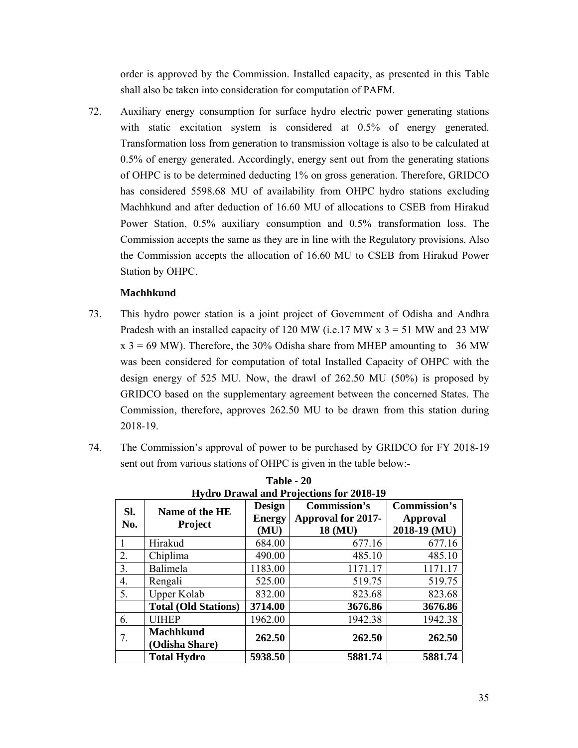order is approved by the Commission. Installed capacity, as presented in this Table shall also be taken into consideration for computation of PAFM.

72. Auxiliary energy consumption for surface hydro electric power generating stations with static excitation system is considered at 0.5% of energy generated. Transformation loss from generation to transmission voltage is also to be calculated at 0.5% of energy generated. Accordingly, energy sent out from the generating stations of OHPC is to be determined deducting 1% on gross generation. Therefore, GRIDCO has considered 5598.68 MU of availability from OHPC hydro stations excluding Machhkund and after deduction of 16.60 MU of allocations to CSEB from Hirakud Power Station, 0.5% auxiliary consumption and 0.5% transformation loss. The Commission accepts the same as they are in line with the Regulatory provisions. Also the Commission accepts the allocation of 16.60 MU to CSEB from Hirakud Power Station by OHPC.

**Machhkund**

73. This hydro power station is a joint project of Government of Odisha and Andhra Pradesh with an installed capacity of 120 MW (i.e.17 MW x 3 = 51 MW and 23 MW x 3 = 69 MW). Therefore, the 30% Odisha share from MHEP amounting to 36 MW was been considered for computation of total Installed Capacity of OHPC with the design energy of 525 MU. Now, the drawl of 262.50 MU (50%) is proposed by GRIDCO based on the supplementary agreement between the concerned States. The Commission, therefore, approves 262.50 MU to be drawn from this station during 2018-19.

74. The Commission's approval of power to be purchased by GRIDCO for FY 2018-19 sent out from various stations of OHPC is given in the table below:-

**Table - 20**
**Hydro Drawal and Projections for 2018-19**

| Sl. No. | Name of the HE Project | Design Energy (MU) | Commission's Approval for 2017-18 (MU) | Commission's Approval 2018-19 (MU) |
|---|---|---|---|---|
| 1 | Hirakud | 684.00 | 677.16 | 677.16 |
| 2. | Chiplima | 490.00 | 485.10 | 485.10 |
| 3. | Balimela | 1183.00 | 1171.17 | 1171.17 |
| 4. | Rengali | 525.00 | 519.75 | 519.75 |
| 5. | Upper Kolab | 832.00 | 823.68 | 823.68 |
| | **Total (Old Stations)** | **3714.00** | **3676.86** | **3676.86** |
| 6. | UIHEP | 1962.00 | 1942.38 | 1942.38 |
| 7. | **Machhkund (Odisha Share)** | **262.50** | **262.50** | **262.50** |
| | **Total Hydro** | **5938.50** | **5881.74** | **5881.74** |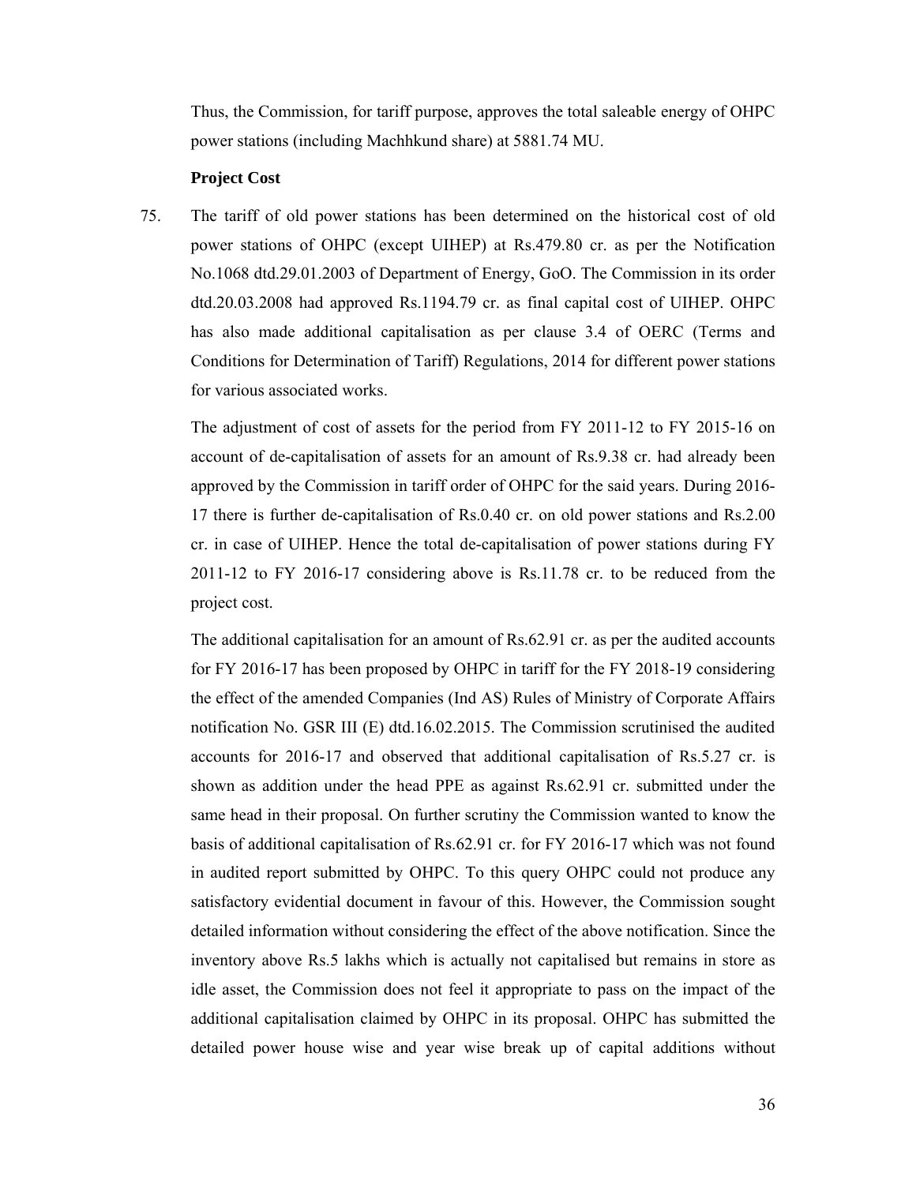Thus, the Commission, for tariff purpose, approves the total saleable energy of OHPC power stations (including Machhkund share) at 5881.74 MU.

**Project Cost**

75. The tariff of old power stations has been determined on the historical cost of old power stations of OHPC (except UIHEP) at Rs.479.80 cr. as per the Notification No.1068 dtd.29.01.2003 of Department of Energy, GoO. The Commission in its order dtd.20.03.2008 had approved Rs.1194.79 cr. as final capital cost of UIHEP. OHPC has also made additional capitalisation as per clause 3.4 of OERC (Terms and Conditions for Determination of Tariff) Regulations, 2014 for different power stations for various associated works.

The adjustment of cost of assets for the period from FY 2011-12 to FY 2015-16 on account of de-capitalisation of assets for an amount of Rs.9.38 cr. had already been approved by the Commission in tariff order of OHPC for the said years. During 2016-17 there is further de-capitalisation of Rs.0.40 cr. on old power stations and Rs.2.00 cr. in case of UIHEP. Hence the total de-capitalisation of power stations during FY 2011-12 to FY 2016-17 considering above is Rs.11.78 cr. to be reduced from the project cost.

The additional capitalisation for an amount of Rs.62.91 cr. as per the audited accounts for FY 2016-17 has been proposed by OHPC in tariff for the FY 2018-19 considering the effect of the amended Companies (Ind AS) Rules of Ministry of Corporate Affairs notification No. GSR III (E) dtd.16.02.2015. The Commission scrutinised the audited accounts for 2016-17 and observed that additional capitalisation of Rs.5.27 cr. is shown as addition under the head PPE as against Rs.62.91 cr. submitted under the same head in their proposal. On further scrutiny the Commission wanted to know the basis of additional capitalisation of Rs.62.91 cr. for FY 2016-17 which was not found in audited report submitted by OHPC. To this query OHPC could not produce any satisfactory evidential document in favour of this. However, the Commission sought detailed information without considering the effect of the above notification. Since the inventory above Rs.5 lakhs which is actually not capitalised but remains in store as idle asset, the Commission does not feel it appropriate to pass on the impact of the additional capitalisation claimed by OHPC in its proposal. OHPC has submitted the detailed power house wise and year wise break up of capital additions without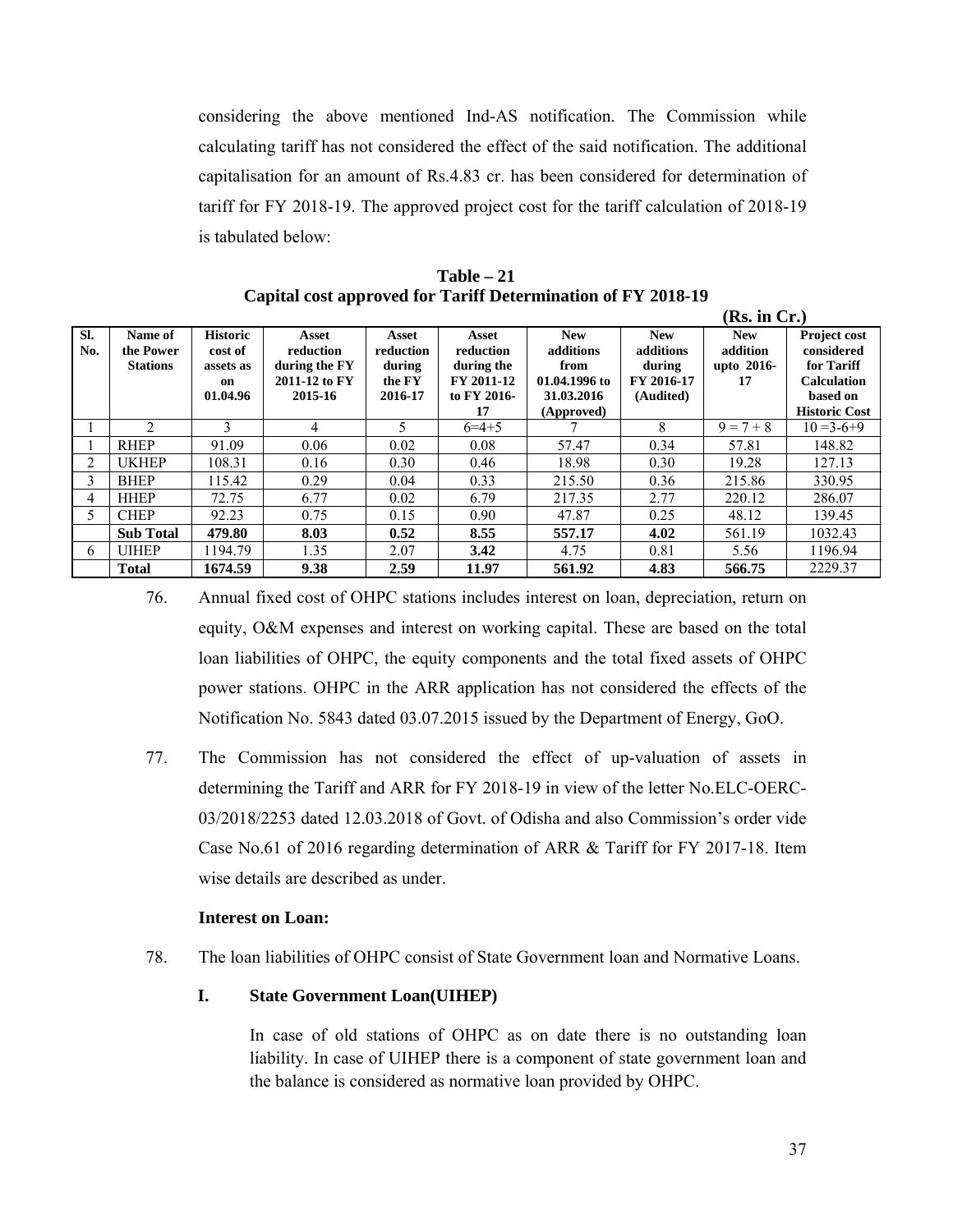considering the above mentioned Ind-AS notification. The Commission while calculating tariff has not considered the effect of the said notification. The additional capitalisation for an amount of Rs.4.83 cr. has been considered for determination of tariff for FY 2018-19. The approved project cost for the tariff calculation of 2018-19 is tabulated below:

**Table – 21**
**Capital cost approved for Tariff Determination of FY 2018-19**

**(Rs. in Cr.)**

| Sl. No. | Name of the Power Stations | Historic cost of assets as on 01.04.96 | Asset reduction during the FY 2011-12 to FY 2015-16 | Asset reduction during the FY 2016-17 | Asset reduction during the FY 2011-12 to FY 2016-17 | New additions from 01.04.1996 to 31.03.2016 (Approved) | New additions during FY 2016-17 (Audited) | New addition upto 2016-17 | Project cost considered for Tariff Calculation based on Historic Cost |
|---|---|---|---|---|---|---|---|---|---|
| 1 | 2 | 3 | 4 | 5 | 6=4+5 | 7 | 8 | 9 = 7 + 8 | 10 =3-6+9 |
| 1 | RHEP | 91.09 | 0.06 | 0.02 | 0.08 | 57.47 | 0.34 | 57.81 | 148.82 |
| 2 | UKHEP | 108.31 | 0.16 | 0.30 | 0.46 | 18.98 | 0.30 | 19.28 | 127.13 |
| 3 | BHEP | 115.42 | 0.29 | 0.04 | 0.33 | 215.50 | 0.36 | 215.86 | 330.95 |
| 4 | HHEP | 72.75 | 6.77 | 0.02 | 6.79 | 217.35 | 2.77 | 220.12 | 286.07 |
| 5 | CHEP | 92.23 | 0.75 | 0.15 | 0.90 | 47.87 | 0.25 | 48.12 | 139.45 |
| | **Sub Total** | **479.80** | **8.03** | **0.52** | **8.55** | **557.17** | **4.02** | 561.19 | 1032.43 |
| 6 | UIHEP | 1194.79 | 1.35 | 2.07 | **3.42** | 4.75 | 0.81 | 5.56 | 1196.94 |
| | **Total** | **1674.59** | **9.38** | **2.59** | **11.97** | **561.92** | **4.83** | **566.75** | 2229.37 |

76. Annual fixed cost of OHPC stations includes interest on loan, depreciation, return on equity, O&M expenses and interest on working capital. These are based on the total loan liabilities of OHPC, the equity components and the total fixed assets of OHPC power stations. OHPC in the ARR application has not considered the effects of the Notification No. 5843 dated 03.07.2015 issued by the Department of Energy, GoO.

77. The Commission has not considered the effect of up-valuation of assets in determining the Tariff and ARR for FY 2018-19 in view of the letter No.ELC-OERC-03/2018/2253 dated 12.03.2018 of Govt. of Odisha and also Commission's order vide Case No.61 of 2016 regarding determination of ARR & Tariff for FY 2017-18. Item wise details are described as under.

**Interest on Loan:**

78. The loan liabilities of OHPC consist of State Government loan and Normative Loans.

**I. State Government Loan(UIHEP)**

In case of old stations of OHPC as on date there is no outstanding loan liability. In case of UIHEP there is a component of state government loan and the balance is considered as normative loan provided by OHPC.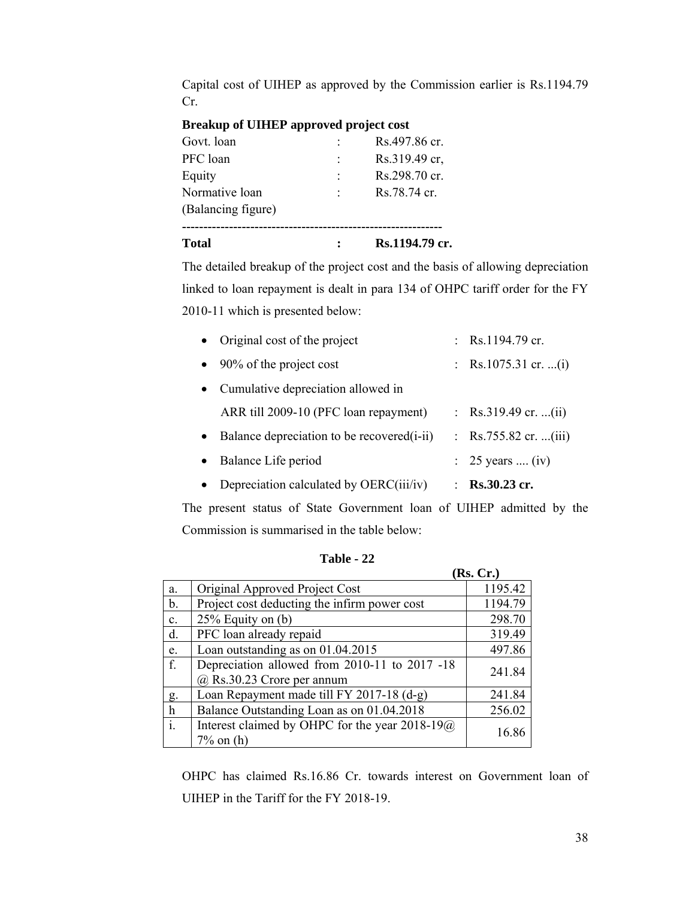Capital cost of UIHEP as approved by the Commission earlier is Rs.1194.79 Cr.

**Breakup of UIHEP approved project cost**

| | | |
|---|---|---|
| Govt. loan | : | Rs.497.86 cr. |
| PFC loan | : | Rs.319.49 cr, |
| Equity | : | Rs.298.70 cr. |
| Normative loan (Balancing figure) | : | Rs.78.74 cr. |
| **Total** | **:** | **Rs.1194.79 cr.** |

The detailed breakup of the project cost and the basis of allowing depreciation linked to loan repayment is dealt in para 134 of OHPC tariff order for the FY 2010-11 which is presented below:

- Original cost of the project : Rs.1194.79 cr.
- 90% of the project cost : Rs.1075.31 cr. ...(i)
- Cumulative depreciation allowed in ARR till 2009-10 (PFC loan repayment) : Rs.319.49 cr. ...(ii)
- Balance depreciation to be recovered(i-ii) : Rs.755.82 cr. ...(iii)
- Balance Life period : 25 years .... (iv)
- Depreciation calculated by OERC(iii/iv) : **Rs.30.23 cr.**

The present status of State Government loan of UIHEP admitted by the Commission is summarised in the table below:

**Table - 22**

**(Rs. Cr.)**

| | | |
|---|---|---|
| a. | Original Approved Project Cost | 1195.42 |
| b. | Project cost deducting the infirm power cost | 1194.79 |
| c. | 25% Equity on (b) | 298.70 |
| d. | PFC loan already repaid | 319.49 |
| e. | Loan outstanding as on 01.04.2015 | 497.86 |
| f. | Depreciation allowed from 2010-11 to 2017 -18 @ Rs.30.23 Crore per annum | 241.84 |
| g. | Loan Repayment made till FY 2017-18 (d-g) | 241.84 |
| h | Balance Outstanding Loan as on 01.04.2018 | 256.02 |
| i. | Interest claimed by OHPC for the year 2018-19@ 7% on (h) | 16.86 |

OHPC has claimed Rs.16.86 Cr. towards interest on Government loan of UIHEP in the Tariff for the FY 2018-19.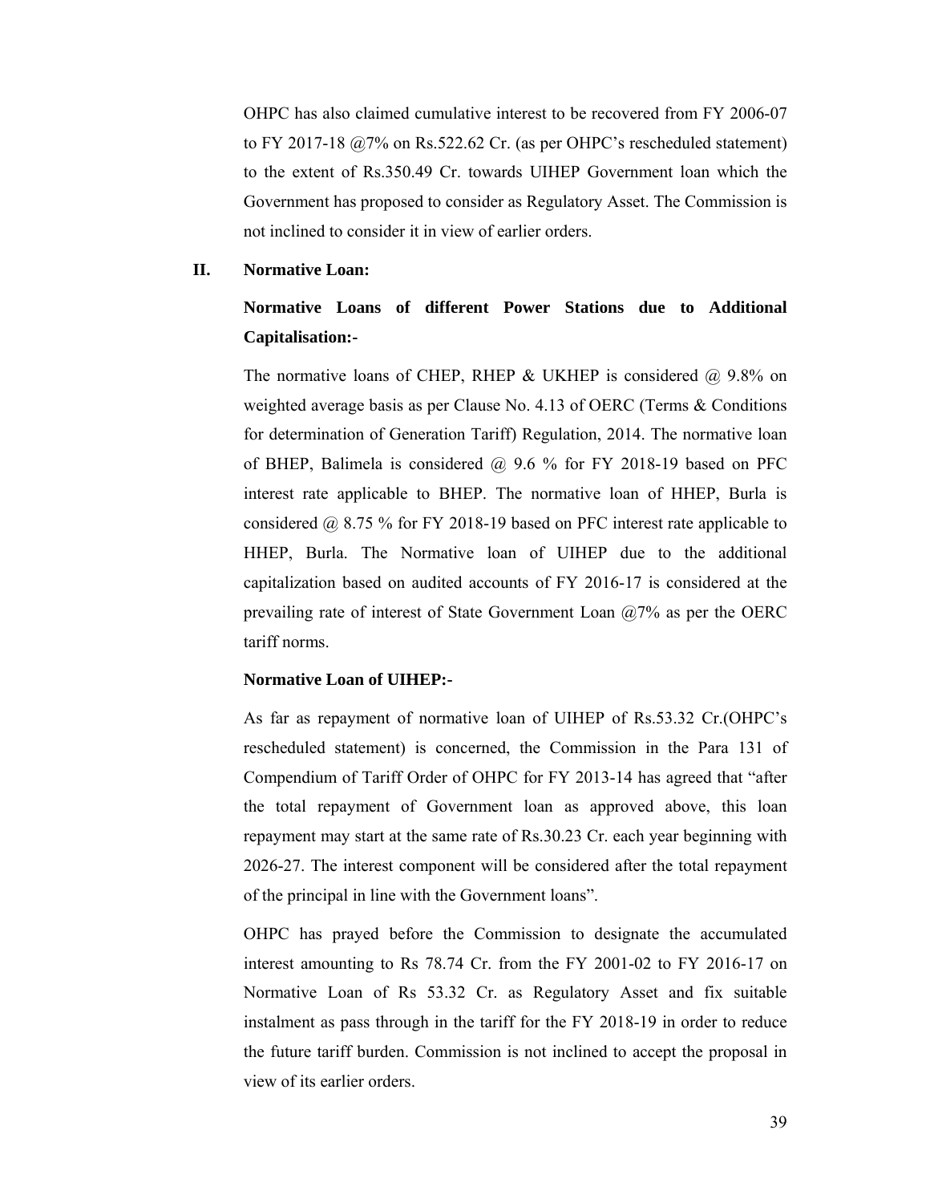OHPC has also claimed cumulative interest to be recovered from FY 2006-07 to FY 2017-18 @7% on Rs.522.62 Cr. (as per OHPC's rescheduled statement) to the extent of Rs.350.49 Cr. towards UIHEP Government loan which the Government has proposed to consider as Regulatory Asset. The Commission is not inclined to consider it in view of earlier orders.

## II. Normative Loan:

### Normative Loans of different Power Stations due to Additional Capitalisation:-

The normative loans of CHEP, RHEP & UKHEP is considered @ 9.8% on weighted average basis as per Clause No. 4.13 of OERC (Terms & Conditions for determination of Generation Tariff) Regulation, 2014. The normative loan of BHEP, Balimela is considered @ 9.6 % for FY 2018-19 based on PFC interest rate applicable to BHEP. The normative loan of HHEP, Burla is considered @ 8.75 % for FY 2018-19 based on PFC interest rate applicable to HHEP, Burla. The Normative loan of UIHEP due to the additional capitalization based on audited accounts of FY 2016-17 is considered at the prevailing rate of interest of State Government Loan @7% as per the OERC tariff norms.

### Normative Loan of UIHEP:-

As far as repayment of normative loan of UIHEP of Rs.53.32 Cr.(OHPC's rescheduled statement) is concerned, the Commission in the Para 131 of Compendium of Tariff Order of OHPC for FY 2013-14 has agreed that "after the total repayment of Government loan as approved above, this loan repayment may start at the same rate of Rs.30.23 Cr. each year beginning with 2026-27. The interest component will be considered after the total repayment of the principal in line with the Government loans".

OHPC has prayed before the Commission to designate the accumulated interest amounting to Rs 78.74 Cr. from the FY 2001-02 to FY 2016-17 on Normative Loan of Rs 53.32 Cr. as Regulatory Asset and fix suitable instalment as pass through in the tariff for the FY 2018-19 in order to reduce the future tariff burden. Commission is not inclined to accept the proposal in view of its earlier orders.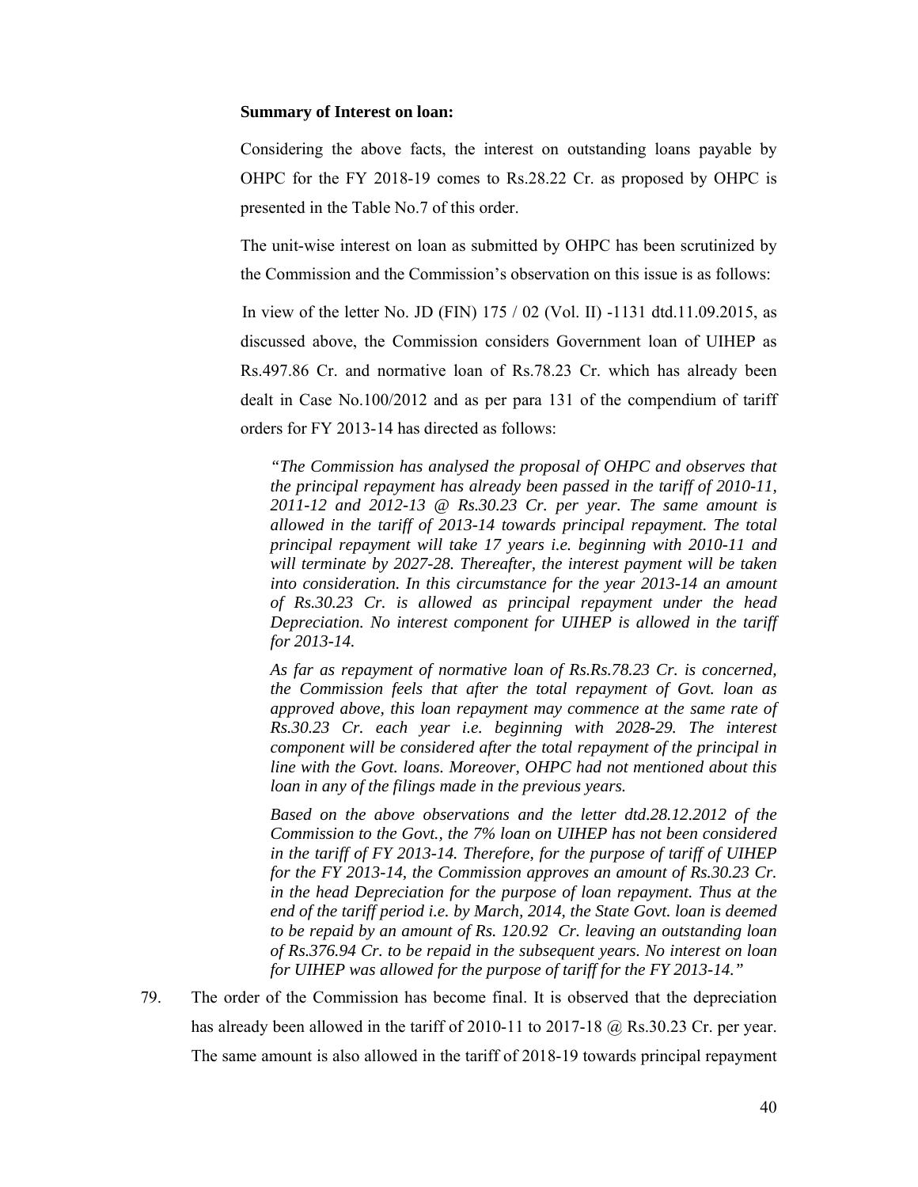**Summary of Interest on loan:**

Considering the above facts, the interest on outstanding loans payable by OHPC for the FY 2018-19 comes to Rs.28.22 Cr. as proposed by OHPC is presented in the Table No.7 of this order.

The unit-wise interest on loan as submitted by OHPC has been scrutinized by the Commission and the Commission's observation on this issue is as follows:

In view of the letter No. JD (FIN) 175 / 02 (Vol. II) -1131 dtd.11.09.2015, as discussed above, the Commission considers Government loan of UIHEP as Rs.497.86 Cr. and normative loan of Rs.78.23 Cr. which has already been dealt in Case No.100/2012 and as per para 131 of the compendium of tariff orders for FY 2013-14 has directed as follows:

> *"The Commission has analysed the proposal of OHPC and observes that the principal repayment has already been passed in the tariff of 2010-11, 2011-12 and 2012-13 @ Rs.30.23 Cr. per year. The same amount is allowed in the tariff of 2013-14 towards principal repayment. The total principal repayment will take 17 years i.e. beginning with 2010-11 and will terminate by 2027-28. Thereafter, the interest payment will be taken into consideration. In this circumstance for the year 2013-14 an amount of Rs.30.23 Cr. is allowed as principal repayment under the head Depreciation. No interest component for UIHEP is allowed in the tariff for 2013-14.*
>
> *As far as repayment of normative loan of Rs.Rs.78.23 Cr. is concerned, the Commission feels that after the total repayment of Govt. loan as approved above, this loan repayment may commence at the same rate of Rs.30.23 Cr. each year i.e. beginning with 2028-29. The interest component will be considered after the total repayment of the principal in line with the Govt. loans. Moreover, OHPC had not mentioned about this loan in any of the filings made in the previous years.*
>
> *Based on the above observations and the letter dtd.28.12.2012 of the Commission to the Govt., the 7% loan on UIHEP has not been considered in the tariff of FY 2013-14. Therefore, for the purpose of tariff of UIHEP for the FY 2013-14, the Commission approves an amount of Rs.30.23 Cr. in the head Depreciation for the purpose of loan repayment. Thus at the end of the tariff period i.e. by March, 2014, the State Govt. loan is deemed to be repaid by an amount of Rs. 120.92 Cr. leaving an outstanding loan of Rs.376.94 Cr. to be repaid in the subsequent years. No interest on loan for UIHEP was allowed for the purpose of tariff for the FY 2013-14."*

79. The order of the Commission has become final. It is observed that the depreciation has already been allowed in the tariff of 2010-11 to 2017-18 @ Rs.30.23 Cr. per year. The same amount is also allowed in the tariff of 2018-19 towards principal repayment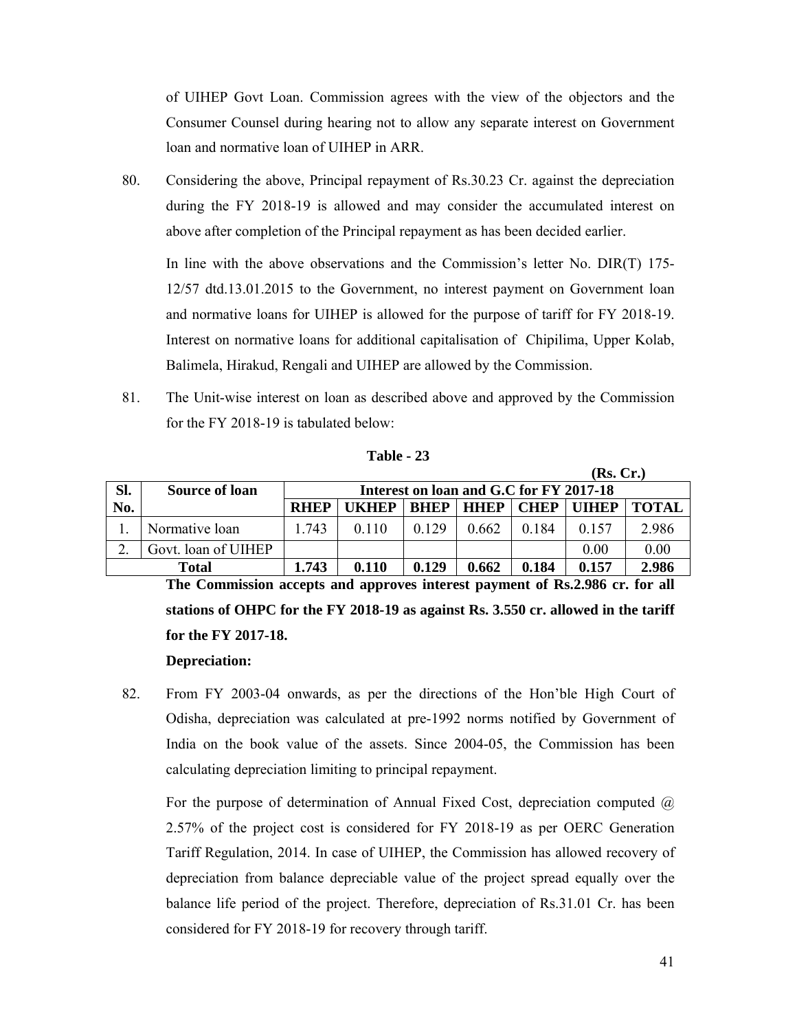of UIHEP Govt Loan. Commission agrees with the view of the objectors and the Consumer Counsel during hearing not to allow any separate interest on Government loan and normative loan of UIHEP in ARR.

80. Considering the above, Principal repayment of Rs.30.23 Cr. against the depreciation during the FY 2018-19 is allowed and may consider the accumulated interest on above after completion of the Principal repayment as has been decided earlier.

In line with the above observations and the Commission's letter No. DIR(T) 175-12/57 dtd.13.01.2015 to the Government, no interest payment on Government loan and normative loans for UIHEP is allowed for the purpose of tariff for FY 2018-19. Interest on normative loans for additional capitalisation of Chipilima, Upper Kolab, Balimela, Hirakud, Rengali and UIHEP are allowed by the Commission.

81. The Unit-wise interest on loan as described above and approved by the Commission for the FY 2018-19 is tabulated below:

**Table - 23**

**(Rs. Cr.)**

| Sl. No. | Source of loan | Interest on loan and G.C for FY 2017-18 | | | | | | |
|---|---|---|---|---|---|---|---|---|
| | | **RHEP** | **UKHEP** | **BHEP** | **HHEP** | **CHEP** | **UIHEP** | **TOTAL** |
| 1. | Normative loan | 1.743 | 0.110 | 0.129 | 0.662 | 0.184 | 0.157 | 2.986 |
| 2. | Govt. loan of UIHEP | | | | | | 0.00 | 0.00 |
| | **Total** | **1.743** | **0.110** | **0.129** | **0.662** | **0.184** | **0.157** | **2.986** |

**The Commission accepts and approves interest payment of Rs.2.986 cr. for all stations of OHPC for the FY 2018-19 as against Rs. 3.550 cr. allowed in the tariff for the FY 2017-18.**

**Depreciation:**

82. From FY 2003-04 onwards, as per the directions of the Hon'ble High Court of Odisha, depreciation was calculated at pre-1992 norms notified by Government of India on the book value of the assets. Since 2004-05, the Commission has been calculating depreciation limiting to principal repayment.

For the purpose of determination of Annual Fixed Cost, depreciation computed @ 2.57% of the project cost is considered for FY 2018-19 as per OERC Generation Tariff Regulation, 2014. In case of UIHEP, the Commission has allowed recovery of depreciation from balance depreciable value of the project spread equally over the balance life period of the project. Therefore, depreciation of Rs.31.01 Cr. has been considered for FY 2018-19 for recovery through tariff.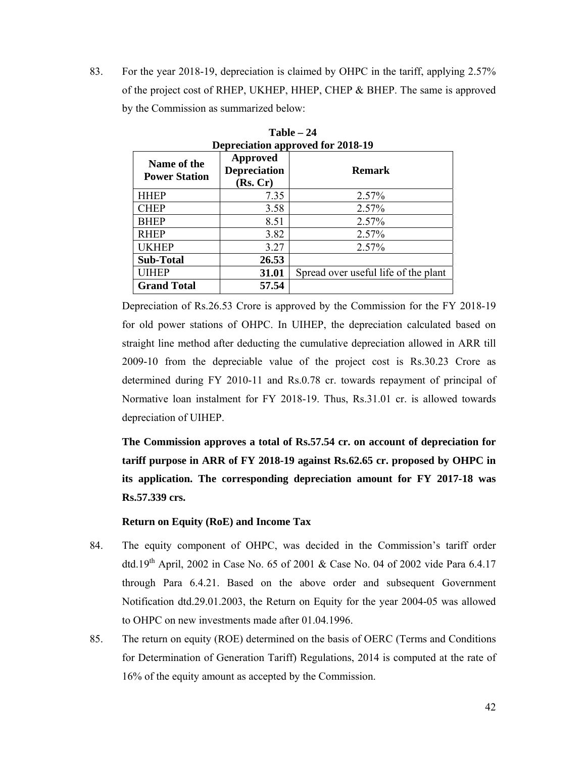83. For the year 2018-19, depreciation is claimed by OHPC in the tariff, applying 2.57% of the project cost of RHEP, UKHEP, HHEP, CHEP & BHEP. The same is approved by the Commission as summarized below:

**Table – 24**
**Depreciation approved for 2018-19**

| Name of the Power Station | Approved Depreciation (Rs. Cr) | Remark |
|---|---|---|
| HHEP | 7.35 | 2.57% |
| CHEP | 3.58 | 2.57% |
| BHEP | 8.51 | 2.57% |
| RHEP | 3.82 | 2.57% |
| UKHEP | 3.27 | 2.57% |
| **Sub-Total** | **26.53** | |
| UIHEP | **31.01** | Spread over useful life of the plant |
| **Grand Total** | **57.54** | |

Depreciation of Rs.26.53 Crore is approved by the Commission for the FY 2018-19 for old power stations of OHPC. In UIHEP, the depreciation calculated based on straight line method after deducting the cumulative depreciation allowed in ARR till 2009-10 from the depreciable value of the project cost is Rs.30.23 Crore as determined during FY 2010-11 and Rs.0.78 cr. towards repayment of principal of Normative loan instalment for FY 2018-19. Thus, Rs.31.01 cr. is allowed towards depreciation of UIHEP.

**The Commission approves a total of Rs.57.54 cr. on account of depreciation for tariff purpose in ARR of FY 2018-19 against Rs.62.65 cr. proposed by OHPC in its application. The corresponding depreciation amount for FY 2017-18 was Rs.57.339 crs.**

**Return on Equity (RoE) and Income Tax**

84. The equity component of OHPC, was decided in the Commission's tariff order dtd.19th April, 2002 in Case No. 65 of 2001 & Case No. 04 of 2002 vide Para 6.4.17 through Para 6.4.21. Based on the above order and subsequent Government Notification dtd.29.01.2003, the Return on Equity for the year 2004-05 was allowed to OHPC on new investments made after 01.04.1996.

85. The return on equity (ROE) determined on the basis of OERC (Terms and Conditions for Determination of Generation Tariff) Regulations, 2014 is computed at the rate of 16% of the equity amount as accepted by the Commission.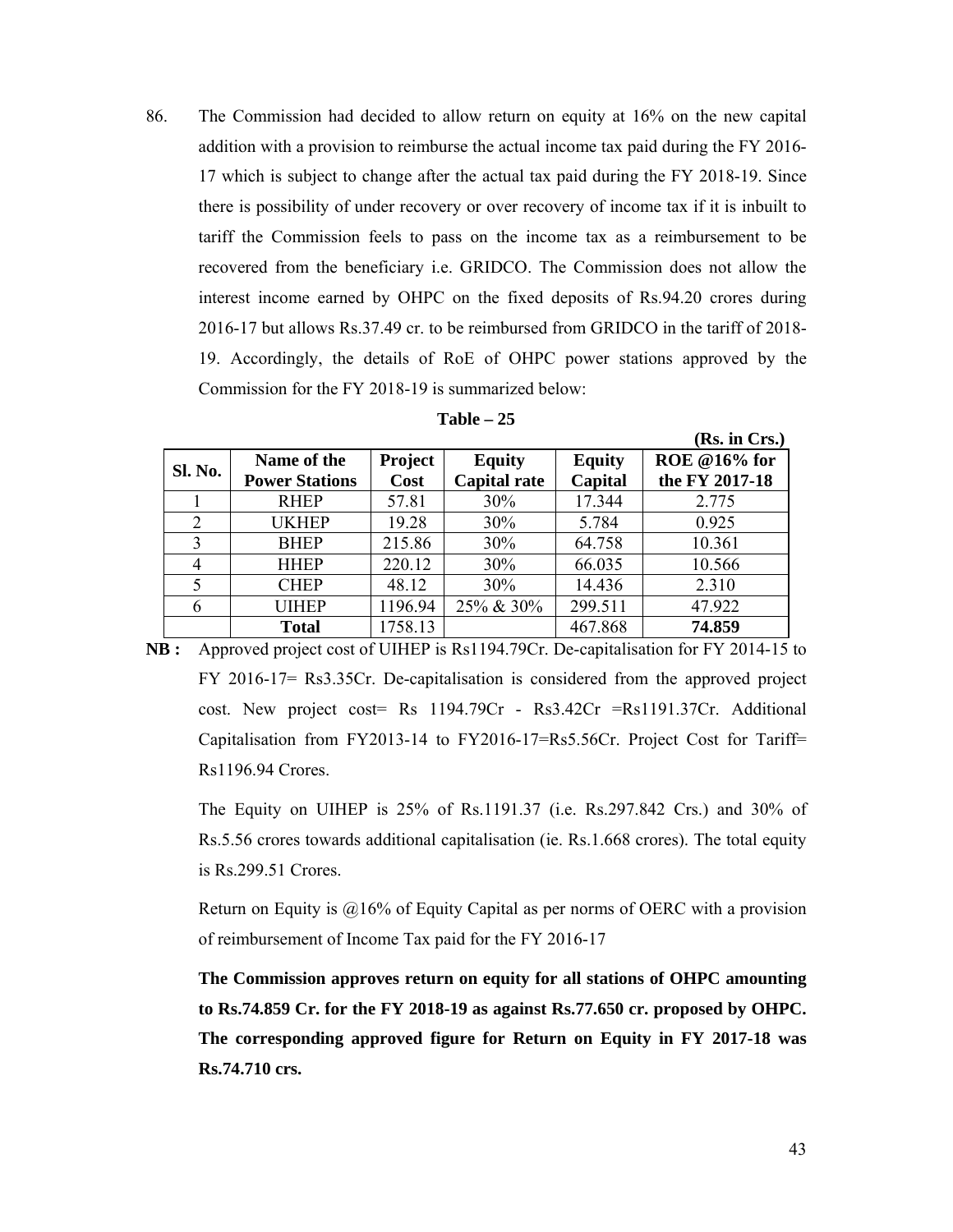86. The Commission had decided to allow return on equity at 16% on the new capital addition with a provision to reimburse the actual income tax paid during the FY 2016-17 which is subject to change after the actual tax paid during the FY 2018-19. Since there is possibility of under recovery or over recovery of income tax if it is inbuilt to tariff the Commission feels to pass on the income tax as a reimbursement to be recovered from the beneficiary i.e. GRIDCO. The Commission does not allow the interest income earned by OHPC on the fixed deposits of Rs.94.20 crores during 2016-17 but allows Rs.37.49 cr. to be reimbursed from GRIDCO in the tariff of 2018-19. Accordingly, the details of RoE of OHPC power stations approved by the Commission for the FY 2018-19 is summarized below:

**Table – 25**

**(Rs. in Crs.)**

| Sl. No. | Name of the Power Stations | Project Cost | Equity Capital rate | Equity Capital | ROE @16% for the FY 2017-18 |
|---|---|---|---|---|---|
| 1 | RHEP | 57.81 | 30% | 17.344 | 2.775 |
| 2 | UKHEP | 19.28 | 30% | 5.784 | 0.925 |
| 3 | BHEP | 215.86 | 30% | 64.758 | 10.361 |
| 4 | HHEP | 220.12 | 30% | 66.035 | 10.566 |
| 5 | CHEP | 48.12 | 30% | 14.436 | 2.310 |
| 6 | UIHEP | 1196.94 | 25% & 30% | 299.511 | 47.922 |
| | **Total** | 1758.13 | | 467.868 | **74.859** |

**NB :** Approved project cost of UIHEP is Rs1194.79Cr. De-capitalisation for FY 2014-15 to FY 2016-17= Rs3.35Cr. De-capitalisation is considered from the approved project cost. New project cost= Rs 1194.79Cr - Rs3.42Cr =Rs1191.37Cr. Additional Capitalisation from FY2013-14 to FY2016-17=Rs5.56Cr. Project Cost for Tariff= Rs1196.94 Crores.

The Equity on UIHEP is 25% of Rs.1191.37 (i.e. Rs.297.842 Crs.) and 30% of Rs.5.56 crores towards additional capitalisation (ie. Rs.1.668 crores). The total equity is Rs.299.51 Crores.

Return on Equity is @16% of Equity Capital as per norms of OERC with a provision of reimbursement of Income Tax paid for the FY 2016-17

**The Commission approves return on equity for all stations of OHPC amounting to Rs.74.859 Cr. for the FY 2018-19 as against Rs.77.650 cr. proposed by OHPC. The corresponding approved figure for Return on Equity in FY 2017-18 was Rs.74.710 crs.**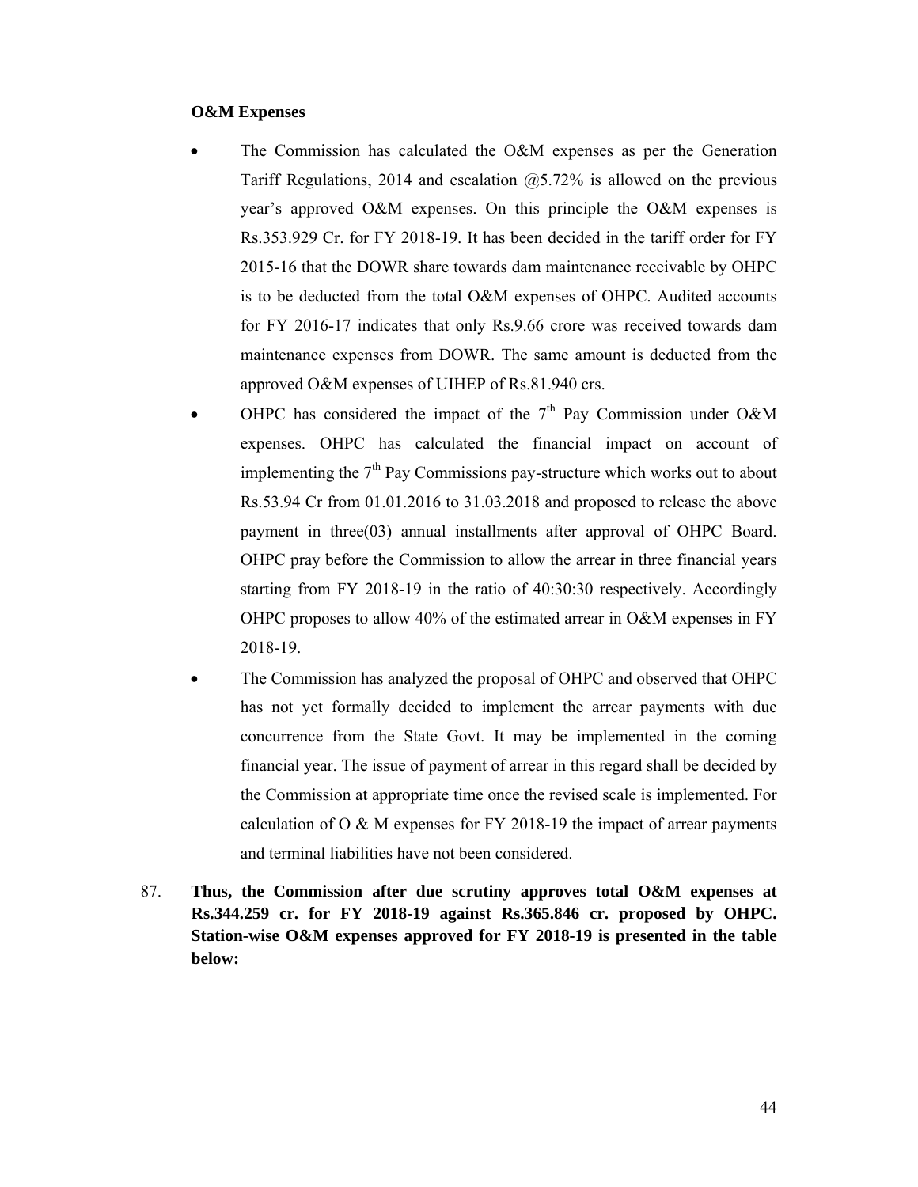**O&M Expenses**

- The Commission has calculated the O&M expenses as per the Generation Tariff Regulations, 2014 and escalation @5.72% is allowed on the previous year's approved O&M expenses. On this principle the O&M expenses is Rs.353.929 Cr. for FY 2018-19. It has been decided in the tariff order for FY 2015-16 that the DOWR share towards dam maintenance receivable by OHPC is to be deducted from the total O&M expenses of OHPC. Audited accounts for FY 2016-17 indicates that only Rs.9.66 crore was received towards dam maintenance expenses from DOWR. The same amount is deducted from the approved O&M expenses of UIHEP of Rs.81.940 crs.
- OHPC has considered the impact of the 7th Pay Commission under O&M expenses. OHPC has calculated the financial impact on account of implementing the 7th Pay Commissions pay-structure which works out to about Rs.53.94 Cr from 01.01.2016 to 31.03.2018 and proposed to release the above payment in three(03) annual installments after approval of OHPC Board. OHPC pray before the Commission to allow the arrear in three financial years starting from FY 2018-19 in the ratio of 40:30:30 respectively. Accordingly OHPC proposes to allow 40% of the estimated arrear in O&M expenses in FY 2018-19.
- The Commission has analyzed the proposal of OHPC and observed that OHPC has not yet formally decided to implement the arrear payments with due concurrence from the State Govt. It may be implemented in the coming financial year. The issue of payment of arrear in this regard shall be decided by the Commission at appropriate time once the revised scale is implemented. For calculation of O & M expenses for FY 2018-19 the impact of arrear payments and terminal liabilities have not been considered.

87. **Thus, the Commission after due scrutiny approves total O&M expenses at Rs.344.259 cr. for FY 2018-19 against Rs.365.846 cr. proposed by OHPC. Station-wise O&M expenses approved for FY 2018-19 is presented in the table below:**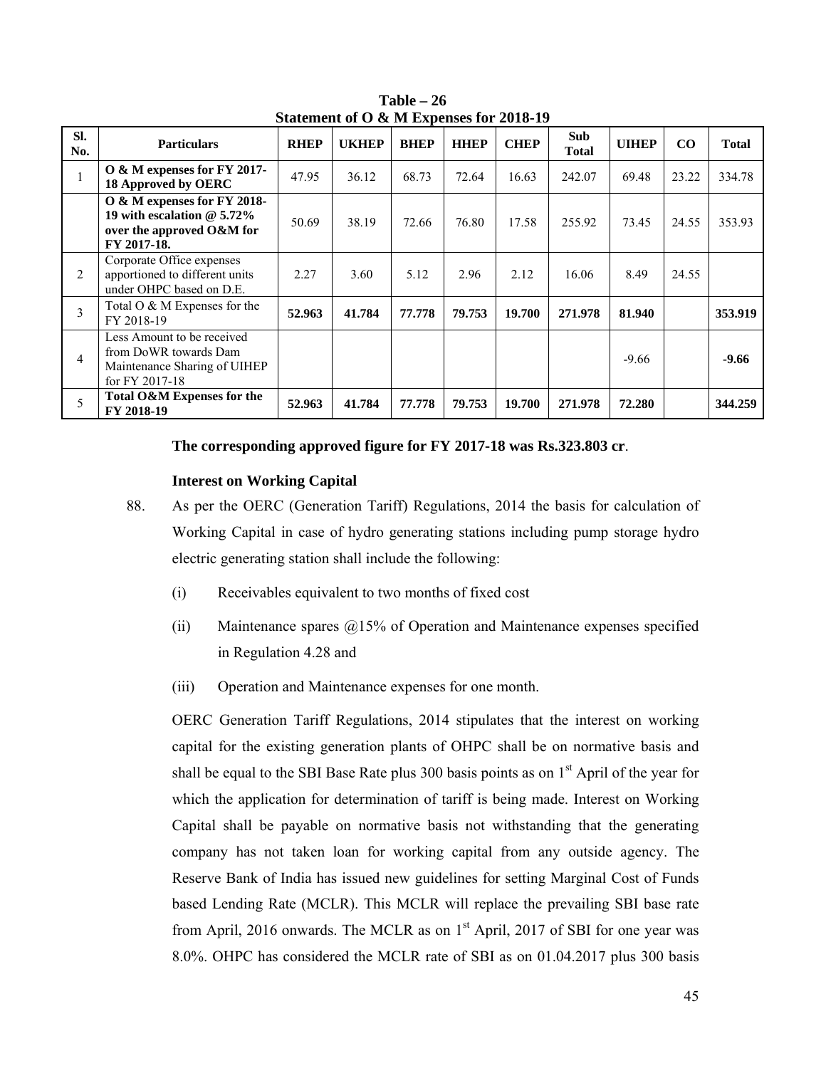**Table – 26**
**Statement of O & M Expenses for 2018-19**

| Sl. No. | Particulars | RHEP | UKHEP | BHEP | HHEP | CHEP | Sub Total | UIHEP | CO | Total |
|---|---|---|---|---|---|---|---|---|---|---|
| 1 | **O & M expenses for FY 2017-18 Approved by OERC** | 47.95 | 36.12 | 68.73 | 72.64 | 16.63 | 242.07 | 69.48 | 23.22 | 334.78 |
| | **O & M expenses for FY 2018-19 with escalation @ 5.72% over the approved O&M for FY 2017-18.** | 50.69 | 38.19 | 72.66 | 76.80 | 17.58 | 255.92 | 73.45 | 24.55 | 353.93 |
| 2 | Corporate Office expenses apportioned to different units under OHPC based on D.E. | 2.27 | 3.60 | 5.12 | 2.96 | 2.12 | 16.06 | 8.49 | 24.55 | |
| 3 | Total O & M Expenses for the FY 2018-19 | **52.963** | **41.784** | **77.778** | **79.753** | **19.700** | **271.978** | **81.940** | | **353.919** |
| 4 | Less Amount to be received from DoWR towards Dam Maintenance Sharing of UIHEP for FY 2017-18 | | | | | | | -9.66 | | **-9.66** |
| 5 | **Total O&M Expenses for the FY 2018-19** | **52.963** | **41.784** | **77.778** | **79.753** | **19.700** | **271.978** | **72.280** | | **344.259** |

**The corresponding approved figure for FY 2017-18 was Rs.323.803 cr**.

**Interest on Working Capital**

88. As per the OERC (Generation Tariff) Regulations, 2014 the basis for calculation of Working Capital in case of hydro generating stations including pump storage hydro electric generating station shall include the following:

(i) Receivables equivalent to two months of fixed cost

(ii) Maintenance spares @15% of Operation and Maintenance expenses specified in Regulation 4.28 and

(iii) Operation and Maintenance expenses for one month.

OERC Generation Tariff Regulations, 2014 stipulates that the interest on working capital for the existing generation plants of OHPC shall be on normative basis and shall be equal to the SBI Base Rate plus 300 basis points as on 1st April of the year for which the application for determination of tariff is being made. Interest on Working Capital shall be payable on normative basis not withstanding that the generating company has not taken loan for working capital from any outside agency. The Reserve Bank of India has issued new guidelines for setting Marginal Cost of Funds based Lending Rate (MCLR). This MCLR will replace the prevailing SBI base rate from April, 2016 onwards. The MCLR as on 1st April, 2017 of SBI for one year was 8.0%. OHPC has considered the MCLR rate of SBI as on 01.04.2017 plus 300 basis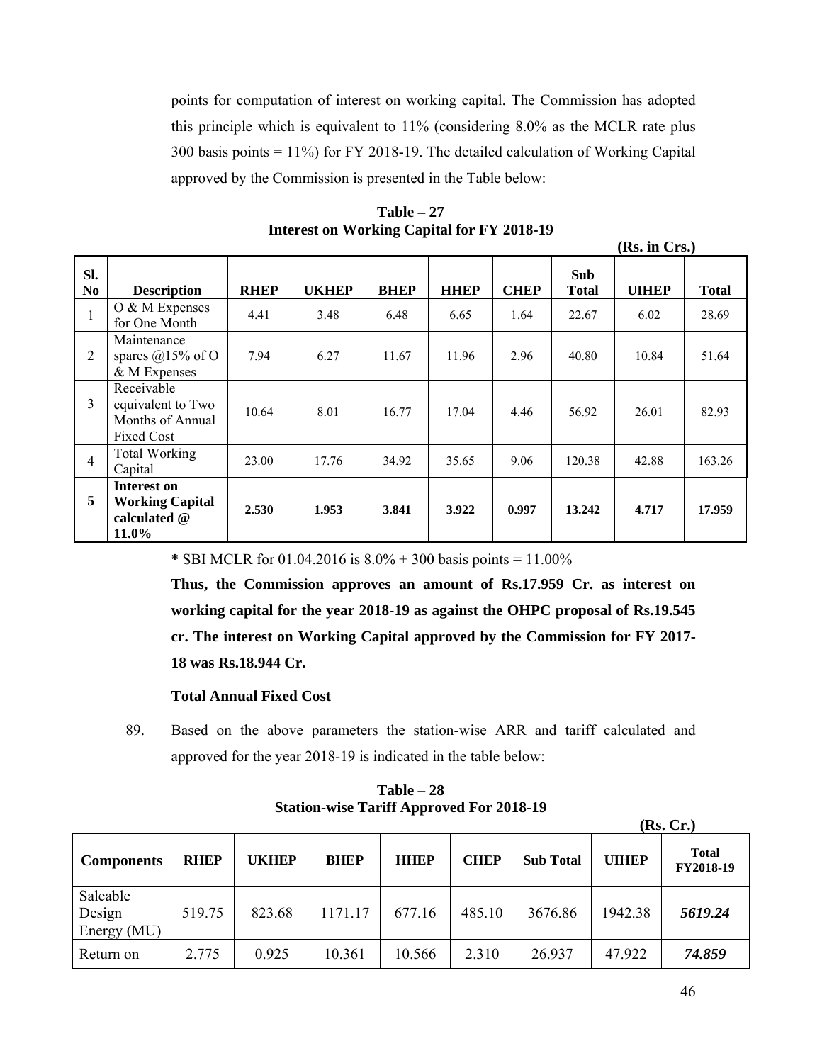points for computation of interest on working capital. The Commission has adopted this principle which is equivalent to 11% (considering 8.0% as the MCLR rate plus 300 basis points = 11%) for FY 2018-19. The detailed calculation of Working Capital approved by the Commission is presented in the Table below:

**Table – 27**
**Interest on Working Capital for FY 2018-19**

**(Rs. in Crs.)**

| Sl. No | Description | RHEP | UKHEP | BHEP | HHEP | CHEP | Sub Total | UIHEP | Total |
|---|---|---|---|---|---|---|---|---|---|
| 1 | O & M Expenses for One Month | 4.41 | 3.48 | 6.48 | 6.65 | 1.64 | 22.67 | 6.02 | 28.69 |
| 2 | Maintenance spares @15% of O & M Expenses | 7.94 | 6.27 | 11.67 | 11.96 | 2.96 | 40.80 | 10.84 | 51.64 |
| 3 | Receivable equivalent to Two Months of Annual Fixed Cost | 10.64 | 8.01 | 16.77 | 17.04 | 4.46 | 56.92 | 26.01 | 82.93 |
| 4 | Total Working Capital | 23.00 | 17.76 | 34.92 | 35.65 | 9.06 | 120.38 | 42.88 | 163.26 |
| **5** | **Interest on Working Capital calculated @ 11.0%** | **2.530** | **1.953** | **3.841** | **3.922** | **0.997** | **13.242** | **4.717** | **17.959** |

**\*** SBI MCLR for 01.04.2016 is 8.0% + 300 basis points = 11.00%

**Thus, the Commission approves an amount of Rs.17.959 Cr. as interest on working capital for the year 2018-19 as against the OHPC proposal of Rs.19.545 cr. The interest on Working Capital approved by the Commission for FY 2017-18 was Rs.18.944 Cr.**

**Total Annual Fixed Cost**

89. Based on the above parameters the station-wise ARR and tariff calculated and approved for the year 2018-19 is indicated in the table below:

**Table – 28**
**Station-wise Tariff Approved For 2018-19**

**(Rs. Cr.)**

| Components | RHEP | UKHEP | BHEP | HHEP | CHEP | Sub Total | UIHEP | Total FY2018-19 |
|---|---|---|---|---|---|---|---|---|
| Saleable Design Energy (MU) | 519.75 | 823.68 | 1171.17 | 677.16 | 485.10 | 3676.86 | 1942.38 | ***5619.24*** |
| Return on | 2.775 | 0.925 | 10.361 | 10.566 | 2.310 | 26.937 | 47.922 | ***74.859*** |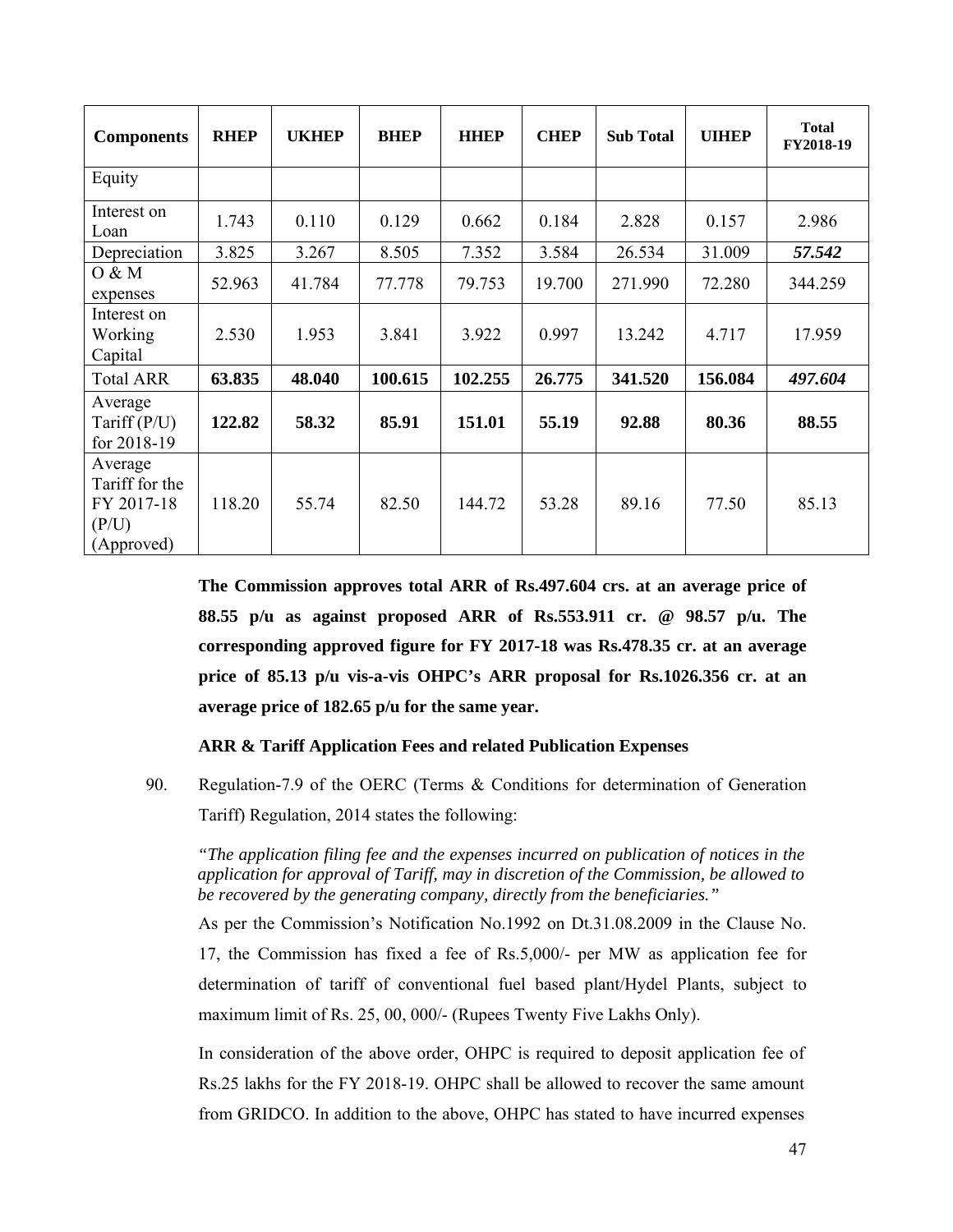| Components | RHEP | UKHEP | BHEP | HHEP | CHEP | Sub Total | UIHEP | Total FY2018-19 |
|---|---|---|---|---|---|---|---|---|
| Equity | | | | | | | | |
| Interest on Loan | 1.743 | 0.110 | 0.129 | 0.662 | 0.184 | 2.828 | 0.157 | 2.986 |
| Depreciation | 3.825 | 3.267 | 8.505 | 7.352 | 3.584 | 26.534 | 31.009 | ***57.542*** |
| O & M expenses | 52.963 | 41.784 | 77.778 | 79.753 | 19.700 | 271.990 | 72.280 | 344.259 |
| Interest on Working Capital | 2.530 | 1.953 | 3.841 | 3.922 | 0.997 | 13.242 | 4.717 | 17.959 |
| Total ARR | **63.835** | **48.040** | **100.615** | **102.255** | **26.775** | **341.520** | **156.084** | ***497.604*** |
| Average Tariff (P/U) for 2018-19 | **122.82** | **58.32** | **85.91** | **151.01** | **55.19** | **92.88** | **80.36** | **88.55** |
| Average Tariff for the FY 2017-18 (P/U) (Approved) | 118.20 | 55.74 | 82.50 | 144.72 | 53.28 | 89.16 | 77.50 | 85.13 |

**The Commission approves total ARR of Rs.497.604 crs. at an average price of 88.55 p/u as against proposed ARR of Rs.553.911 cr. @ 98.57 p/u. The corresponding approved figure for FY 2017-18 was Rs.478.35 cr. at an average price of 85.13 p/u vis-a-vis OHPC's ARR proposal for Rs.1026.356 cr. at an average price of 182.65 p/u for the same year.**

**ARR & Tariff Application Fees and related Publication Expenses**

90. Regulation-7.9 of the OERC (Terms & Conditions for determination of Generation Tariff) Regulation, 2014 states the following:

*"The application filing fee and the expenses incurred on publication of notices in the application for approval of Tariff, may in discretion of the Commission, be allowed to be recovered by the generating company, directly from the beneficiaries."*

As per the Commission's Notification No.1992 on Dt.31.08.2009 in the Clause No. 17, the Commission has fixed a fee of Rs.5,000/- per MW as application fee for determination of tariff of conventional fuel based plant/Hydel Plants, subject to maximum limit of Rs. 25, 00, 000/- (Rupees Twenty Five Lakhs Only).

In consideration of the above order, OHPC is required to deposit application fee of Rs.25 lakhs for the FY 2018-19. OHPC shall be allowed to recover the same amount from GRIDCO. In addition to the above, OHPC has stated to have incurred expenses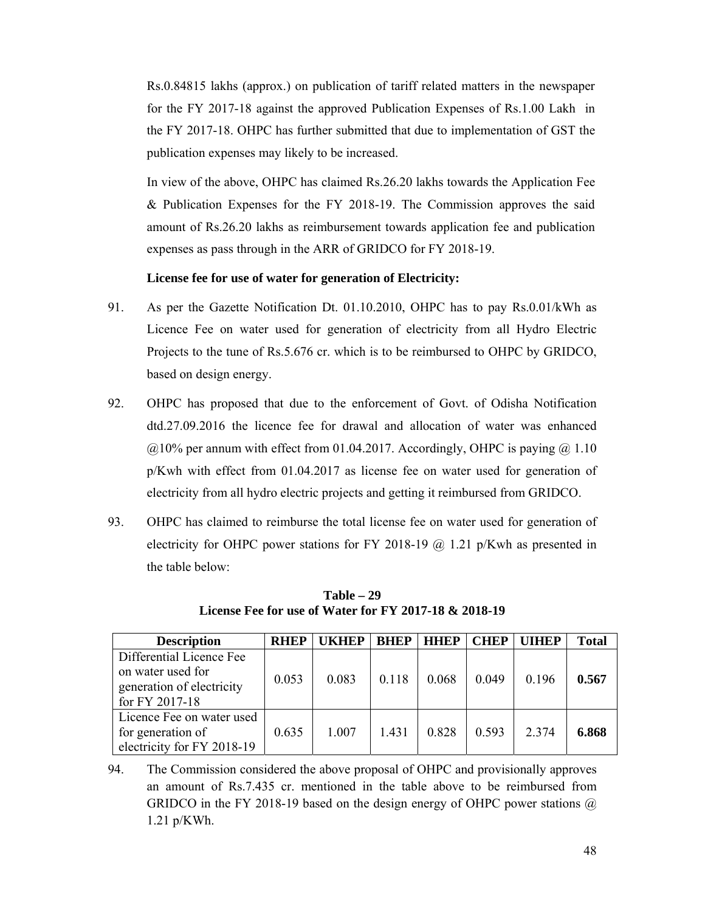Rs.0.84815 lakhs (approx.) on publication of tariff related matters in the newspaper for the FY 2017-18 against the approved Publication Expenses of Rs.1.00 Lakh in the FY 2017-18. OHPC has further submitted that due to implementation of GST the publication expenses may likely to be increased.

In view of the above, OHPC has claimed Rs.26.20 lakhs towards the Application Fee & Publication Expenses for the FY 2018-19. The Commission approves the said amount of Rs.26.20 lakhs as reimbursement towards application fee and publication expenses as pass through in the ARR of GRIDCO for FY 2018-19.

**License fee for use of water for generation of Electricity:**

91. As per the Gazette Notification Dt. 01.10.2010, OHPC has to pay Rs.0.01/kWh as Licence Fee on water used for generation of electricity from all Hydro Electric Projects to the tune of Rs.5.676 cr. which is to be reimbursed to OHPC by GRIDCO, based on design energy.

92. OHPC has proposed that due to the enforcement of Govt. of Odisha Notification dtd.27.09.2016 the licence fee for drawal and allocation of water was enhanced @10% per annum with effect from 01.04.2017. Accordingly, OHPC is paying @ 1.10 p/Kwh with effect from 01.04.2017 as license fee on water used for generation of electricity from all hydro electric projects and getting it reimbursed from GRIDCO.

93. OHPC has claimed to reimburse the total license fee on water used for generation of electricity for OHPC power stations for FY 2018-19 @ 1.21 p/Kwh as presented in the table below:

**Table – 29**
**License Fee for use of Water for FY 2017-18 & 2018-19**

| Description | RHEP | UKHEP | BHEP | HHEP | CHEP | UIHEP | Total |
|---|---|---|---|---|---|---|---|
| Differential Licence Fee on water used for generation of electricity for FY 2017-18 | 0.053 | 0.083 | 0.118 | 0.068 | 0.049 | 0.196 | **0.567** |
| Licence Fee on water used for generation of electricity for FY 2018-19 | 0.635 | 1.007 | 1.431 | 0.828 | 0.593 | 2.374 | **6.868** |

94. The Commission considered the above proposal of OHPC and provisionally approves an amount of Rs.7.435 cr. mentioned in the table above to be reimbursed from GRIDCO in the FY 2018-19 based on the design energy of OHPC power stations @ 1.21 p/KWh.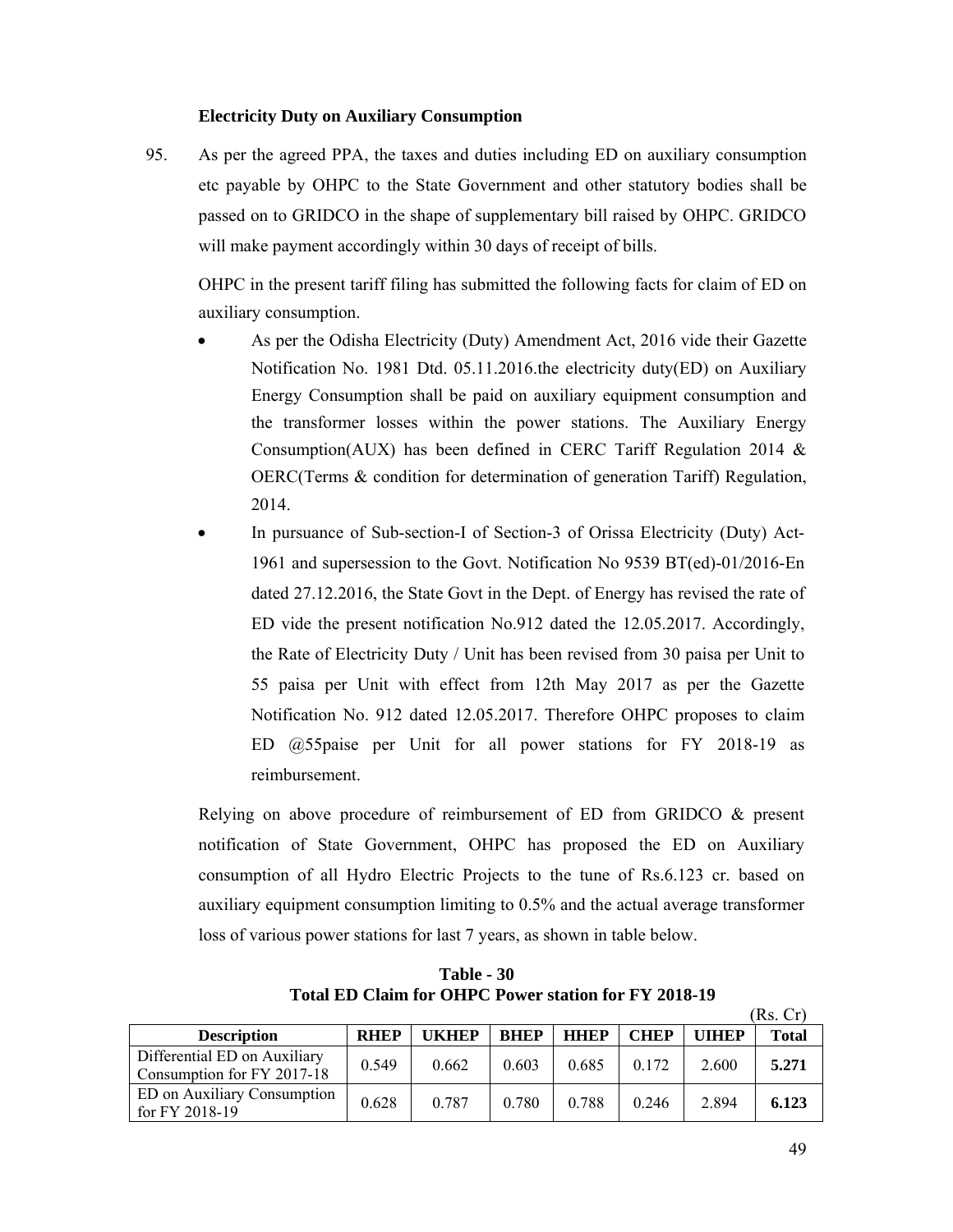**Electricity Duty on Auxiliary Consumption**

95. As per the agreed PPA, the taxes and duties including ED on auxiliary consumption etc payable by OHPC to the State Government and other statutory bodies shall be passed on to GRIDCO in the shape of supplementary bill raised by OHPC. GRIDCO will make payment accordingly within 30 days of receipt of bills.

OHPC in the present tariff filing has submitted the following facts for claim of ED on auxiliary consumption.

- As per the Odisha Electricity (Duty) Amendment Act, 2016 vide their Gazette Notification No. 1981 Dtd. 05.11.2016.the electricity duty(ED) on Auxiliary Energy Consumption shall be paid on auxiliary equipment consumption and the transformer losses within the power stations. The Auxiliary Energy Consumption(AUX) has been defined in CERC Tariff Regulation 2014 & OERC(Terms & condition for determination of generation Tariff) Regulation, 2014.
- In pursuance of Sub-section-I of Section-3 of Orissa Electricity (Duty) Act-1961 and supersession to the Govt. Notification No 9539 BT(ed)-01/2016-En dated 27.12.2016, the State Govt in the Dept. of Energy has revised the rate of ED vide the present notification No.912 dated the 12.05.2017. Accordingly, the Rate of Electricity Duty / Unit has been revised from 30 paisa per Unit to 55 paisa per Unit with effect from 12th May 2017 as per the Gazette Notification No. 912 dated 12.05.2017. Therefore OHPC proposes to claim ED @55paise per Unit for all power stations for FY 2018-19 as reimbursement.

Relying on above procedure of reimbursement of ED from GRIDCO & present notification of State Government, OHPC has proposed the ED on Auxiliary consumption of all Hydro Electric Projects to the tune of Rs.6.123 cr. based on auxiliary equipment consumption limiting to 0.5% and the actual average transformer loss of various power stations for last 7 years, as shown in table below.

**Table - 30**
**Total ED Claim for OHPC Power station for FY 2018-19**

(Rs. Cr)

| Description | RHEP | UKHEP | BHEP | HHEP | CHEP | UIHEP | Total |
|---|---|---|---|---|---|---|---|
| Differential ED on Auxiliary Consumption for FY 2017-18 | 0.549 | 0.662 | 0.603 | 0.685 | 0.172 | 2.600 | **5.271** |
| ED on Auxiliary Consumption for FY 2018-19 | 0.628 | 0.787 | 0.780 | 0.788 | 0.246 | 2.894 | **6.123** |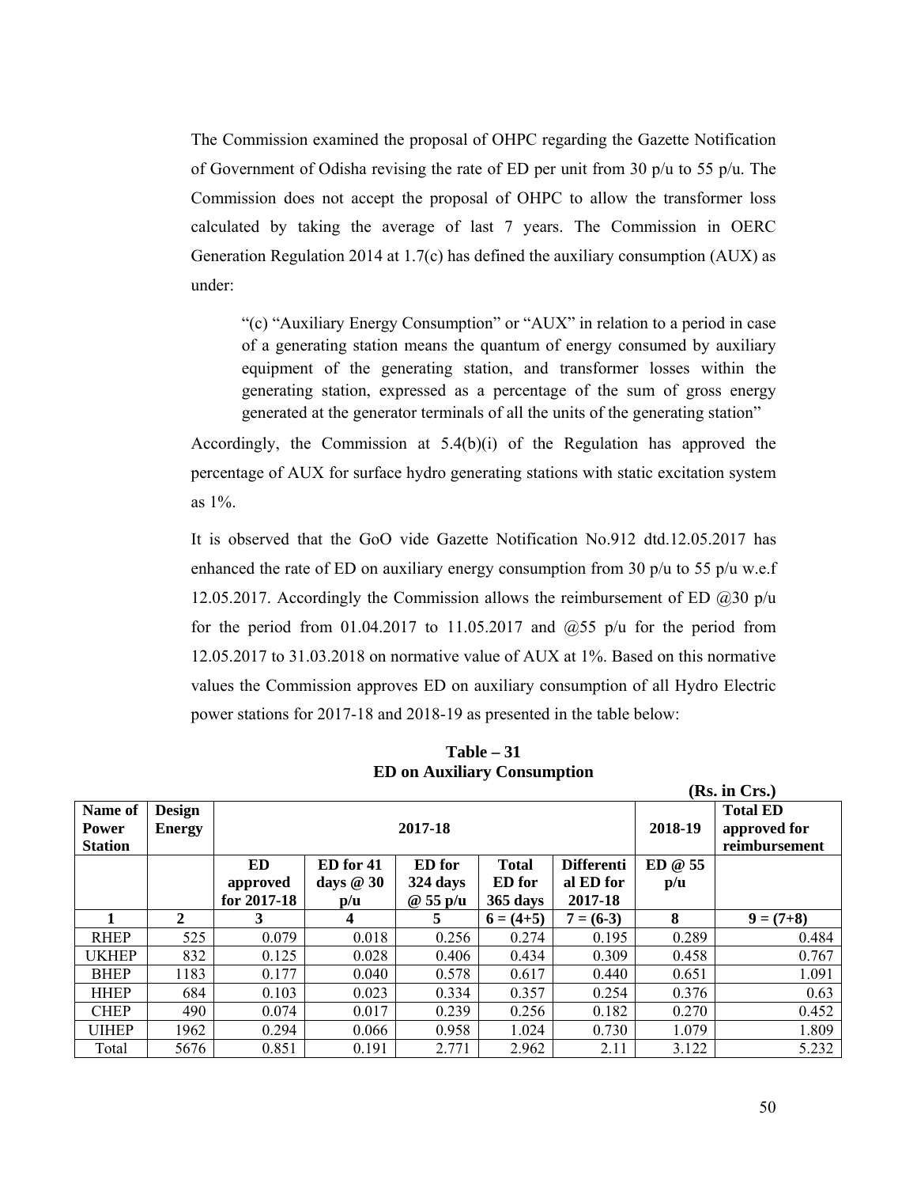The Commission examined the proposal of OHPC regarding the Gazette Notification of Government of Odisha revising the rate of ED per unit from 30 p/u to 55 p/u. The Commission does not accept the proposal of OHPC to allow the transformer loss calculated by taking the average of last 7 years. The Commission in OERC Generation Regulation 2014 at 1.7(c) has defined the auxiliary consumption (AUX) as under:

> "(c) "Auxiliary Energy Consumption" or "AUX" in relation to a period in case of a generating station means the quantum of energy consumed by auxiliary equipment of the generating station, and transformer losses within the generating station, expressed as a percentage of the sum of gross energy generated at the generator terminals of all the units of the generating station"

Accordingly, the Commission at 5.4(b)(i) of the Regulation has approved the percentage of AUX for surface hydro generating stations with static excitation system as 1%.

It is observed that the GoO vide Gazette Notification No.912 dtd.12.05.2017 has enhanced the rate of ED on auxiliary energy consumption from 30 p/u to 55 p/u w.e.f 12.05.2017. Accordingly the Commission allows the reimbursement of ED @30 p/u for the period from 01.04.2017 to 11.05.2017 and @55 p/u for the period from 12.05.2017 to 31.03.2018 on normative value of AUX at 1%. Based on this normative values the Commission approves ED on auxiliary consumption of all Hydro Electric power stations for 2017-18 and 2018-19 as presented in the table below:

**Table – 31**
**ED on Auxiliary Consumption**

**(Rs. in Crs.)**

| Name of Power Station | Design Energy | 2017-18 | | | | | 2018-19 | Total ED approved for reimbursement |
|---|---|---|---|---|---|---|---|---|
| | | ED approved for 2017-18 | ED for 41 days @ 30 p/u | ED for 324 days @ 55 p/u | Total ED for 365 days | Differential ED for 2017-18 | ED @ 55 p/u | |
| 1 | 2 | 3 | 4 | 5 | 6 = (4+5) | 7 = (6-3) | 8 | 9 = (7+8) |
| RHEP | 525 | 0.079 | 0.018 | 0.256 | 0.274 | 0.195 | 0.289 | 0.484 |
| UKHEP | 832 | 0.125 | 0.028 | 0.406 | 0.434 | 0.309 | 0.458 | 0.767 |
| BHEP | 1183 | 0.177 | 0.040 | 0.578 | 0.617 | 0.440 | 0.651 | 1.091 |
| HHEP | 684 | 0.103 | 0.023 | 0.334 | 0.357 | 0.254 | 0.376 | 0.63 |
| CHEP | 490 | 0.074 | 0.017 | 0.239 | 0.256 | 0.182 | 0.270 | 0.452 |
| UIHEP | 1962 | 0.294 | 0.066 | 0.958 | 1.024 | 0.730 | 1.079 | 1.809 |
| Total | 5676 | 0.851 | 0.191 | 2.771 | 2.962 | 2.11 | 3.122 | 5.232 |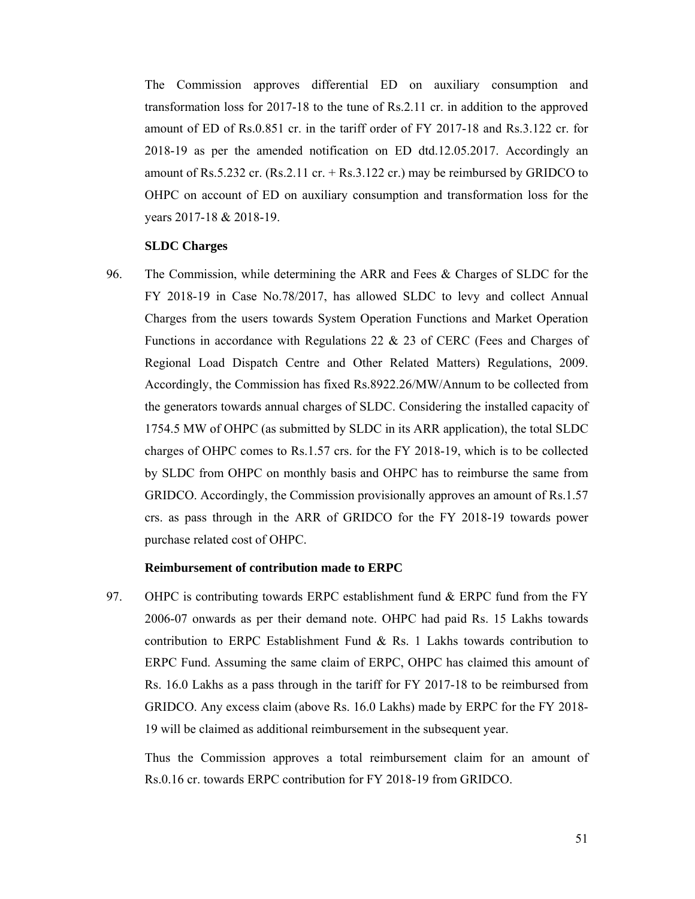The Commission approves differential ED on auxiliary consumption and transformation loss for 2017-18 to the tune of Rs.2.11 cr. in addition to the approved amount of ED of Rs.0.851 cr. in the tariff order of FY 2017-18 and Rs.3.122 cr. for 2018-19 as per the amended notification on ED dtd.12.05.2017. Accordingly an amount of Rs.5.232 cr. (Rs.2.11 cr. + Rs.3.122 cr.) may be reimbursed by GRIDCO to OHPC on account of ED on auxiliary consumption and transformation loss for the years 2017-18 & 2018-19.

**SLDC Charges**

96. The Commission, while determining the ARR and Fees & Charges of SLDC for the FY 2018-19 in Case No.78/2017, has allowed SLDC to levy and collect Annual Charges from the users towards System Operation Functions and Market Operation Functions in accordance with Regulations 22 & 23 of CERC (Fees and Charges of Regional Load Dispatch Centre and Other Related Matters) Regulations, 2009. Accordingly, the Commission has fixed Rs.8922.26/MW/Annum to be collected from the generators towards annual charges of SLDC. Considering the installed capacity of 1754.5 MW of OHPC (as submitted by SLDC in its ARR application), the total SLDC charges of OHPC comes to Rs.1.57 crs. for the FY 2018-19, which is to be collected by SLDC from OHPC on monthly basis and OHPC has to reimburse the same from GRIDCO. Accordingly, the Commission provisionally approves an amount of Rs.1.57 crs. as pass through in the ARR of GRIDCO for the FY 2018-19 towards power purchase related cost of OHPC.

**Reimbursement of contribution made to ERPC**

97. OHPC is contributing towards ERPC establishment fund & ERPC fund from the FY 2006-07 onwards as per their demand note. OHPC had paid Rs. 15 Lakhs towards contribution to ERPC Establishment Fund & Rs. 1 Lakhs towards contribution to ERPC Fund. Assuming the same claim of ERPC, OHPC has claimed this amount of Rs. 16.0 Lakhs as a pass through in the tariff for FY 2017-18 to be reimbursed from GRIDCO. Any excess claim (above Rs. 16.0 Lakhs) made by ERPC for the FY 2018-19 will be claimed as additional reimbursement in the subsequent year.

Thus the Commission approves a total reimbursement claim for an amount of Rs.0.16 cr. towards ERPC contribution for FY 2018-19 from GRIDCO.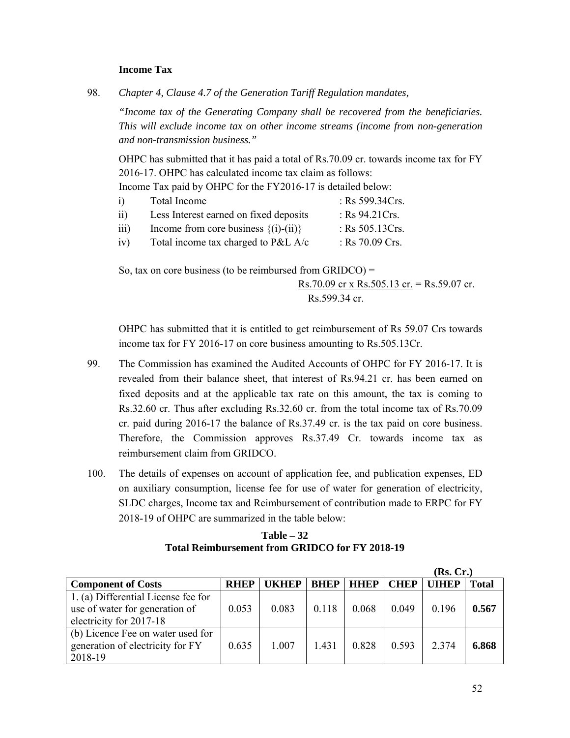**Income Tax**

98. *Chapter 4, Clause 4.7 of the Generation Tariff Regulation mandates,*

*"Income tax of the Generating Company shall be recovered from the beneficiaries. This will exclude income tax on other income streams (income from non-generation and non-transmission business."*

OHPC has submitted that it has paid a total of Rs.70.09 cr. towards income tax for FY 2016-17. OHPC has calculated income tax claim as follows:

Income Tax paid by OHPC for the FY2016-17 is detailed below:

| | | |
|---|---|---|
| i) | Total Income | : Rs 599.34Crs. |
| ii) | Less Interest earned on fixed deposits | : Rs 94.21Crs. |
| iii) | Income from core business {(i)-(ii)} | : Rs 505.13Crs. |
| iv) | Total income tax charged to P&L A/c | : Rs 70.09 Crs. |

So, tax on core business (to be reimbursed from GRIDCO) =

$$\frac{\text{Rs.70.09 cr x Rs.505.13 cr.}}{\text{Rs.599.34 cr.}} = \text{Rs.59.07 cr.}$$

OHPC has submitted that it is entitled to get reimbursement of Rs 59.07 Crs towards income tax for FY 2016-17 on core business amounting to Rs.505.13Cr.

99. The Commission has examined the Audited Accounts of OHPC for FY 2016-17. It is revealed from their balance sheet, that interest of Rs.94.21 cr. has been earned on fixed deposits and at the applicable tax rate on this amount, the tax is coming to Rs.32.60 cr. Thus after excluding Rs.32.60 cr. from the total income tax of Rs.70.09 cr. paid during 2016-17 the balance of Rs.37.49 cr. is the tax paid on core business. Therefore, the Commission approves Rs.37.49 Cr. towards income tax as reimbursement claim from GRIDCO.

100. The details of expenses on account of application fee, and publication expenses, ED on auxiliary consumption, license fee for use of water for generation of electricity, SLDC charges, Income tax and Reimbursement of contribution made to ERPC for FY 2018-19 of OHPC are summarized in the table below:

**Table – 32**
**Total Reimbursement from GRIDCO for FY 2018-19**

**(Rs. Cr.)**

| Component of Costs | RHEP | UKHEP | BHEP | HHEP | CHEP | UIHEP | Total |
|---|---|---|---|---|---|---|---|
| 1. (a) Differential License fee for use of water for generation of electricity for 2017-18 | 0.053 | 0.083 | 0.118 | 0.068 | 0.049 | 0.196 | **0.567** |
| (b) Licence Fee on water used for generation of electricity for FY 2018-19 | 0.635 | 1.007 | 1.431 | 0.828 | 0.593 | 2.374 | **6.868** |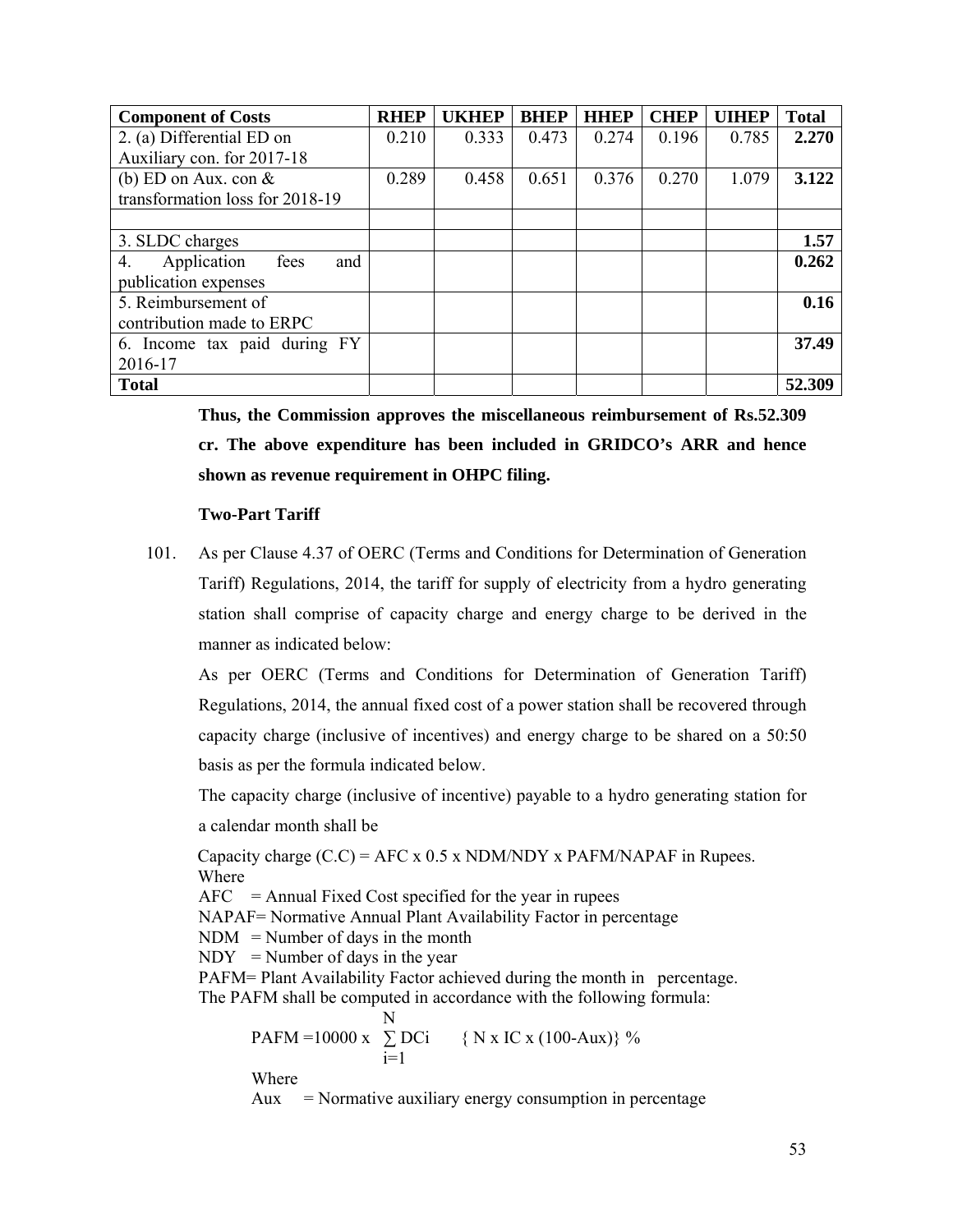| Component of Costs | RHEP | UKHEP | BHEP | HHEP | CHEP | UIHEP | Total |
|---|---|---|---|---|---|---|---|
| 2. (a) Differential ED on Auxiliary con. for 2017-18 | 0.210 | 0.333 | 0.473 | 0.274 | 0.196 | 0.785 | **2.270** |
| (b) ED on Aux. con & transformation loss for 2018-19 | 0.289 | 0.458 | 0.651 | 0.376 | 0.270 | 1.079 | **3.122** |
| | | | | | | | |
| 3. SLDC charges | | | | | | | **1.57** |
| 4. Application fees and publication expenses | | | | | | | **0.262** |
| 5. Reimbursement of contribution made to ERPC | | | | | | | **0.16** |
| 6. Income tax paid during FY 2016-17 | | | | | | | **37.49** |
| **Total** | | | | | | | **52.309** |

**Thus, the Commission approves the miscellaneous reimbursement of Rs.52.309 cr. The above expenditure has been included in GRIDCO's ARR and hence shown as revenue requirement in OHPC filing.**

**Two-Part Tariff**

101. As per Clause 4.37 of OERC (Terms and Conditions for Determination of Generation Tariff) Regulations, 2014, the tariff for supply of electricity from a hydro generating station shall comprise of capacity charge and energy charge to be derived in the manner as indicated below:

As per OERC (Terms and Conditions for Determination of Generation Tariff) Regulations, 2014, the annual fixed cost of a power station shall be recovered through capacity charge (inclusive of incentives) and energy charge to be shared on a 50:50 basis as per the formula indicated below.

The capacity charge (inclusive of incentive) payable to a hydro generating station for a calendar month shall be

Capacity charge (C.C) = AFC x 0.5 x NDM/NDY x PAFM/NAPAF in Rupees.

Where

AFC = Annual Fixed Cost specified for the year in rupees

NAPAF= Normative Annual Plant Availability Factor in percentage

NDM = Number of days in the month

NDY = Number of days in the year

PAFM= Plant Availability Factor achieved during the month in percentage.

The PAFM shall be computed in accordance with the following formula:

$$PAFM = 10000 \times \sum_{i=1}^{N} DCi \quad \{ N \times IC \times (100-Aux)\} \%$$

Where

Aux = Normative auxiliary energy consumption in percentage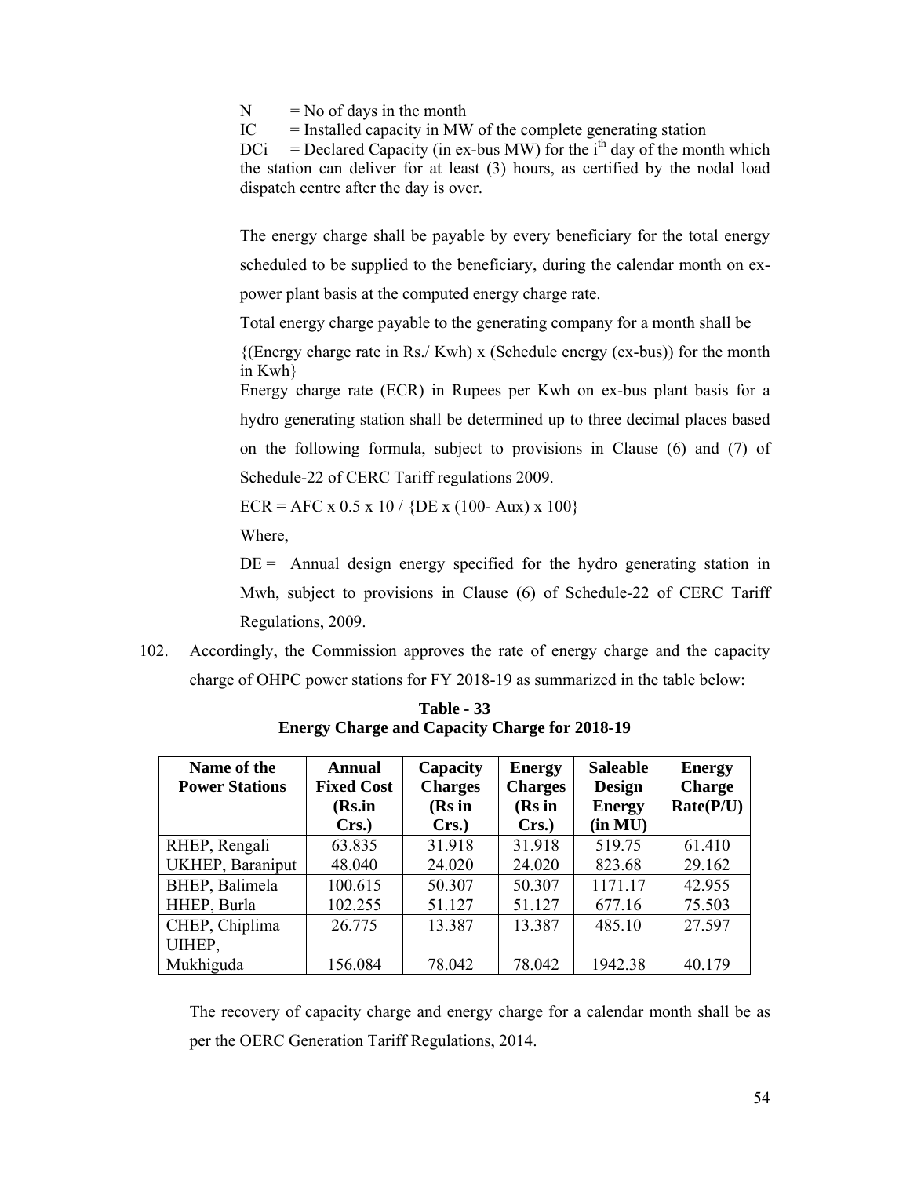N = No of days in the month

IC = Installed capacity in MW of the complete generating station

DCi = Declared Capacity (in ex-bus MW) for the $i^{th}$ day of the month which the station can deliver for at least (3) hours, as certified by the nodal load dispatch centre after the day is over.

The energy charge shall be payable by every beneficiary for the total energy scheduled to be supplied to the beneficiary, during the calendar month on ex-power plant basis at the computed energy charge rate.

Total energy charge payable to the generating company for a month shall be

{(Energy charge rate in Rs./ Kwh) x (Schedule energy (ex-bus)) for the month in Kwh}

Energy charge rate (ECR) in Rupees per Kwh on ex-bus plant basis for a hydro generating station shall be determined up to three decimal places based on the following formula, subject to provisions in Clause (6) and (7) of Schedule-22 of CERC Tariff regulations 2009.

ECR = AFC x 0.5 x 10 / {DE x (100- Aux) x 100}

Where,

DE = Annual design energy specified for the hydro generating station in Mwh, subject to provisions in Clause (6) of Schedule-22 of CERC Tariff Regulations, 2009.

102. Accordingly, the Commission approves the rate of energy charge and the capacity charge of OHPC power stations for FY 2018-19 as summarized in the table below:

**Table - 33**
**Energy Charge and Capacity Charge for 2018-19**

| Name of the Power Stations | Annual Fixed Cost (Rs.in Crs.) | Capacity Charges (Rs in Crs.) | Energy Charges (Rs in Crs.) | Saleable Design Energy (in MU) | Energy Charge Rate(P/U) |
|---|---|---|---|---|---|
| RHEP, Rengali | 63.835 | 31.918 | 31.918 | 519.75 | 61.410 |
| UKHEP, Baraniput | 48.040 | 24.020 | 24.020 | 823.68 | 29.162 |
| BHEP, Balimela | 100.615 | 50.307 | 50.307 | 1171.17 | 42.955 |
| HHEP, Burla | 102.255 | 51.127 | 51.127 | 677.16 | 75.503 |
| CHEP, Chiplima | 26.775 | 13.387 | 13.387 | 485.10 | 27.597 |
| UIHEP, Mukhiguda | 156.084 | 78.042 | 78.042 | 1942.38 | 40.179 |

The recovery of capacity charge and energy charge for a calendar month shall be as per the OERC Generation Tariff Regulations, 2014.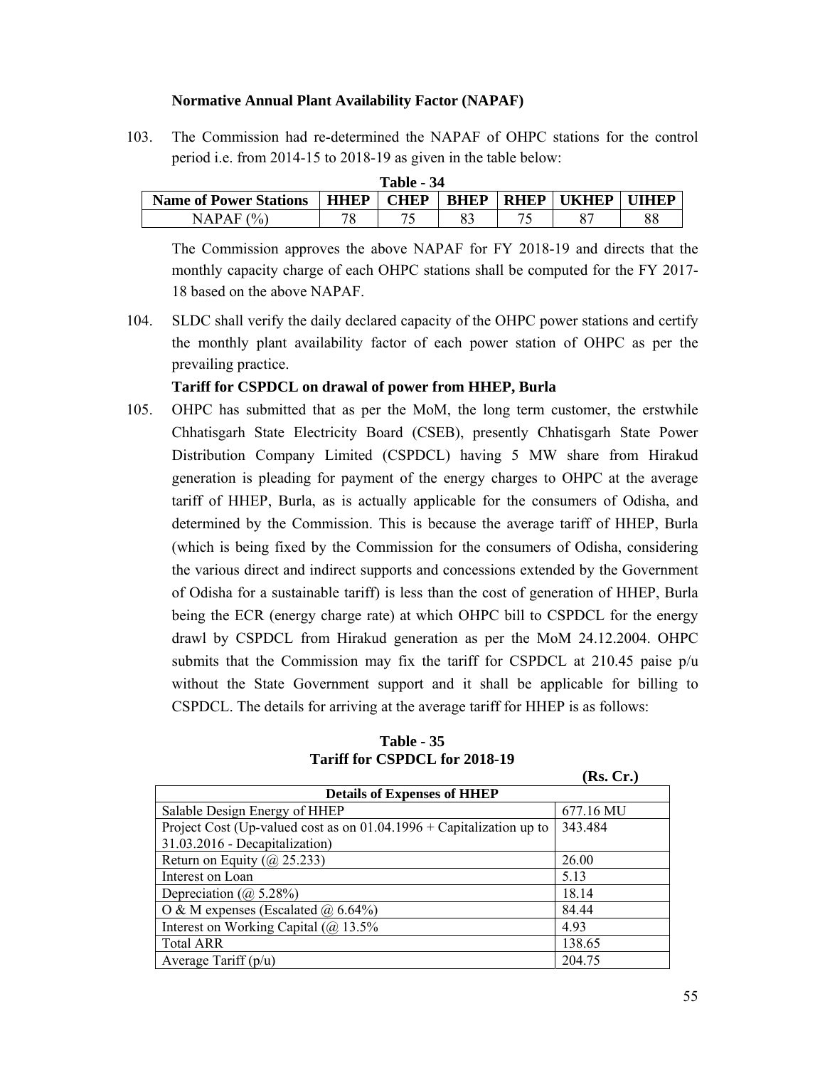### Normative Annual Plant Availability Factor (NAPAF)

103. The Commission had re-determined the NAPAF of OHPC stations for the control period i.e. from 2014-15 to 2018-19 as given in the table below:

**Table - 34**

| Name of Power Stations | HHEP | CHEP | BHEP | RHEP | UKHEP | UIHEP |
|---|---|---|---|---|---|---|
| NAPAF (%) | 78 | 75 | 83 | 75 | 87 | 88 |

The Commission approves the above NAPAF for FY 2018-19 and directs that the monthly capacity charge of each OHPC stations shall be computed for the FY 2017-18 based on the above NAPAF.

104. SLDC shall verify the daily declared capacity of the OHPC power stations and certify the monthly plant availability factor of each power station of OHPC as per the prevailing practice.

### Tariff for CSPDCL on drawal of power from HHEP, Burla

105. OHPC has submitted that as per the MoM, the long term customer, the erstwhile Chhatisgarh State Electricity Board (CSEB), presently Chhatisgarh State Power Distribution Company Limited (CSPDCL) having 5 MW share from Hirakud generation is pleading for payment of the energy charges to OHPC at the average tariff of HHEP, Burla, as is actually applicable for the consumers of Odisha, and determined by the Commission. This is because the average tariff of HHEP, Burla (which is being fixed by the Commission for the consumers of Odisha, considering the various direct and indirect supports and concessions extended by the Government of Odisha for a sustainable tariff) is less than the cost of generation of HHEP, Burla being the ECR (energy charge rate) at which OHPC bill to CSPDCL for the energy drawl by CSPDCL from Hirakud generation as per the MoM 24.12.2004. OHPC submits that the Commission may fix the tariff for CSPDCL at 210.45 paise p/u without the State Government support and it shall be applicable for billing to CSPDCL. The details for arriving at the average tariff for HHEP is as follows:

**Table - 35**
**Tariff for CSPDCL for 2018-19**

**(Rs. Cr.)**

| Details of Expenses of HHEP | |
|---|---|
| Salable Design Energy of HHEP | 677.16 MU |
| Project Cost (Up-valued cost as on 01.04.1996 + Capitalization up to 31.03.2016 - Decapitalization) | 343.484 |
| Return on Equity (@ 25.233) | 26.00 |
| Interest on Loan | 5.13 |
| Depreciation (@ 5.28%) | 18.14 |
| O & M expenses (Escalated @ 6.64%) | 84.44 |
| Interest on Working Capital (@ 13.5% | 4.93 |
| Total ARR | 138.65 |
| Average Tariff (p/u) | 204.75 |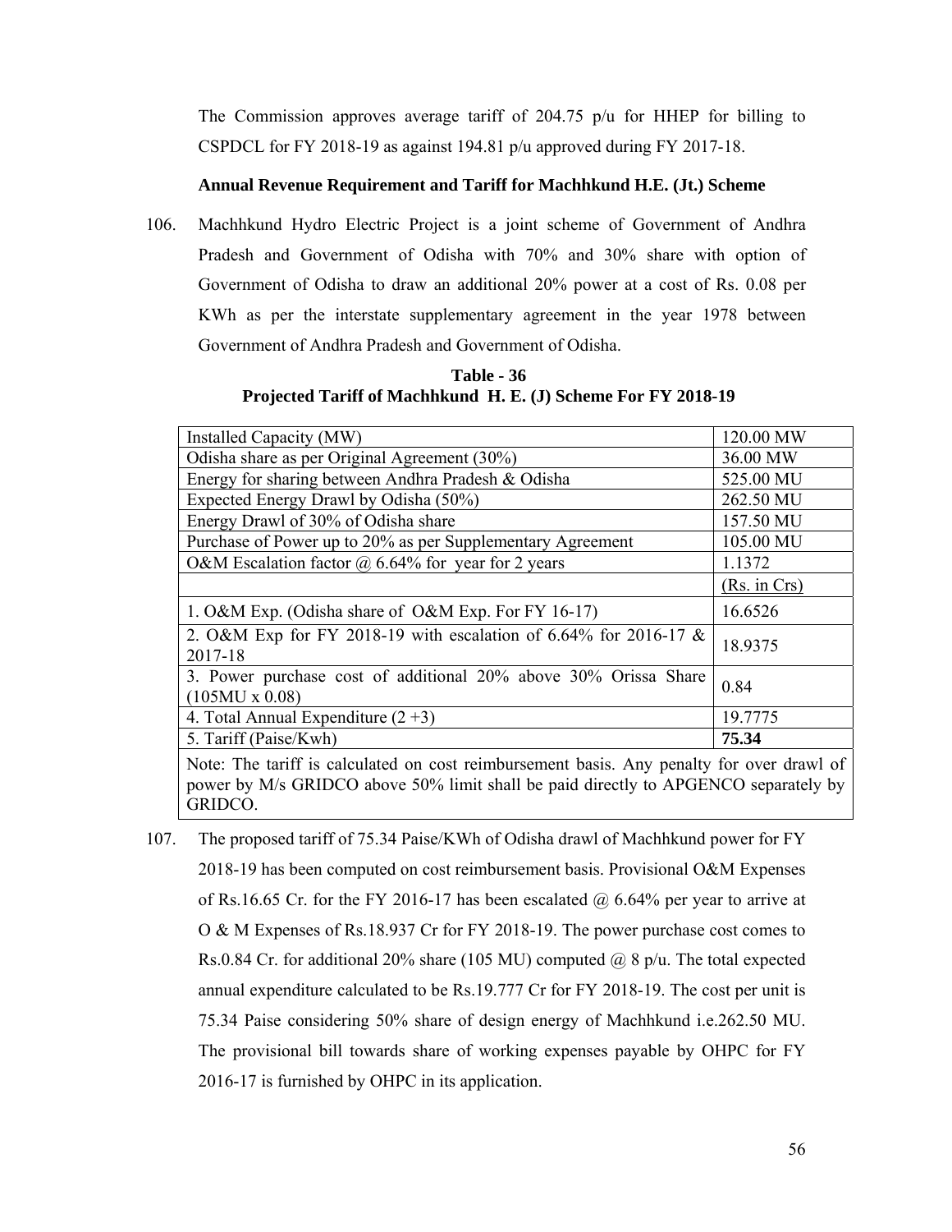The Commission approves average tariff of 204.75 p/u for HHEP for billing to CSPDCL for FY 2018-19 as against 194.81 p/u approved during FY 2017-18.

**Annual Revenue Requirement and Tariff for Machhkund H.E. (Jt.) Scheme**

106. Machhkund Hydro Electric Project is a joint scheme of Government of Andhra Pradesh and Government of Odisha with 70% and 30% share with option of Government of Odisha to draw an additional 20% power at a cost of Rs. 0.08 per KWh as per the interstate supplementary agreement in the year 1978 between Government of Andhra Pradesh and Government of Odisha.

**Table - 36**
**Projected Tariff of Machhkund H. E. (J) Scheme For FY 2018-19**

| | |
|---|---|
| Installed Capacity (MW) | 120.00 MW |
| Odisha share as per Original Agreement (30%) | 36.00 MW |
| Energy for sharing between Andhra Pradesh & Odisha | 525.00 MU |
| Expected Energy Drawl by Odisha (50%) | 262.50 MU |
| Energy Drawl of 30% of Odisha share | 157.50 MU |
| Purchase of Power up to 20% as per Supplementary Agreement | 105.00 MU |
| O&M Escalation factor @ 6.64% for year for 2 years | 1.1372 |
| | (Rs. in Crs) |
| 1. O&M Exp. (Odisha share of O&M Exp. For FY 16-17) | 16.6526 |
| 2. O&M Exp for FY 2018-19 with escalation of 6.64% for 2016-17 & 2017-18 | 18.9375 |
| 3. Power purchase cost of additional 20% above 30% Orissa Share (105MU x 0.08) | 0.84 |
| 4. Total Annual Expenditure (2 +3) | 19.7775 |
| 5. Tariff (Paise/Kwh) | **75.34** |
| Note: The tariff is calculated on cost reimbursement basis. Any penalty for over drawl of power by M/s GRIDCO above 50% limit shall be paid directly to APGENCO separately by GRIDCO. | |

107. The proposed tariff of 75.34 Paise/KWh of Odisha drawl of Machhkund power for FY 2018-19 has been computed on cost reimbursement basis. Provisional O&M Expenses of Rs.16.65 Cr. for the FY 2016-17 has been escalated @ 6.64% per year to arrive at O & M Expenses of Rs.18.937 Cr for FY 2018-19. The power purchase cost comes to Rs.0.84 Cr. for additional 20% share (105 MU) computed @ 8 p/u. The total expected annual expenditure calculated to be Rs.19.777 Cr for FY 2018-19. The cost per unit is 75.34 Paise considering 50% share of design energy of Machhkund i.e.262.50 MU. The provisional bill towards share of working expenses payable by OHPC for FY 2016-17 is furnished by OHPC in its application.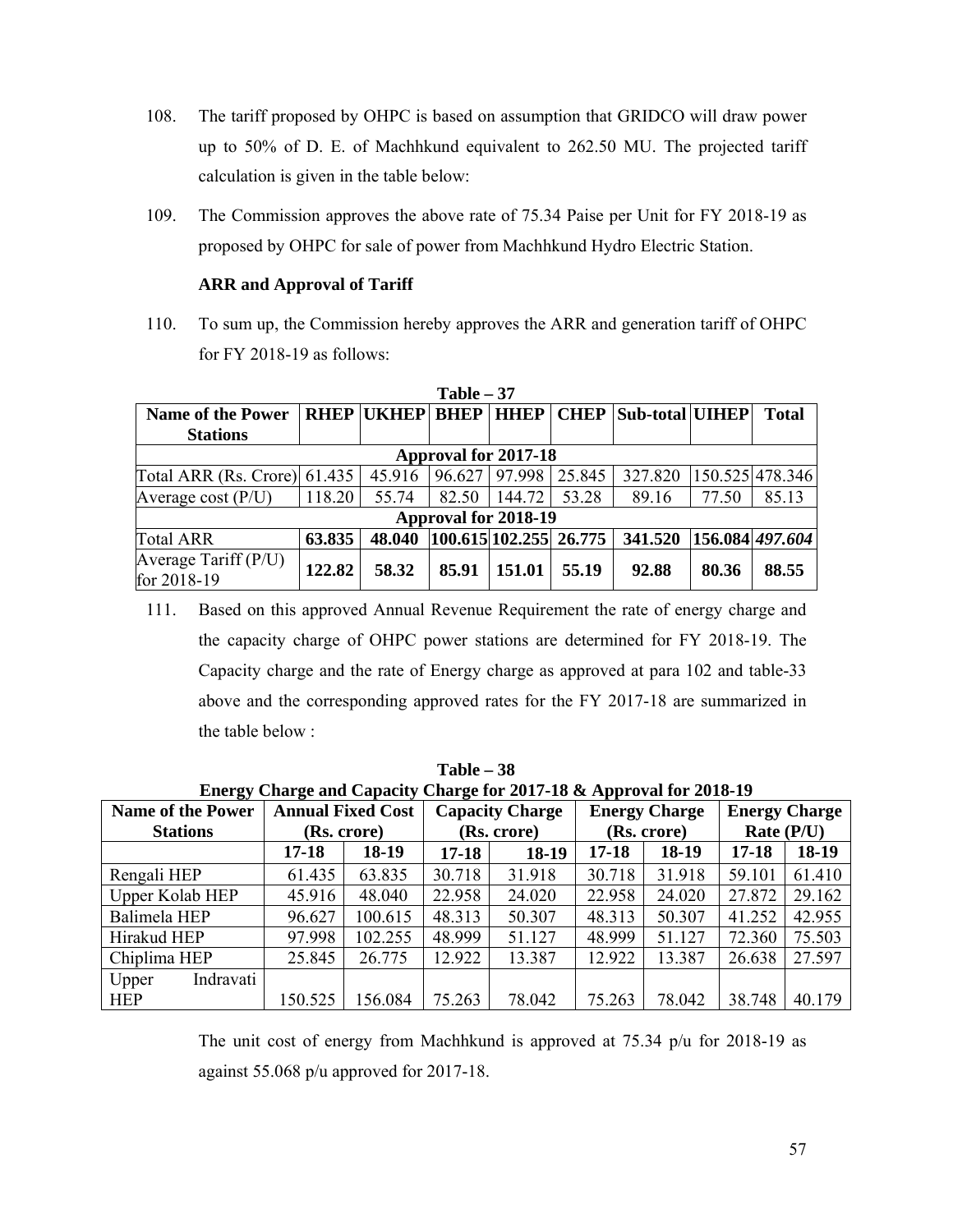108. The tariff proposed by OHPC is based on assumption that GRIDCO will draw power up to 50% of D. E. of Machhkund equivalent to 262.50 MU. The projected tariff calculation is given in the table below:

109. The Commission approves the above rate of 75.34 Paise per Unit for FY 2018-19 as proposed by OHPC for sale of power from Machhkund Hydro Electric Station.

**ARR and Approval of Tariff**

110. To sum up, the Commission hereby approves the ARR and generation tariff of OHPC for FY 2018-19 as follows:

**Table – 37**

| Name of the Power Stations | RHEP | UKHEP | BHEP | HHEP | CHEP | Sub-total | UIHEP | Total |
|---|---|---|---|---|---|---|---|---|
| **Approval for 2017-18** | | | | | | | | |
| Total ARR (Rs. Crore) | 61.435 | 45.916 | 96.627 | 97.998 | 25.845 | 327.820 | 150.525 | 478.346 |
| Average cost (P/U) | 118.20 | 55.74 | 82.50 | 144.72 | 53.28 | 89.16 | 77.50 | 85.13 |
| **Approval for 2018-19** | | | | | | | | |
| Total ARR | **63.835** | **48.040** | **100.615** | **102.255** | **26.775** | **341.520** | **156.084** | ***497.604*** |
| Average Tariff (P/U) for 2018-19 | **122.82** | **58.32** | **85.91** | **151.01** | **55.19** | **92.88** | **80.36** | **88.55** |

111. Based on this approved Annual Revenue Requirement the rate of energy charge and the capacity charge of OHPC power stations are determined for FY 2018-19. The Capacity charge and the rate of Energy charge as approved at para 102 and table-33 above and the corresponding approved rates for the FY 2017-18 are summarized in the table below :

**Table – 38**
**Energy Charge and Capacity Charge for 2017-18 & Approval for 2018-19**

| Name of the Power Stations | Annual Fixed Cost (Rs. crore) | | Capacity Charge (Rs. crore) | | Energy Charge (Rs. crore) | | Energy Charge Rate (P/U) | |
|---|---|---|---|---|---|---|---|---|
| | 17-18 | 18-19 | 17-18 | 18-19 | 17-18 | 18-19 | 17-18 | 18-19 |
| Rengali HEP | 61.435 | 63.835 | 30.718 | 31.918 | 30.718 | 31.918 | 59.101 | 61.410 |
| Upper Kolab HEP | 45.916 | 48.040 | 22.958 | 24.020 | 22.958 | 24.020 | 27.872 | 29.162 |
| Balimela HEP | 96.627 | 100.615 | 48.313 | 50.307 | 48.313 | 50.307 | 41.252 | 42.955 |
| Hirakud HEP | 97.998 | 102.255 | 48.999 | 51.127 | 48.999 | 51.127 | 72.360 | 75.503 |
| Chiplima HEP | 25.845 | 26.775 | 12.922 | 13.387 | 12.922 | 13.387 | 26.638 | 27.597 |
| Upper Indravati HEP | 150.525 | 156.084 | 75.263 | 78.042 | 75.263 | 78.042 | 38.748 | 40.179 |

The unit cost of energy from Machhkund is approved at 75.34 p/u for 2018-19 as against 55.068 p/u approved for 2017-18.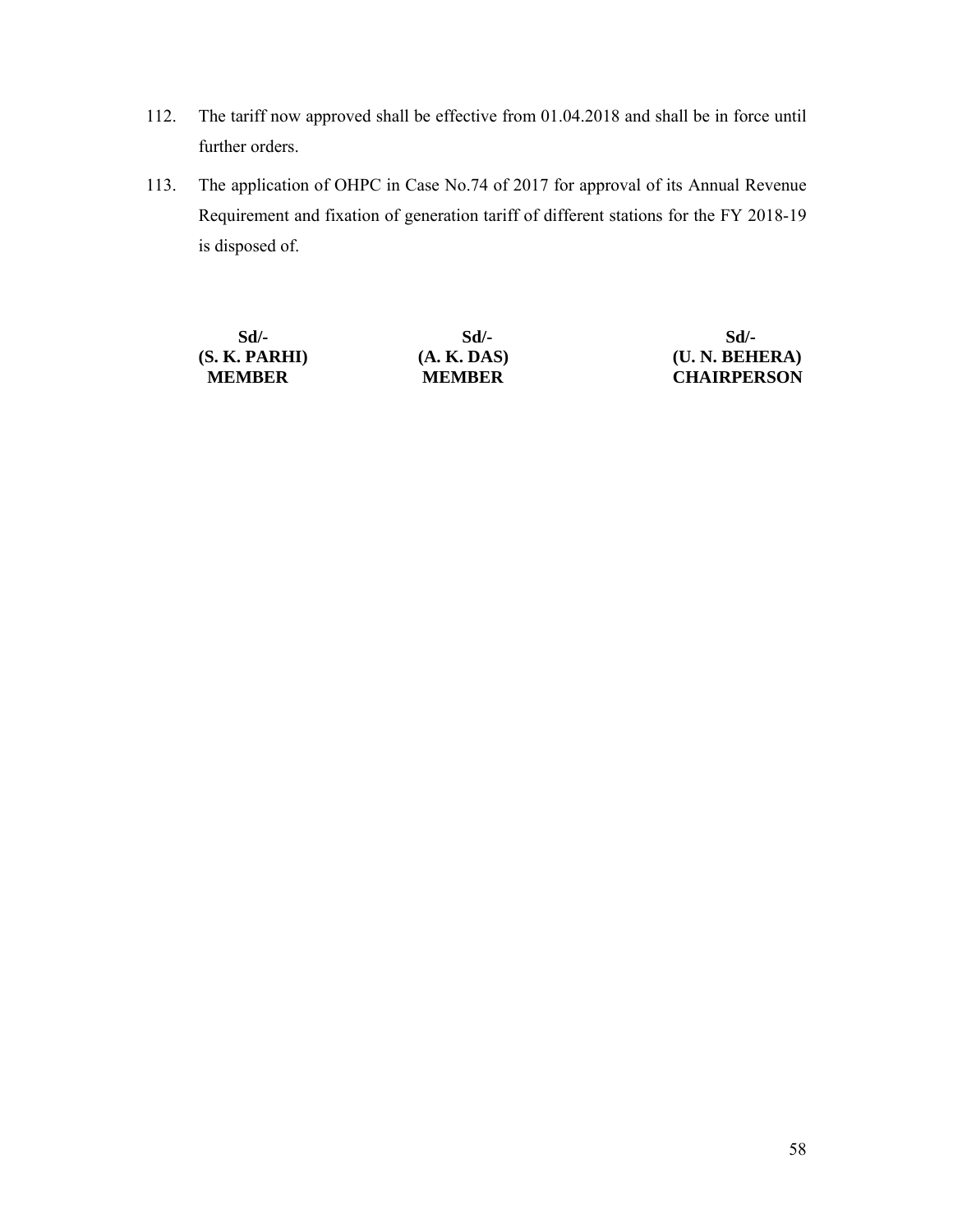112. The tariff now approved shall be effective from 01.04.2018 and shall be in force until further orders.

113. The application of OHPC in Case No.74 of 2017 for approval of its Annual Revenue Requirement and fixation of generation tariff of different stations for the FY 2018-19 is disposed of.

| | | |
|---|---|---|
| **Sd/-** | **Sd/-** | **Sd/-** |
| **(S. K. PARHI)** | **(A. K. DAS)** | **(U. N. BEHERA)** |
| **MEMBER** | **MEMBER** | **CHAIRPERSON** |